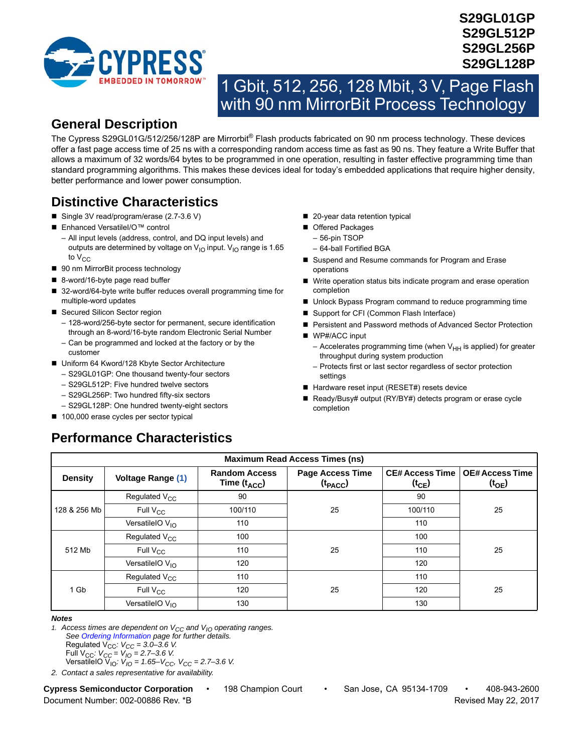# S29GL01GP
# S29GL512P
# S29GL256P
# S29GL128P

# 1 Gbit, 512, 256, 128 Mbit, 3 V, Page Flash with 90 nm MirrorBit Process Technology

## General Description

The Cypress S29GL01G/512/256/128P are Mirrorbit® Flash products fabricated on 90 nm process technology. These devices offer a fast page access time of 25 ns with a corresponding random access time as fast as 90 ns. They feature a Write Buffer that allows a maximum of 32 words/64 bytes to be programmed in one operation, resulting in faster effective programming time than standard programming algorithms. This makes these devices ideal for today's embedded applications that require higher density, better performance and lower power consumption.

## Distinctive Characteristics

- Single 3V read/program/erase (2.7-3.6 V)
- Enhanced VersatileI/O™ control
  - All input levels (address, control, and DQ input levels) and outputs are determined by voltage on $V_{IO}$ input. $V_{IO}$ range is 1.65 to $V_{CC}$
- 90 nm MirrorBit process technology
- 8-word/16-byte page read buffer
- 32-word/64-byte write buffer reduces overall programming time for multiple-word updates
- Secured Silicon Sector region
  - 128-word/256-byte sector for permanent, secure identification through an 8-word/16-byte random Electronic Serial Number
  - Can be programmed and locked at the factory or by the customer
- Uniform 64 Kword/128 Kbyte Sector Architecture
  - S29GL01GP: One thousand twenty-four sectors
  - S29GL512P: Five hundred twelve sectors
  - S29GL256P: Two hundred fifty-six sectors
  - S29GL128P: One hundred twenty-eight sectors
- 100,000 erase cycles per sector typical
- 20-year data retention typical
- Offered Packages
  - 56-pin TSOP
  - 64-ball Fortified BGA
- Suspend and Resume commands for Program and Erase operations
- Write operation status bits indicate program and erase operation completion
- Unlock Bypass Program command to reduce programming time
- Support for CFI (Common Flash Interface)
- Persistent and Password methods of Advanced Sector Protection
- WP#/ACC input
  - Accelerates programming time (when $V_{HH}$ is applied) for greater throughput during system production
  - Protects first or last sector regardless of sector protection settings
- Hardware reset input (RESET#) resets device
- Ready/Busy# output (RY/BY#) detects program or erase cycle completion

## Performance Characteristics

| Maximum Read Access Times (ns) | | | | | |
|---|---|---|---|---|---|
| Density | Voltage Range (1) | Random Access Time ($t_{ACC}$) | Page Access Time ($t_{PACC}$) | CE# Access Time ($t_{CE}$) | OE# Access Time ($t_{OE}$) |
| 128 & 256 Mb | Regulated $V_{CC}$ | 90 | 25 | 90 | 25 |
| | Full $V_{CC}$ | 100/110 | | 100/110 | |
| | VersatileIO $V_{IO}$ | 110 | | 110 | |
| 512 Mb | Regulated $V_{CC}$ | 100 | 25 | 100 | 25 |
| | Full $V_{CC}$ | 110 | | 110 | |
| | VersatileIO $V_{IO}$ | 120 | | 120 | |
| 1 Gb | Regulated $V_{CC}$ | 110 | 25 | 110 | 25 |
| | Full $V_{CC}$ | 120 | | 120 | |
| | VersatileIO $V_{IO}$ | 130 | | 130 | |

**Notes**

1. *Access times are dependent on $V_{CC}$ and $V_{IO}$ operating ranges. See Ordering Information page for further details.*
   *Regulated $V_{CC}$: $V_{CC}$ = 3.0–3.6 V.*
   *Full $V_{CC}$: $V_{CC} = V_{IO}$ = 2.7–3.6 V.*
   *VersatileIO $V_{IO}$: $V_{IO}$ = 1.65–$V_{CC}$, $V_{CC}$ = 2.7–3.6 V.*
2. *Contact a sales representative for availability.*

**Cypress Semiconductor Corporation** • 198 Champion Court • San Jose, CA 95134-1709 • 408-943-2600
Document Number: 002-00886 Rev. *B Revised May 22, 2017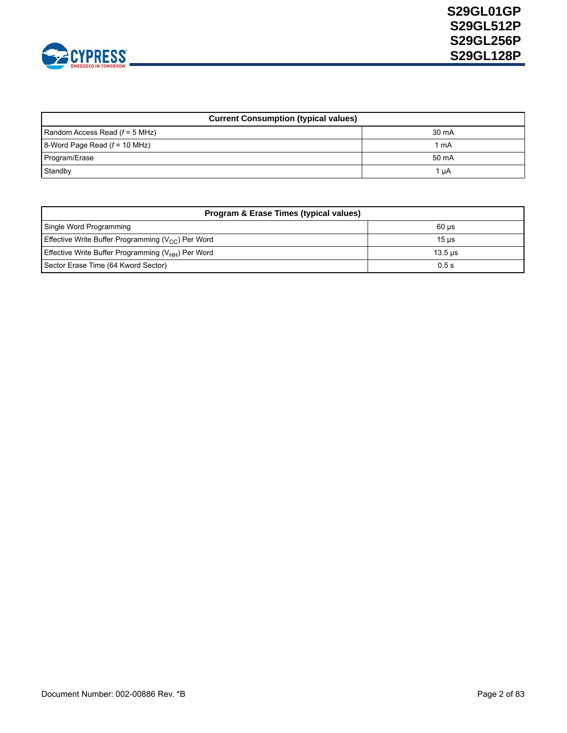| Current Consumption (typical values) | |
|---|---|
| Random Access Read (*f* = 5 MHz) | 30 mA |
| 8-Word Page Read (*f* = 10 MHz) | 1 mA |
| Program/Erase | 50 mA |
| Standby | 1 µA |

| Program & Erase Times (typical values) | |
|---|---|
| Single Word Programming | 60 µs |
| Effective Write Buffer Programming ($V_{CC}$) Per Word | 15 µs |
| Effective Write Buffer Programming ($V_{HH}$) Per Word | 13.5 µs |
| Sector Erase Time (64 Kword Sector) | 0.5 s |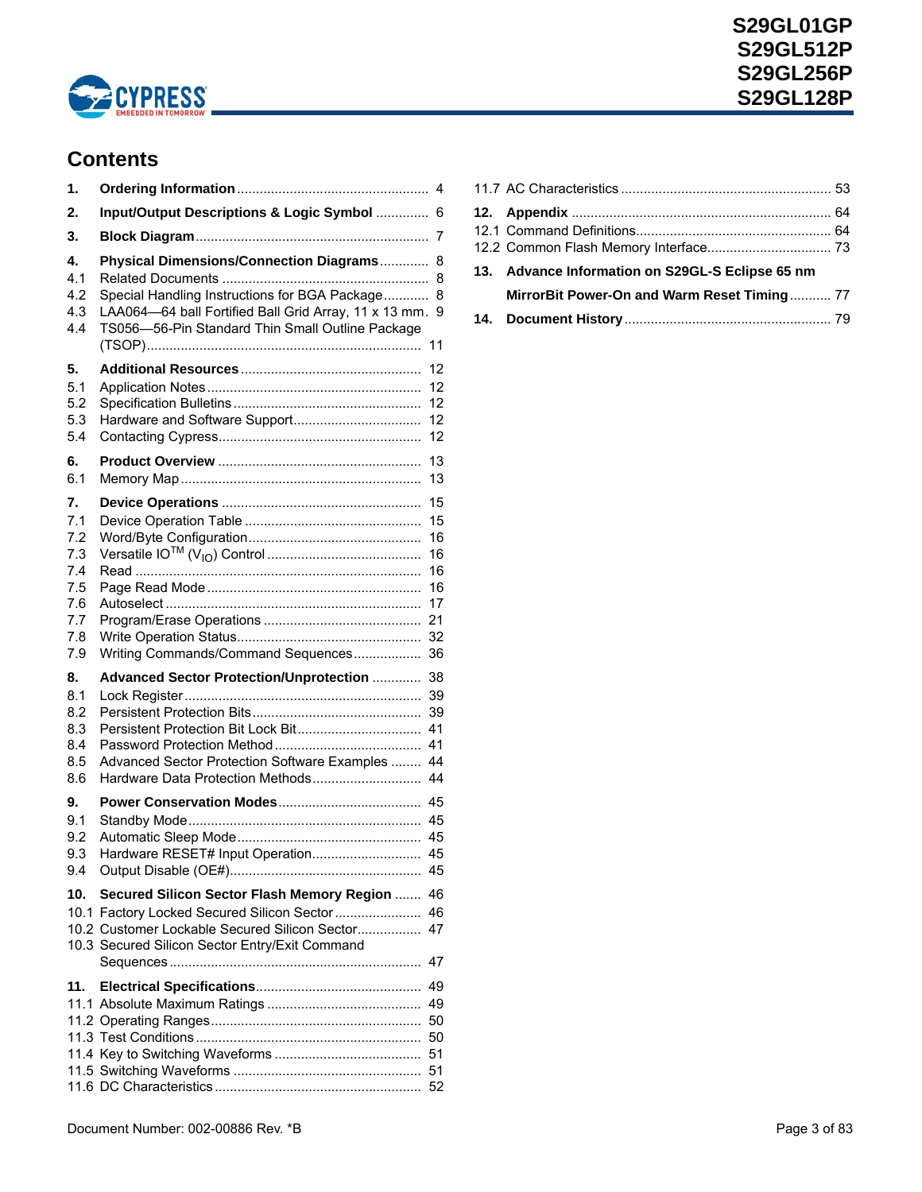## Contents

- **1. Ordering Information** ........ 4
- **2. Input/Output Descriptions & Logic Symbol** ........ 6
- **3. Block Diagram** ........ 7
- **4. Physical Dimensions/Connection Diagrams** ........ 8
  - 4.1 Related Documents ........ 8
  - 4.2 Special Handling Instructions for BGA Package ........ 8
  - 4.3 LAA064—64 ball Fortified Ball Grid Array, 11 x 13 mm. 9
  - 4.4 TS056—56-Pin Standard Thin Small Outline Package (TSOP) ........ 11
- **5. Additional Resources** ........ 12
  - 5.1 Application Notes ........ 12
  - 5.2 Specification Bulletins ........ 12
  - 5.3 Hardware and Software Support ........ 12
  - 5.4 Contacting Cypress ........ 12
- **6. Product Overview** ........ 13
  - 6.1 Memory Map ........ 13
- **7. Device Operations** ........ 15
  - 7.1 Device Operation Table ........ 15
  - 7.2 Word/Byte Configuration ........ 16
  - 7.3 Versatile IO™ ($V_{IO}$) Control ........ 16
  - 7.4 Read ........ 16
  - 7.5 Page Read Mode ........ 16
  - 7.6 Autoselect ........ 17
  - 7.7 Program/Erase Operations ........ 21
  - 7.8 Write Operation Status ........ 32
  - 7.9 Writing Commands/Command Sequences ........ 36
- **8. Advanced Sector Protection/Unprotection** ........ 38
  - 8.1 Lock Register ........ 39
  - 8.2 Persistent Protection Bits ........ 39
  - 8.3 Persistent Protection Bit Lock Bit ........ 41
  - 8.4 Password Protection Method ........ 41
  - 8.5 Advanced Sector Protection Software Examples ........ 44
  - 8.6 Hardware Data Protection Methods ........ 44
- **9. Power Conservation Modes** ........ 45
  - 9.1 Standby Mode ........ 45
  - 9.2 Automatic Sleep Mode ........ 45
  - 9.3 Hardware RESET# Input Operation ........ 45
  - 9.4 Output Disable (OE#) ........ 45
- **10. Secured Silicon Sector Flash Memory Region** ........ 46
  - 10.1 Factory Locked Secured Silicon Sector ........ 46
  - 10.2 Customer Lockable Secured Silicon Sector ........ 47
  - 10.3 Secured Silicon Sector Entry/Exit Command Sequences ........ 47
- **11. Electrical Specifications** ........ 49
  - 11.1 Absolute Maximum Ratings ........ 49
  - 11.2 Operating Ranges ........ 50
  - 11.3 Test Conditions ........ 50
  - 11.4 Key to Switching Waveforms ........ 51
  - 11.5 Switching Waveforms ........ 51
  - 11.6 DC Characteristics ........ 52
  - 11.7 AC Characteristics ........ 53
- **12. Appendix** ........ 64
  - 12.1 Command Definitions ........ 64
  - 12.2 Common Flash Memory Interface ........ 73
- **13. Advance Information on S29GL-S Eclipse 65 nm MirrorBit Power-On and Warm Reset Timing** ........ 77
- **14. Document History** ........ 79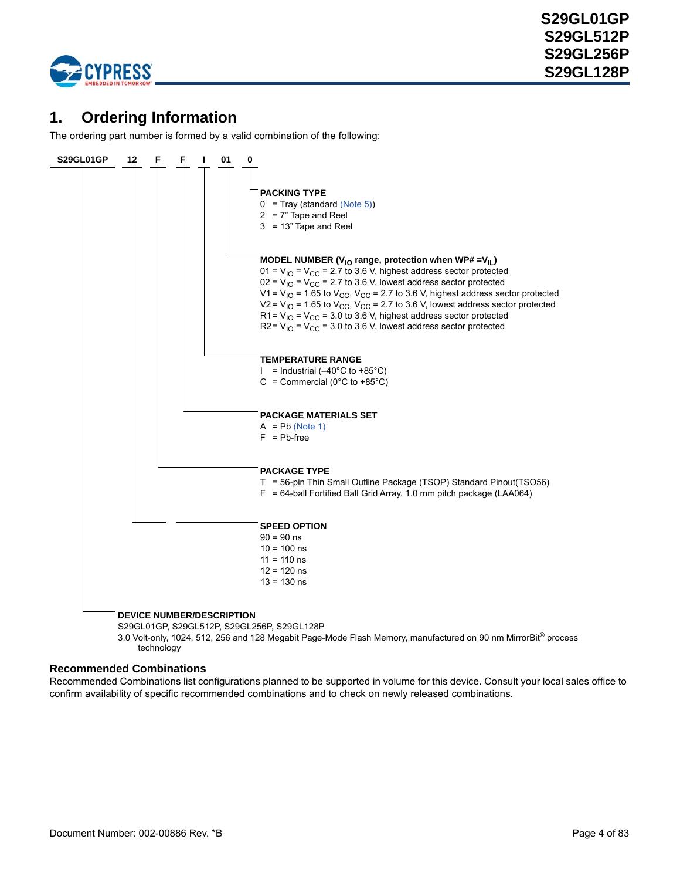# 1. Ordering Information

The ordering part number is formed by a valid combination of the following:

**S29GL01GP 12 F F I 01 0**

**PACKING TYPE**
- 0 = Tray (standard (Note 5))
- 2 = 7” Tape and Reel
- 3 = 13” Tape and Reel

**MODEL NUMBER ($V_{IO}$ range, protection when WP# =$V_{IL}$)**
- 01 = $V_{IO}$ = $V_{CC}$ = 2.7 to 3.6 V, highest address sector protected
- 02 = $V_{IO}$ = $V_{CC}$ = 2.7 to 3.6 V, lowest address sector protected
- V1 = $V_{IO}$ = 1.65 to $V_{CC}$, $V_{CC}$ = 2.7 to 3.6 V, highest address sector protected
- V2 = $V_{IO}$ = 1.65 to $V_{CC}$, $V_{CC}$ = 2.7 to 3.6 V, lowest address sector protected
- R1 = $V_{IO}$ = $V_{CC}$ = 3.0 to 3.6 V, highest address sector protected
- R2 = $V_{IO}$ = $V_{CC}$ = 3.0 to 3.6 V, lowest address sector protected

**TEMPERATURE RANGE**
- I = Industrial (–40°C to +85°C)
- C = Commercial (0°C to +85°C)

**PACKAGE MATERIALS SET**
- A = Pb (Note 1)
- F = Pb-free

**PACKAGE TYPE**
- T = 56-pin Thin Small Outline Package (TSOP) Standard Pinout(TSO56)
- F = 64-ball Fortified Ball Grid Array, 1.0 mm pitch package (LAA064)

**SPEED OPTION**
- 90 = 90 ns
- 10 = 100 ns
- 11 = 110 ns
- 12 = 120 ns
- 13 = 130 ns

**DEVICE NUMBER/DESCRIPTION**
S29GL01GP, S29GL512P, S29GL256P, S29GL128P
3.0 Volt-only, 1024, 512, 256 and 128 Megabit Page-Mode Flash Memory, manufactured on 90 nm MirrorBit® process technology

### Recommended Combinations

Recommended Combinations list configurations planned to be supported in volume for this device. Consult your local sales office to confirm availability of specific recommended combinations and to check on newly released combinations.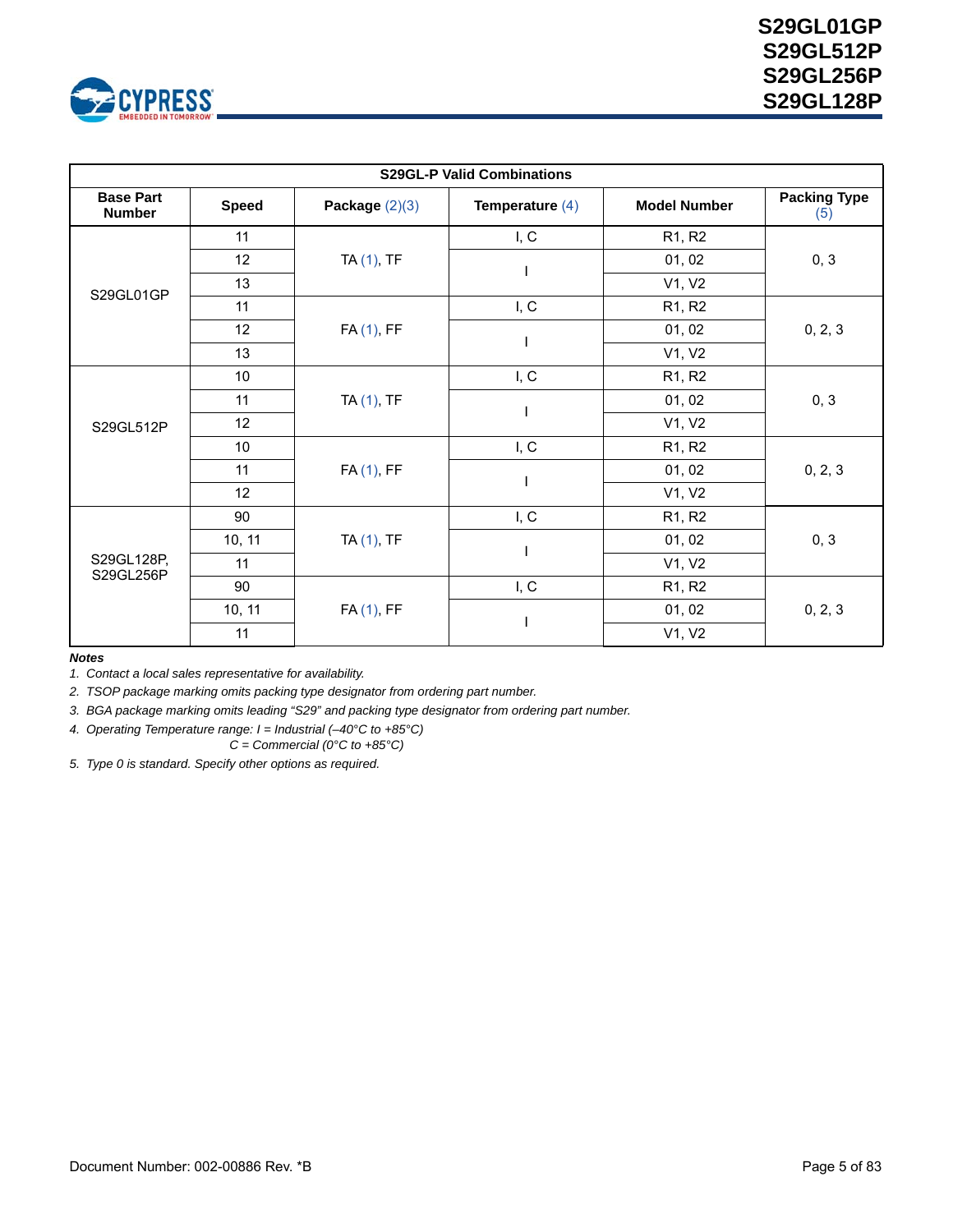| S29GL-P Valid Combinations | | | | | |
|---|---|---|---|---|---|
| Base Part Number | Speed | Package (2)(3) | Temperature (4) | Model Number | Packing Type (5) |
| S29GL01GP | 11 | TA (1), TF | I, C | R1, R2 | 0, 3 |
| | 12 | | I | 01, 02 | |
| | 13 | | | V1, V2 | |
| | 11 | FA (1), FF | I, C | R1, R2 | 0, 2, 3 |
| | 12 | | I | 01, 02 | |
| | 13 | | | V1, V2 | |
| S29GL512P | 10 | TA (1), TF | I, C | R1, R2 | 0, 3 |
| | 11 | | I | 01, 02 | |
| | 12 | | | V1, V2 | |
| | 10 | FA (1), FF | I, C | R1, R2 | 0, 2, 3 |
| | 11 | | I | 01, 02 | |
| | 12 | | | V1, V2 | |
| S29GL128P, S29GL256P | 90 | TA (1), TF | I, C | R1, R2 | 0, 3 |
| | 10, 11 | | I | 01, 02 | |
| | 11 | | | V1, V2 | |
| | 90 | FA (1), FF | I, C | R1, R2 | 0, 2, 3 |
| | 10, 11 | | I | 01, 02 | |
| | 11 | | | V1, V2 | |

***Notes***

1. *Contact a local sales representative for availability.*
2. *TSOP package marking omits packing type designator from ordering part number.*
3. *BGA package marking omits leading "S29" and packing type designator from ordering part number.*
4. *Operating Temperature range: I = Industrial (–40°C to +85°C)*
   *C = Commercial (0°C to +85°C)*
5. *Type 0 is standard. Specify other options as required.*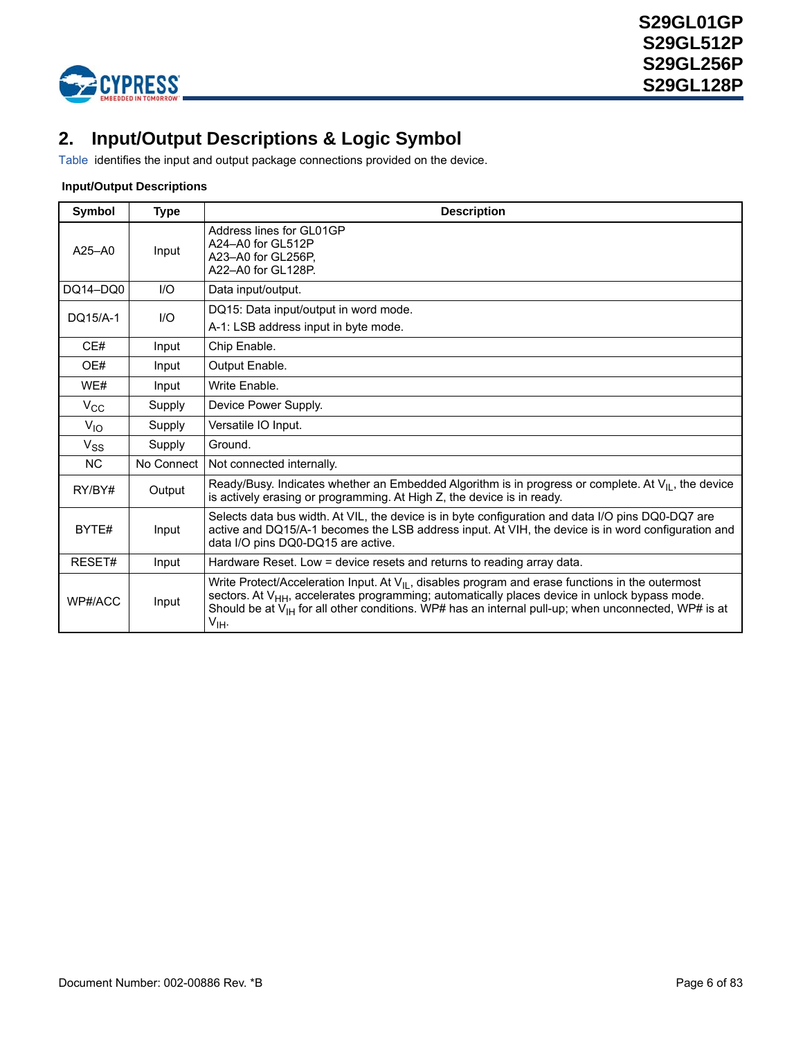## 2. Input/Output Descriptions & Logic Symbol

Table  identifies the input and output package connections provided on the device.

**Input/Output Descriptions**

| Symbol | Type | Description |
|---|---|---|
| A25–A0 | Input | Address lines for GL01GP<br>A24–A0 for GL512P<br>A23–A0 for GL256P,<br>A22–A0 for GL128P. |
| DQ14–DQ0 | I/O | Data input/output. |
| DQ15/A-1 | I/O | DQ15: Data input/output in word mode.<br>A-1: LSB address input in byte mode. |
| CE# | Input | Chip Enable. |
| OE# | Input | Output Enable. |
| WE# | Input | Write Enable. |
| $V_{CC}$ | Supply | Device Power Supply. |
| $V_{IO}$ | Supply | Versatile IO Input. |
| $V_{SS}$ | Supply | Ground. |
| NC | No Connect | Not connected internally. |
| RY/BY# | Output | Ready/Busy. Indicates whether an Embedded Algorithm is in progress or complete. At $V_{IL}$, the device is actively erasing or programming. At High Z, the device is in ready. |
| BYTE# | Input | Selects data bus width. At VIL, the device is in byte configuration and data I/O pins DQ0-DQ7 are active and DQ15/A-1 becomes the LSB address input. At VIH, the device is in word configuration and data I/O pins DQ0-DQ15 are active. |
| RESET# | Input | Hardware Reset. Low = device resets and returns to reading array data. |
| WP#/ACC | Input | Write Protect/Acceleration Input. At $V_{IL}$, disables program and erase functions in the outermost sectors. At $V_{HH}$, accelerates programming; automatically places device in unlock bypass mode. Should be at $V_{IH}$ for all other conditions. WP# has an internal pull-up; when unconnected, WP# is at $V_{IH}$. |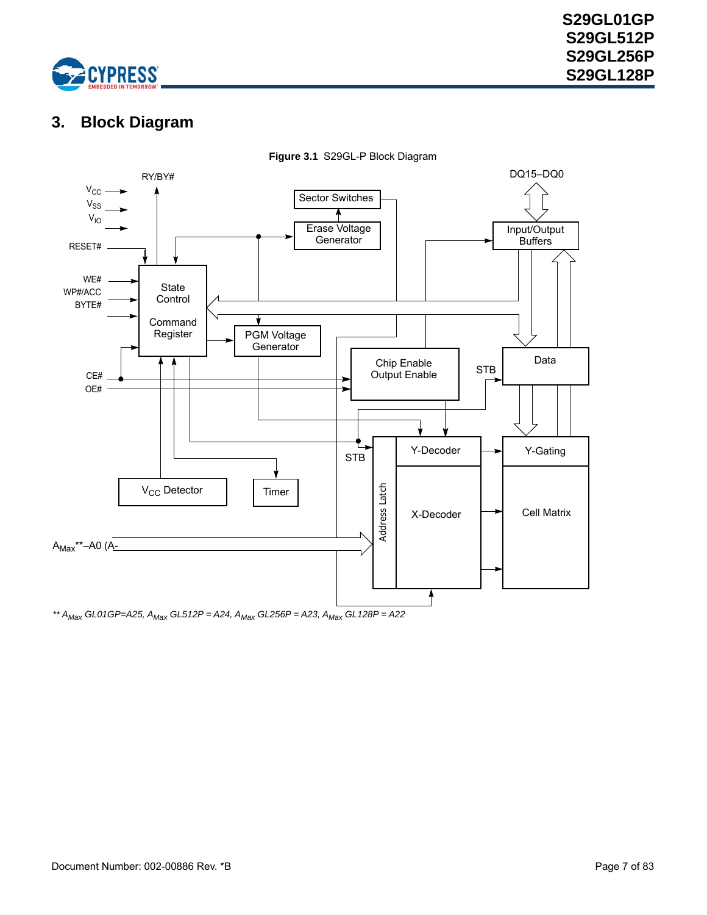# 3. Block Diagram

**Figure 3.1** S29GL-P Block Diagram

** $A_{Max}$ GL01GP=A25, $A_{Max}$ GL512P = A24, $A_{Max}$ GL256P = A23, $A_{Max}$ GL128P = A22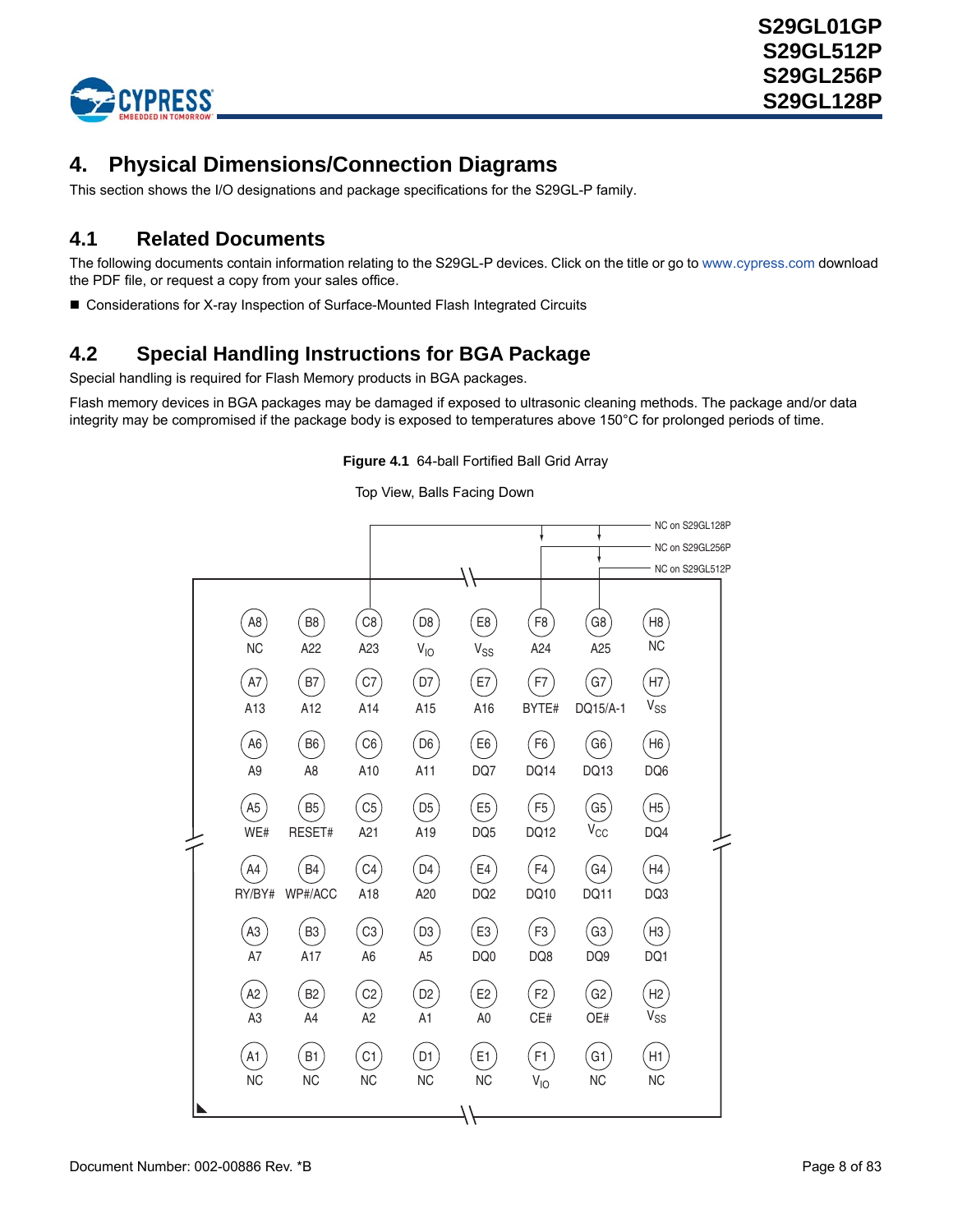# 4. Physical Dimensions/Connection Diagrams

This section shows the I/O designations and package specifications for the S29GL-P family.

## 4.1 Related Documents

The following documents contain information relating to the S29GL-P devices. Click on the title or go to www.cypress.com download the PDF file, or request a copy from your sales office.

- Considerations for X-ray Inspection of Surface-Mounted Flash Integrated Circuits

## 4.2 Special Handling Instructions for BGA Package

Special handling is required for Flash Memory products in BGA packages.

Flash memory devices in BGA packages may be damaged if exposed to ultrasonic cleaning methods. The package and/or data integrity may be compromised if the package body is exposed to temperatures above 150°C for prolonged periods of time.

**Figure 4.1** 64-ball Fortified Ball Grid Array

Top View, Balls Facing Down

| A8 NC | B8 A22 | C8 A23 | D8 $V_{IO}$ | E8 $V_{SS}$ | F8 A24 | G8 A25 | H8 NC |
|---|---|---|---|---|---|---|---|
| A7 A13 | B7 A12 | C7 A14 | D7 A15 | E7 A16 | F7 BYTE# | G7 DQ15/A-1 | H7 $V_{SS}$ |
| A6 A9 | B6 A8 | C6 A10 | D6 A11 | E6 DQ7 | F6 DQ14 | G6 DQ13 | H6 DQ6 |
| A5 WE# | B5 RESET# | C5 A21 | D5 A19 | E5 DQ5 | F5 DQ12 | G5 $V_{CC}$ | H5 DQ4 |
| A4 RY/BY# | B4 WP#/ACC | C4 A18 | D4 A20 | E4 DQ2 | F4 DQ10 | G4 DQ11 | H4 DQ3 |
| A3 A7 | B3 A17 | C3 A6 | D3 A5 | E3 DQ0 | F3 DQ8 | G3 DQ9 | H3 DQ1 |
| A2 A3 | B2 A4 | C2 A2 | D2 A1 | E2 A0 | F2 CE# | G2 OE# | H2 $V_{SS}$ |
| A1 NC | B1 NC | C1 NC | D1 NC | E1 NC | F1 $V_{IO}$ | G1 NC | H1 NC |

C8 (A23): NC on S29GL128P
F8 (A24): NC on S29GL256P
G8 (A25): NC on S29GL512P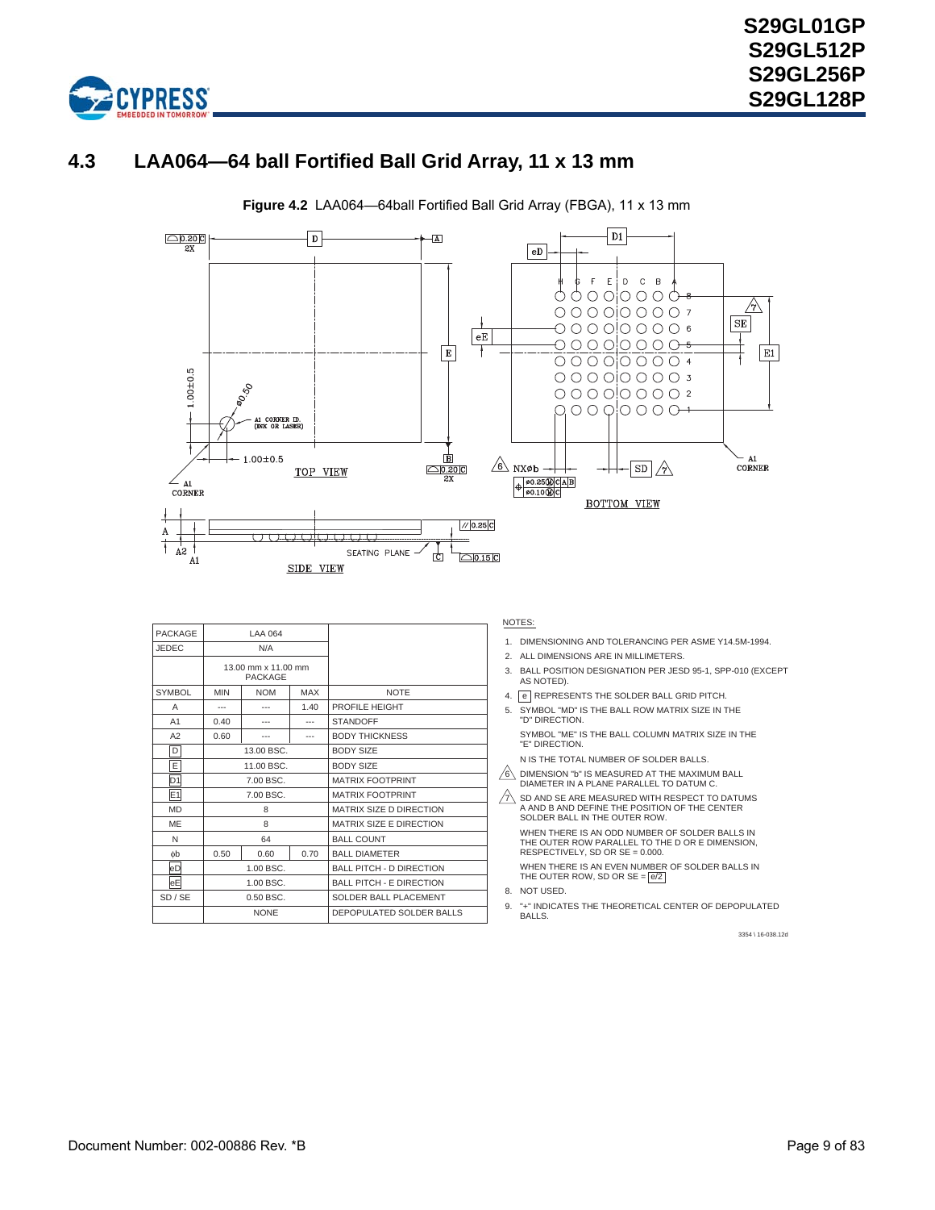## 4.3 LAA064—64 ball Fortified Ball Grid Array, 11 x 13 mm

**Figure 4.2** LAA064—64ball Fortified Ball Grid Array (FBGA), 11 x 13 mm

| PACKAGE | LAA 064 | | | |
|---|---|---|---|---|
| JEDEC | N/A | | | |
| | 13.00 mm x 11.00 mm PACKAGE | | | |
| SYMBOL | MIN | NOM | MAX | NOTE |
| A | --- | --- | 1.40 | PROFILE HEIGHT |
| A1 | 0.40 | --- | --- | STANDOFF |
| A2 | 0.60 | --- | --- | BODY THICKNESS |
| D | 13.00 BSC. | | | BODY SIZE |
| E | 11.00 BSC. | | | BODY SIZE |
| D1 | 7.00 BSC. | | | MATRIX FOOTPRINT |
| E1 | 7.00 BSC. | | | MATRIX FOOTPRINT |
| MD | 8 | | | MATRIX SIZE D DIRECTION |
| ME | 8 | | | MATRIX SIZE E DIRECTION |
| N | 64 | | | BALL COUNT |
| φb | 0.50 | 0.60 | 0.70 | BALL DIAMETER |
| eD | 1.00 BSC. | | | BALL PITCH - D DIRECTION |
| eE | 1.00 BSC. | | | BALL PITCH - E DIRECTION |
| SD / SE | 0.50 BSC. | | | SOLDER BALL PLACEMENT |
| | NONE | | | DEPOPULATED SOLDER BALLS |

NOTES:

1. DIMENSIONING AND TOLERANCING PER ASME Y14.5M-1994.
2. ALL DIMENSIONS ARE IN MILLIMETERS.
3. BALL POSITION DESIGNATION PER JESD 95-1, SPP-010 (EXCEPT AS NOTED).
4. e REPRESENTS THE SOLDER BALL GRID PITCH.
5. SYMBOL "MD" IS THE BALL ROW MATRIX SIZE IN THE "D" DIRECTION.

   SYMBOL "ME" IS THE BALL COLUMN MATRIX SIZE IN THE "E" DIRECTION.

   N IS THE TOTAL NUMBER OF SOLDER BALLS.
6. DIMENSION "b" IS MEASURED AT THE MAXIMUM BALL DIAMETER IN A PLANE PARALLEL TO DATUM C.
7. SD AND SE ARE MEASURED WITH RESPECT TO DATUMS A AND B AND DEFINE THE POSITION OF THE CENTER SOLDER BALL IN THE OUTER ROW.

   WHEN THERE IS AN ODD NUMBER OF SOLDER BALLS IN THE OUTER ROW PARALLEL TO THE D OR E DIMENSION, RESPECTIVELY, SD OR SE = 0.000.

   WHEN THERE IS AN EVEN NUMBER OF SOLDER BALLS IN THE OUTER ROW, SD OR SE = e/2
8. NOT USED.
9. "+" INDICATES THE THEORETICAL CENTER OF DEPOPULATED BALLS.

3354 \ 16-038.12d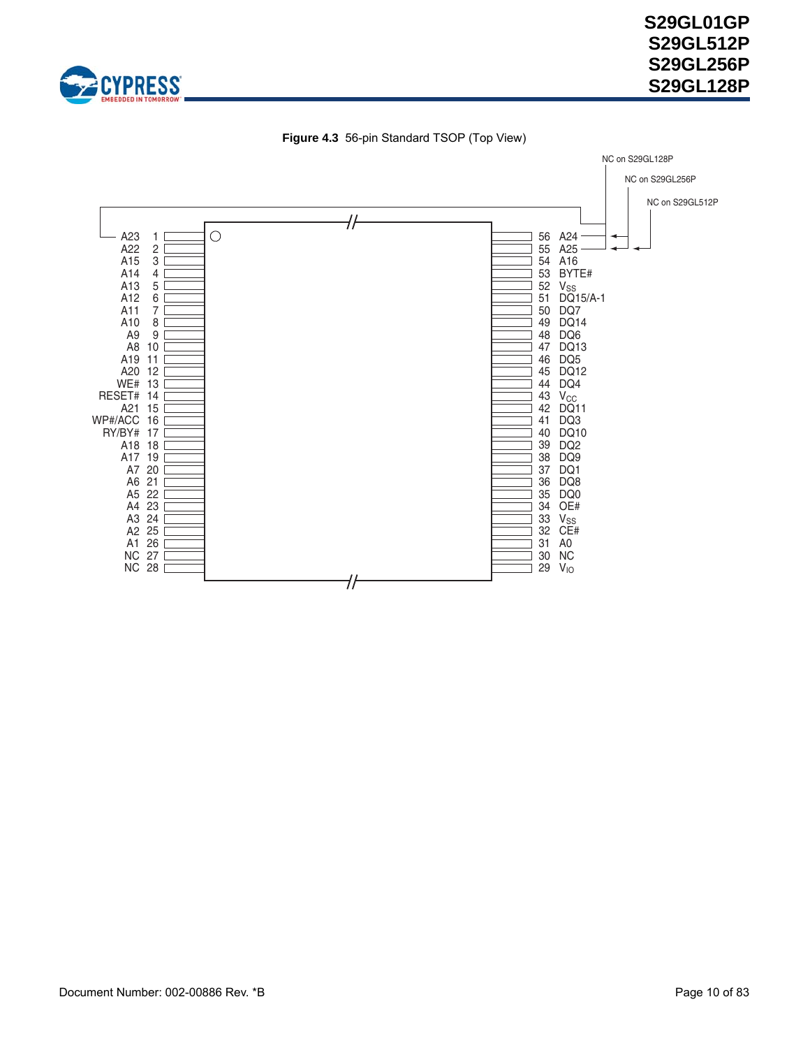**Figure 4.3** 56-pin Standard TSOP (Top View)

| Pin | Signal | Pin | Signal |
|---|---|---|---|
| 1 | A23 | 56 | A24 |
| 2 | A22 | 55 | A25 |
| 3 | A15 | 54 | A16 |
| 4 | A14 | 53 | BYTE# |
| 5 | A13 | 52 | $V_{SS}$ |
| 6 | A12 | 51 | DQ15/A-1 |
| 7 | A11 | 50 | DQ7 |
| 8 | A10 | 49 | DQ14 |
| 9 | A9 | 48 | DQ6 |
| 10 | A8 | 47 | DQ13 |
| 11 | A19 | 46 | DQ5 |
| 12 | A20 | 45 | DQ12 |
| 13 | WE# | 44 | DQ4 |
| 14 | RESET# | 43 | $V_{CC}$ |
| 15 | A21 | 42 | DQ11 |
| 16 | WP#/ACC | 41 | DQ3 |
| 17 | RY/BY# | 40 | DQ10 |
| 18 | A18 | 39 | DQ2 |
| 19 | A17 | 38 | DQ9 |
| 20 | A7 | 37 | DQ1 |
| 21 | A6 | 36 | DQ8 |
| 22 | A5 | 35 | DQ0 |
| 23 | A4 | 34 | OE# |
| 24 | A3 | 33 | $V_{SS}$ |
| 25 | A2 | 32 | CE# |
| 26 | A1 | 31 | A0 |
| 27 | NC | 30 | NC |
| 28 | NC | 29 | $V_{IO}$ |

NC on S29GL128P (pins 1 [A23], 56 [A24], 55 [A25])

NC on S29GL256P (pins 56 [A24], 55 [A25])

NC on S29GL512P (pin 55 [A25])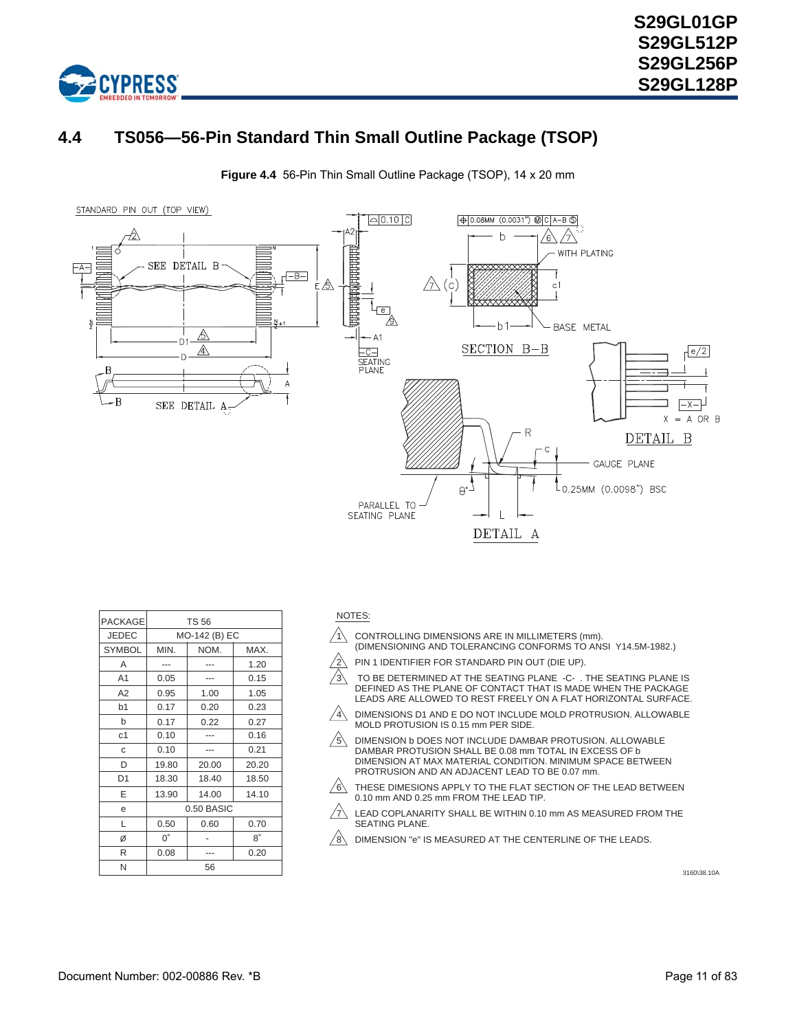## 4.4 TS056—56-Pin Standard Thin Small Outline Package (TSOP)

**Figure 4.4** 56-Pin Thin Small Outline Package (TSOP), 14 x 20 mm

| PACKAGE | TS 56 | | |
|---|---|---|---|
| JEDEC | MO-142 (B) EC | | |
| SYMBOL | MIN. | NOM. | MAX. |
| A | --- | --- | 1.20 |
| A1 | 0.05 | --- | 0.15 |
| A2 | 0.95 | 1.00 | 1.05 |
| b1 | 0.17 | 0.20 | 0.23 |
| b | 0.17 | 0.22 | 0.27 |
| c1 | 0.10 | --- | 0.16 |
| c | 0.10 | --- | 0.21 |
| D | 19.80 | 20.00 | 20.20 |
| D1 | 18.30 | 18.40 | 18.50 |
| E | 13.90 | 14.00 | 14.10 |
| e | 0.50 BASIC | | |
| L | 0.50 | 0.60 | 0.70 |
| Ø | 0° | - | 8° |
| R | 0.08 | --- | 0.20 |
| N | 56 | | |

NOTES:

1. CONTROLLING DIMENSIONS ARE IN MILLIMETERS (mm). (DIMENSIONING AND TOLERANCING CONFORMS TO ANSI Y14.5M-1982.)
2. PIN 1 IDENTIFIER FOR STANDARD PIN OUT (DIE UP).
3. TO BE DETERMINED AT THE SEATING PLANE -C- . THE SEATING PLANE IS DEFINED AS THE PLANE OF CONTACT THAT IS MADE WHEN THE PACKAGE LEADS ARE ALLOWED TO REST FREELY ON A FLAT HORIZONTAL SURFACE.
4. DIMENSIONS D1 AND E DO NOT INCLUDE MOLD PROTRUSION. ALLOWABLE MOLD PROTUSION IS 0.15 mm PER SIDE.
5. DIMENSION b DOES NOT INCLUDE DAMBAR PROTUSION. ALLOWABLE DAMBAR PROTUSION SHALL BE 0.08 mm TOTAL IN EXCESS OF b DIMENSION AT MAX MATERIAL CONDITION. MINIMUM SPACE BETWEEN PROTRUSION AND AN ADJACENT LEAD TO BE 0.07 mm.
6. THESE DIMESIONS APPLY TO THE FLAT SECTION OF THE LEAD BETWEEN 0.10 mm AND 0.25 mm FROM THE LEAD TIP.
7. LEAD COPLANARITY SHALL BE WITHIN 0.10 mm AS MEASURED FROM THE SEATING PLANE.
8. DIMENSION "e" IS MEASURED AT THE CENTERLINE OF THE LEADS.

3160\38.10A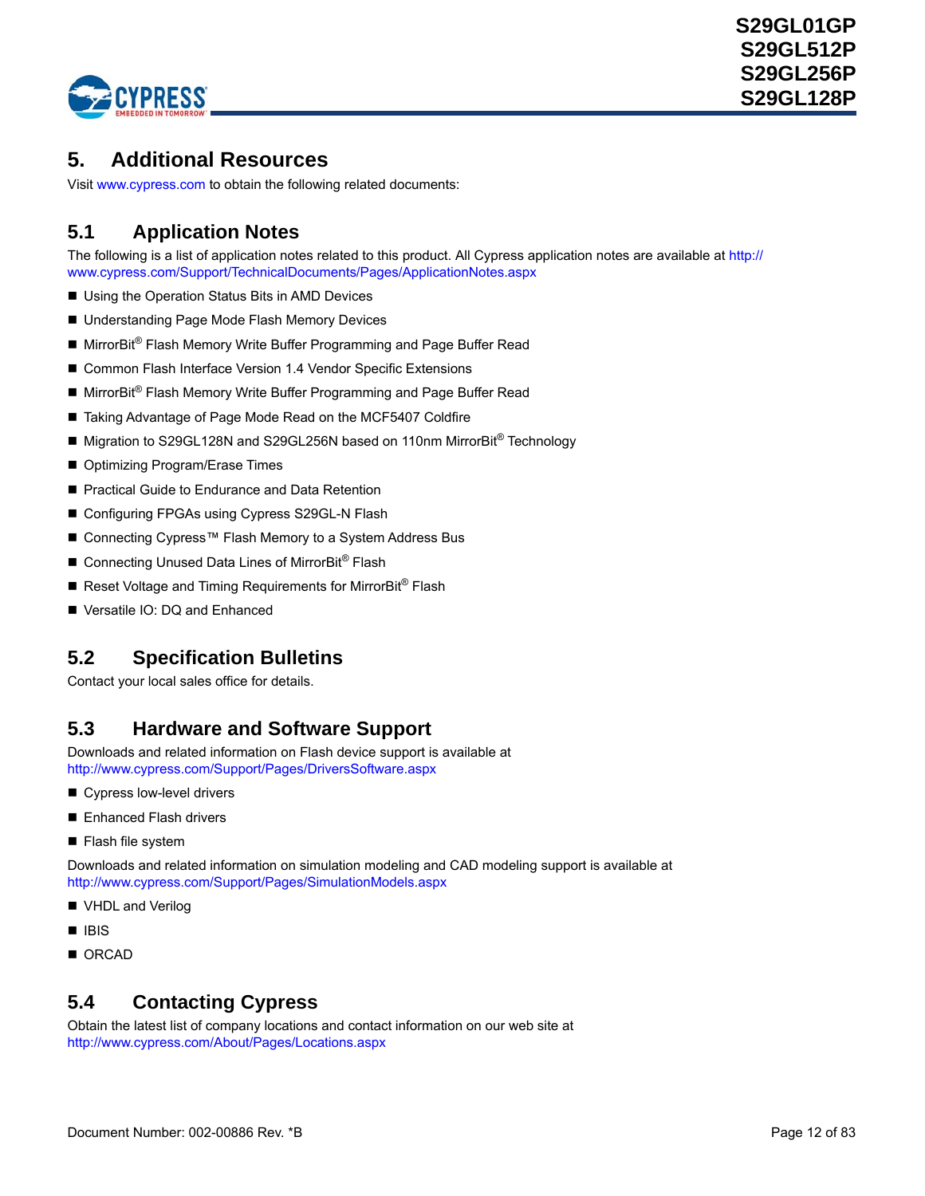# 5. Additional Resources

Visit www.cypress.com to obtain the following related documents:

## 5.1 Application Notes

The following is a list of application notes related to this product. All Cypress application notes are available at http://www.cypress.com/Support/TechnicalDocuments/Pages/ApplicationNotes.aspx

- Using the Operation Status Bits in AMD Devices
- Understanding Page Mode Flash Memory Devices
- MirrorBit® Flash Memory Write Buffer Programming and Page Buffer Read
- Common Flash Interface Version 1.4 Vendor Specific Extensions
- MirrorBit® Flash Memory Write Buffer Programming and Page Buffer Read
- Taking Advantage of Page Mode Read on the MCF5407 Coldfire
- Migration to S29GL128N and S29GL256N based on 110nm MirrorBit® Technology
- Optimizing Program/Erase Times
- Practical Guide to Endurance and Data Retention
- Configuring FPGAs using Cypress S29GL-N Flash
- Connecting Cypress™ Flash Memory to a System Address Bus
- Connecting Unused Data Lines of MirrorBit® Flash
- Reset Voltage and Timing Requirements for MirrorBit® Flash
- Versatile IO: DQ and Enhanced

## 5.2 Specification Bulletins

Contact your local sales office for details.

## 5.3 Hardware and Software Support

Downloads and related information on Flash device support is available at http://www.cypress.com/Support/Pages/DriversSoftware.aspx

- Cypress low-level drivers
- Enhanced Flash drivers
- Flash file system

Downloads and related information on simulation modeling and CAD modeling support is available at http://www.cypress.com/Support/Pages/SimulationModels.aspx

- VHDL and Verilog
- IBIS
- ORCAD

## 5.4 Contacting Cypress

Obtain the latest list of company locations and contact information on our web site at http://www.cypress.com/About/Pages/Locations.aspx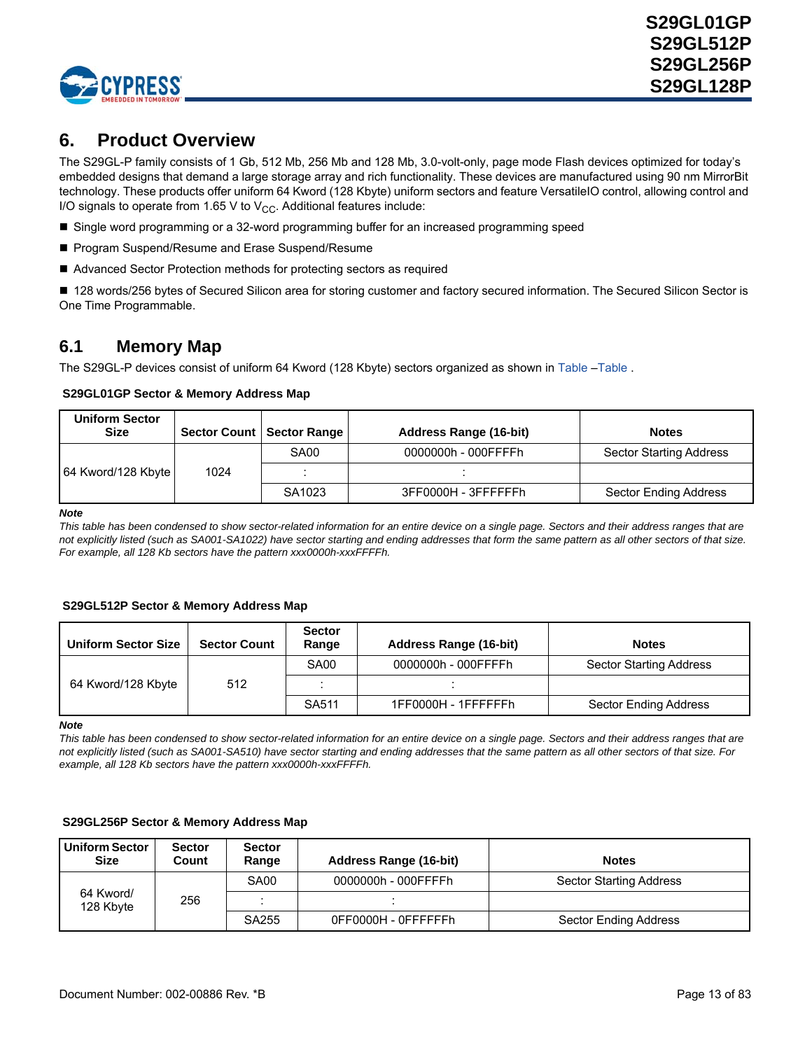# 6. Product Overview

The S29GL-P family consists of 1 Gb, 512 Mb, 256 Mb and 128 Mb, 3.0-volt-only, page mode Flash devices optimized for today's embedded designs that demand a large storage array and rich functionality. These devices are manufactured using 90 nm MirrorBit technology. These products offer uniform 64 Kword (128 Kbyte) uniform sectors and feature VersatileIO control, allowing control and I/O signals to operate from 1.65 V to $V_{CC}$. Additional features include:

- Single word programming or a 32-word programming buffer for an increased programming speed
- Program Suspend/Resume and Erase Suspend/Resume
- Advanced Sector Protection methods for protecting sectors as required
- 128 words/256 bytes of Secured Silicon area for storing customer and factory secured information. The Secured Silicon Sector is One Time Programmable.

## 6.1 Memory Map

The S29GL-P devices consist of uniform 64 Kword (128 Kbyte) sectors organized as shown in Table –Table .

**S29GL01GP Sector & Memory Address Map**

| Uniform Sector Size | Sector Count | Sector Range | Address Range (16-bit) | Notes |
|---|---|---|---|---|
| 64 Kword/128 Kbyte | 1024 | SA00 | 0000000h - 000FFFFh | Sector Starting Address |
| | | : | : | |
| | | SA1023 | 3FF0000H - 3FFFFFFh | Sector Ending Address |

***Note***
*This table has been condensed to show sector-related information for an entire device on a single page. Sectors and their address ranges that are not explicitly listed (such as SA001-SA1022) have sector starting and ending addresses that form the same pattern as all other sectors of that size. For example, all 128 Kb sectors have the pattern xxx0000h-xxxFFFFh.*

**S29GL512P Sector & Memory Address Map**

| Uniform Sector Size | Sector Count | Sector Range | Address Range (16-bit) | Notes |
|---|---|---|---|---|
| 64 Kword/128 Kbyte | 512 | SA00 | 0000000h - 000FFFFh | Sector Starting Address |
| | | : | : | |
| | | SA511 | 1FF0000H - 1FFFFFFh | Sector Ending Address |

***Note***
*This table has been condensed to show sector-related information for an entire device on a single page. Sectors and their address ranges that are not explicitly listed (such as SA001-SA510) have sector starting and ending addresses that the same pattern as all other sectors of that size. For example, all 128 Kb sectors have the pattern xxx0000h-xxxFFFFh.*

**S29GL256P Sector & Memory Address Map**

| Uniform Sector Size | Sector Count | Sector Range | Address Range (16-bit) | Notes |
|---|---|---|---|---|
| 64 Kword/ 128 Kbyte | 256 | SA00 | 0000000h - 000FFFFh | Sector Starting Address |
| | | : | : | |
| | | SA255 | 0FF0000H - 0FFFFFFh | Sector Ending Address |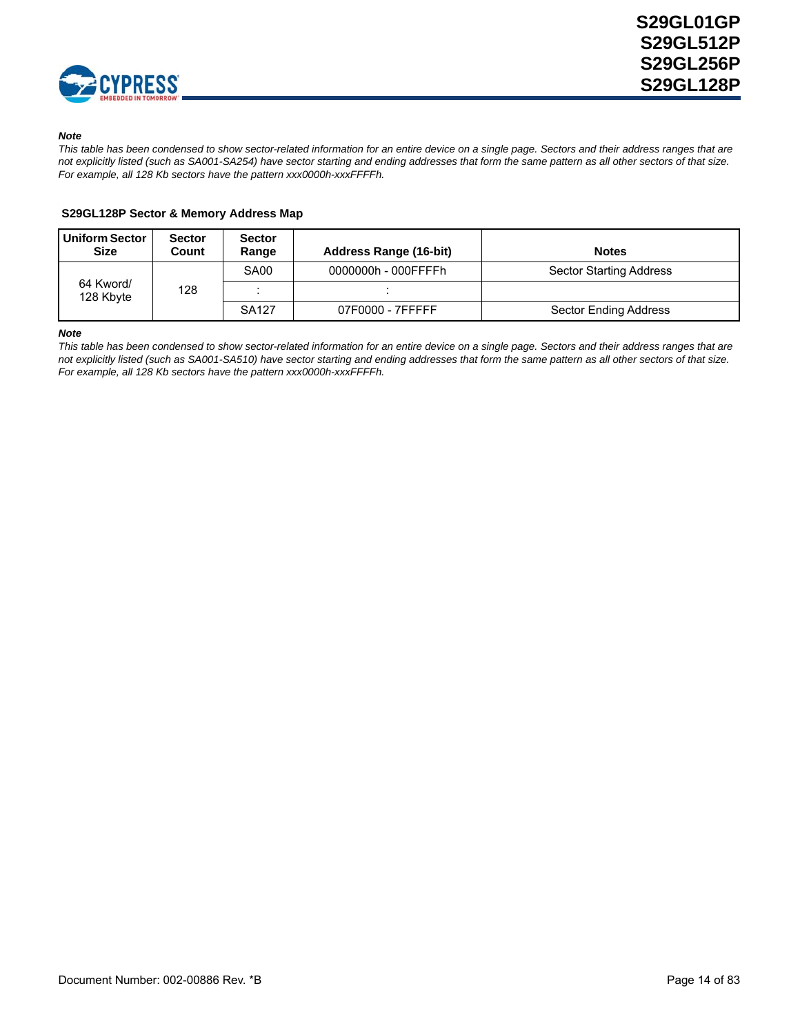***Note***

*This table has been condensed to show sector-related information for an entire device on a single page. Sectors and their address ranges that are not explicitly listed (such as SA001-SA254) have sector starting and ending addresses that form the same pattern as all other sectors of that size. For example, all 128 Kb sectors have the pattern xxx0000h-xxxFFFFh.*

**S29GL128P Sector & Memory Address Map**

| Uniform Sector Size | Sector Count | Sector Range | Address Range (16-bit) | Notes |
|---|---|---|---|---|
| 64 Kword/ 128 Kbyte | 128 | SA00 | 0000000h - 000FFFFh | Sector Starting Address |
| | | : | : | |
| | | SA127 | 07F0000 - 7FFFFF | Sector Ending Address |

***Note***

*This table has been condensed to show sector-related information for an entire device on a single page. Sectors and their address ranges that are not explicitly listed (such as SA001-SA510) have sector starting and ending addresses that form the same pattern as all other sectors of that size. For example, all 128 Kb sectors have the pattern xxx0000h-xxxFFFFh.*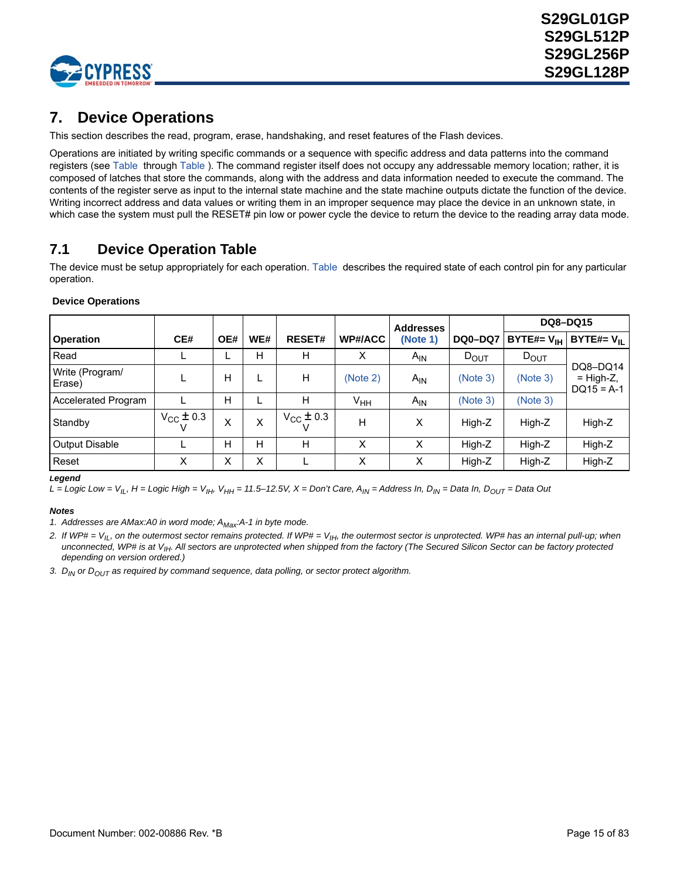## 7. Device Operations

This section describes the read, program, erase, handshaking, and reset features of the Flash devices.

Operations are initiated by writing specific commands or a sequence with specific address and data patterns into the command registers (see Table through Table ). The command register itself does not occupy any addressable memory location; rather, it is composed of latches that store the commands, along with the address and data information needed to execute the command. The contents of the register serve as input to the internal state machine and the state machine outputs dictate the function of the device. Writing incorrect address and data values or writing them in an improper sequence may place the device in an unknown state, in which case the system must pull the RESET# pin low or power cycle the device to return the device to the reading array data mode.

### 7.1 Device Operation Table

The device must be setup appropriately for each operation. Table describes the required state of each control pin for any particular operation.

**Device Operations**

| Operation | CE# | OE# | WE# | RESET# | WP#/ACC | Addresses (Note 1) | DQ0–DQ7 | DQ8–DQ15 | |
|---|---|---|---|---|---|---|---|---|---|
| | | | | | | | | BYTE#= $V_{IH}$ | BYTE#= $V_{IL}$ |
| Read | L | L | H | H | X | $A_{IN}$ | $D_{OUT}$ | $D_{OUT}$ | DQ8–DQ14 = High-Z, DQ15 = A-1 |
| Write (Program/ Erase) | L | H | L | H | (Note 2) | $A_{IN}$ | (Note 3) | (Note 3) | DQ8–DQ14 = High-Z, DQ15 = A-1 |
| Accelerated Program | L | H | L | H | $V_{HH}$ | $A_{IN}$ | (Note 3) | (Note 3) | DQ8–DQ14 = High-Z, DQ15 = A-1 |
| Standby | $V_{CC}$ ± 0.3 V | X | X | $V_{CC}$ ± 0.3 V | H | X | High-Z | High-Z | High-Z |
| Output Disable | L | H | H | H | X | X | High-Z | High-Z | High-Z |
| Reset | X | X | X | L | X | X | High-Z | High-Z | High-Z |

***Legend***

*L = Logic Low = $V_{IL}$, H = Logic High = $V_{IH}$, $V_{HH}$ = 11.5–12.5V, X = Don't Care, $A_{IN}$ = Address In, $D_{IN}$ = Data In, $D_{OUT}$ = Data Out*

***Notes***

1. *Addresses are AMax:A0 in word mode; $A_{Max}$:A-1 in byte mode.*
2. *If WP# = $V_{IL}$, on the outermost sector remains protected. If WP# = $V_{IH}$, the outermost sector is unprotected. WP# has an internal pull-up; when unconnected, WP# is at $V_{IH}$. All sectors are unprotected when shipped from the factory (The Secured Silicon Sector can be factory protected depending on version ordered.)*
3. *$D_{IN}$ or $D_{OUT}$ as required by command sequence, data polling, or sector protect algorithm.*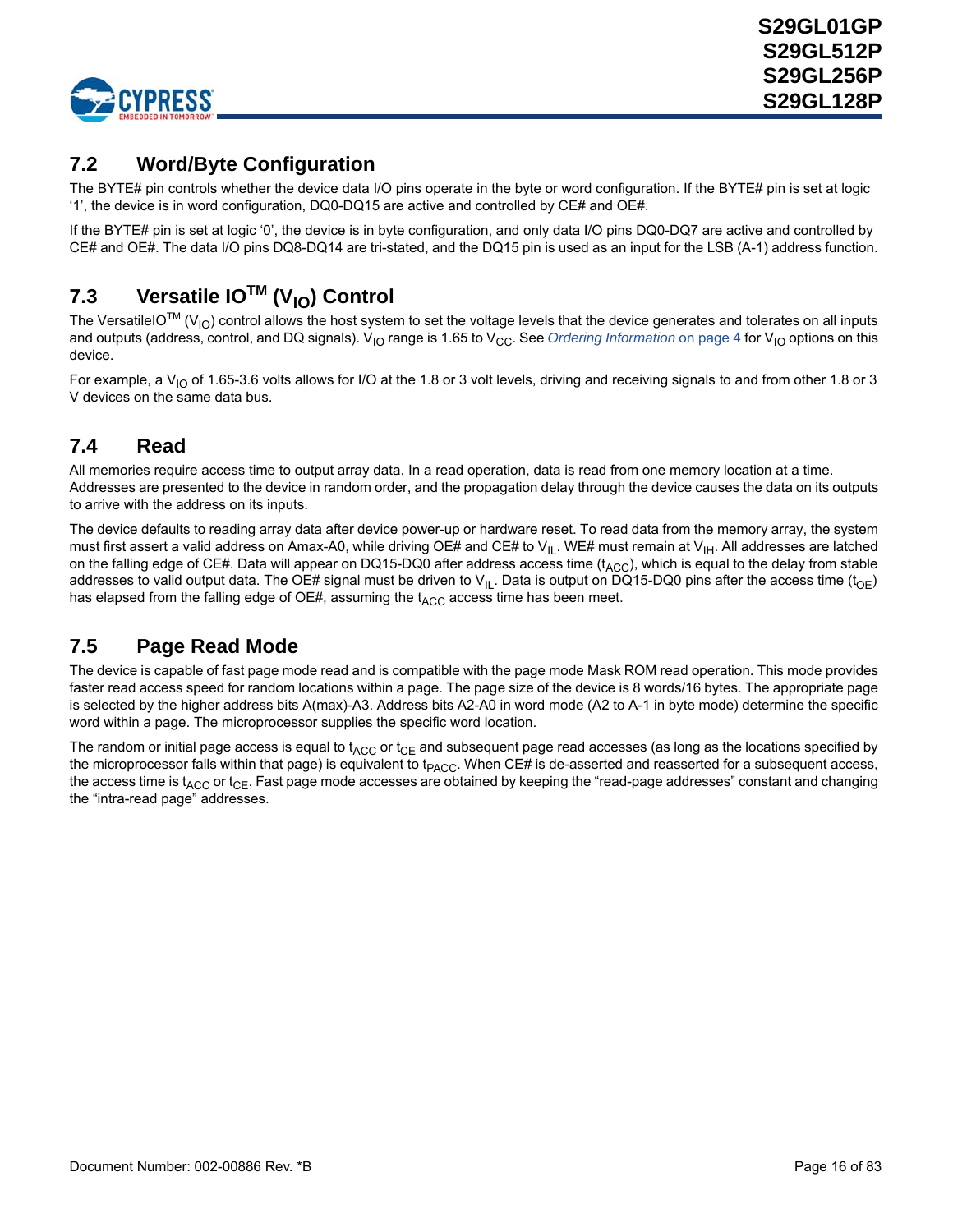## 7.2 Word/Byte Configuration

The BYTE# pin controls whether the device data I/O pins operate in the byte or word configuration. If the BYTE# pin is set at logic '1', the device is in word configuration, DQ0-DQ15 are active and controlled by CE# and OE#.

If the BYTE# pin is set at logic '0', the device is in byte configuration, and only data I/O pins DQ0-DQ7 are active and controlled by CE# and OE#. The data I/O pins DQ8-DQ14 are tri-stated, and the DQ15 pin is used as an input for the LSB (A-1) address function.

## 7.3 Versatile IO™ ($V_{IO}$) Control

The VersatileIO™ ($V_{IO}$) control allows the host system to set the voltage levels that the device generates and tolerates on all inputs and outputs (address, control, and DQ signals). $V_{IO}$ range is 1.65 to $V_{CC}$. See *Ordering Information* on page 4 for $V_{IO}$ options on this device.

For example, a $V_{IO}$ of 1.65-3.6 volts allows for I/O at the 1.8 or 3 volt levels, driving and receiving signals to and from other 1.8 or 3 V devices on the same data bus.

## 7.4 Read

All memories require access time to output array data. In a read operation, data is read from one memory location at a time. Addresses are presented to the device in random order, and the propagation delay through the device causes the data on its outputs to arrive with the address on its inputs.

The device defaults to reading array data after device power-up or hardware reset. To read data from the memory array, the system must first assert a valid address on Amax-A0, while driving OE# and CE# to $V_{IL}$. WE# must remain at $V_{IH}$. All addresses are latched on the falling edge of CE#. Data will appear on DQ15-DQ0 after address access time ($t_{ACC}$), which is equal to the delay from stable addresses to valid output data. The OE# signal must be driven to $V_{IL}$. Data is output on DQ15-DQ0 pins after the access time ($t_{OE}$) has elapsed from the falling edge of OE#, assuming the $t_{ACC}$ access time has been meet.

## 7.5 Page Read Mode

The device is capable of fast page mode read and is compatible with the page mode Mask ROM read operation. This mode provides faster read access speed for random locations within a page. The page size of the device is 8 words/16 bytes. The appropriate page is selected by the higher address bits A(max)-A3. Address bits A2-A0 in word mode (A2 to A-1 in byte mode) determine the specific word within a page. The microprocessor supplies the specific word location.

The random or initial page access is equal to $t_{ACC}$ or $t_{CE}$ and subsequent page read accesses (as long as the locations specified by the microprocessor falls within that page) is equivalent to $t_{PACC}$. When CE# is de-asserted and reasserted for a subsequent access, the access time is $t_{ACC}$ or $t_{CE}$. Fast page mode accesses are obtained by keeping the "read-page addresses" constant and changing the "intra-read page" addresses.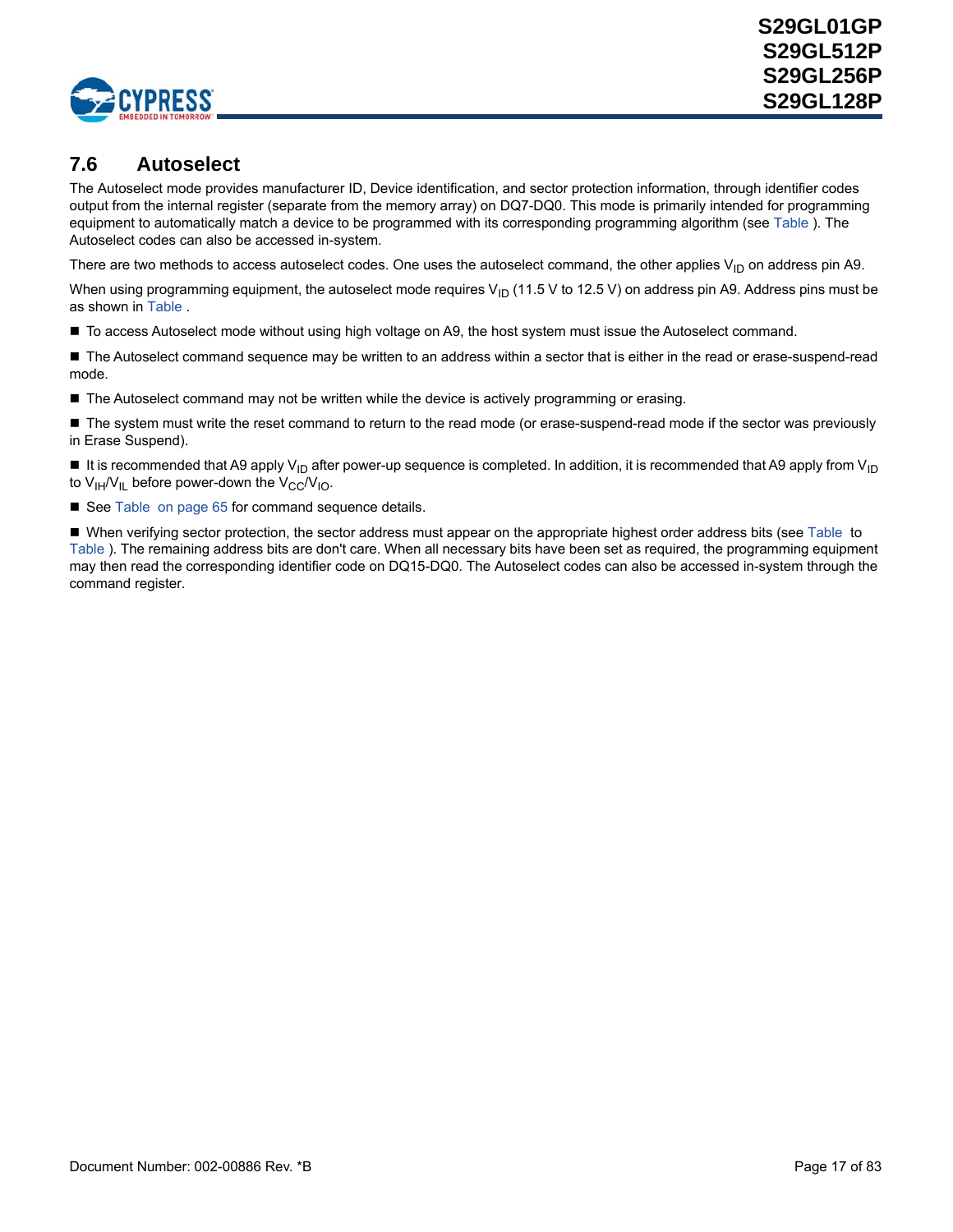## 7.6 Autoselect

The Autoselect mode provides manufacturer ID, Device identification, and sector protection information, through identifier codes output from the internal register (separate from the memory array) on DQ7-DQ0. This mode is primarily intended for programming equipment to automatically match a device to be programmed with its corresponding programming algorithm (see Table ). The Autoselect codes can also be accessed in-system.

There are two methods to access autoselect codes. One uses the autoselect command, the other applies $V_{ID}$ on address pin A9.

When using programming equipment, the autoselect mode requires $V_{ID}$ (11.5 V to 12.5 V) on address pin A9. Address pins must be as shown in Table .

- To access Autoselect mode without using high voltage on A9, the host system must issue the Autoselect command.
- The Autoselect command sequence may be written to an address within a sector that is either in the read or erase-suspend-read mode.
- The Autoselect command may not be written while the device is actively programming or erasing.
- The system must write the reset command to return to the read mode (or erase-suspend-read mode if the sector was previously in Erase Suspend).
- It is recommended that A9 apply $V_{ID}$ after power-up sequence is completed. In addition, it is recommended that A9 apply from $V_{ID}$ to $V_{IH}/V_{IL}$ before power-down the $V_{CC}/V_{IO}$.
- See Table  on page 65 for command sequence details.
- When verifying sector protection, the sector address must appear on the appropriate highest order address bits (see Table  to Table ). The remaining address bits are don't care. When all necessary bits have been set as required, the programming equipment may then read the corresponding identifier code on DQ15-DQ0. The Autoselect codes can also be accessed in-system through the command register.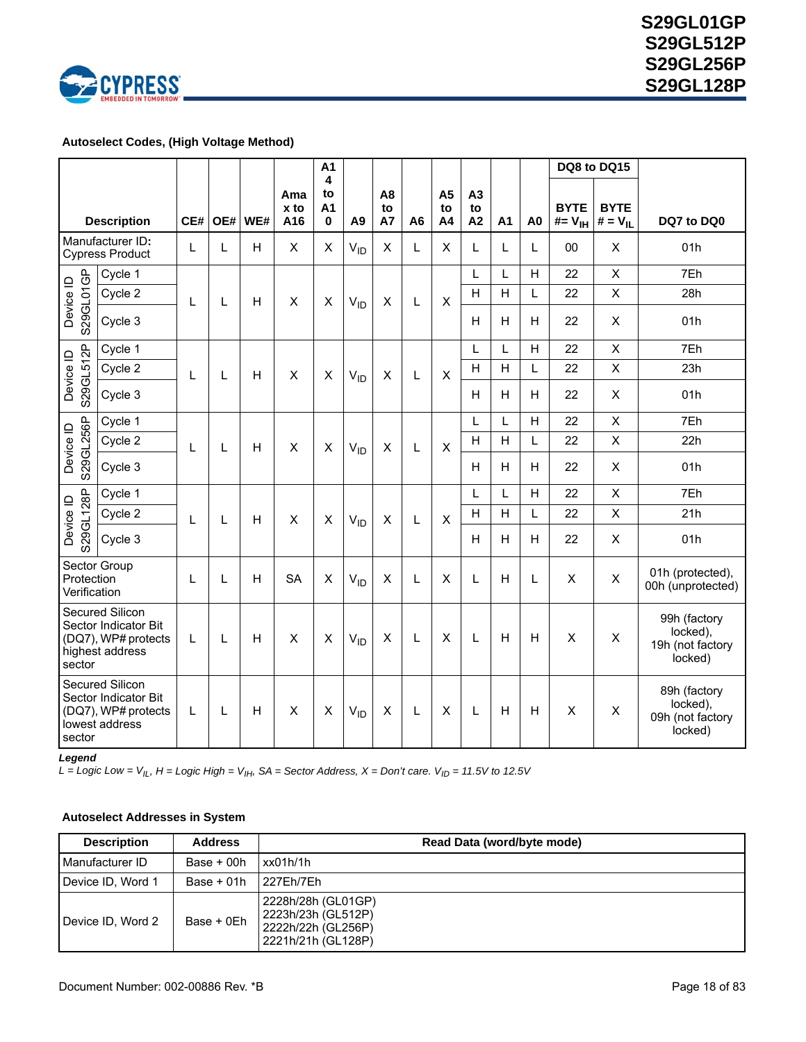#### Autoselect Codes, (High Voltage Method)

| Description | | CE# | OE# | WE# | Amax to A16 | A14 to A10 | A9 | A8 to A7 | A6 | A5 to A4 | A3 to A2 | A1 | A0 | DQ8 to DQ15 | | DQ7 to DQ0 |
|---|---|---|---|---|---|---|---|---|---|---|---|---|---|---|---|---|
| | | | | | | | | | | | | | | BYTE #= $V_{IH}$ | BYTE # = $V_{IL}$ | |
| Manufacturer ID: Cypress Product | | L | L | H | X | X | $V_{ID}$ | X | L | X | L | L | L | 00 | X | 01h |
| Device ID S29GL01GP | Cycle 1 | L | L | H | X | X | $V_{ID}$ | X | L | X | L | L | H | 22 | X | 7Eh |
| | Cycle 2 | | | | | | | | | | H | H | L | 22 | X | 28h |
| | Cycle 3 | | | | | | | | | | H | H | H | 22 | X | 01h |
| Device ID S29GL512P | Cycle 1 | L | L | H | X | X | $V_{ID}$ | X | L | X | L | L | H | 22 | X | 7Eh |
| | Cycle 2 | | | | | | | | | | H | H | L | 22 | X | 23h |
| | Cycle 3 | | | | | | | | | | H | H | H | 22 | X | 01h |
| Device ID S29GL256P | Cycle 1 | L | L | H | X | X | $V_{ID}$ | X | L | X | L | L | H | 22 | X | 7Eh |
| | Cycle 2 | | | | | | | | | | H | H | L | 22 | X | 22h |
| | Cycle 3 | | | | | | | | | | H | H | H | 22 | X | 01h |
| Device ID S29GL128P | Cycle 1 | L | L | H | X | X | $V_{ID}$ | X | L | X | L | L | H | 22 | X | 7Eh |
| | Cycle 2 | | | | | | | | | | H | H | L | 22 | X | 21h |
| | Cycle 3 | | | | | | | | | | H | H | H | 22 | X | 01h |
| Sector Group Protection Verification | | L | L | H | SA | X | $V_{ID}$ | X | L | X | L | H | L | X | X | 01h (protected), 00h (unprotected) |
| Secured Silicon Sector Indicator Bit (DQ7), WP# protects highest address sector | | L | L | H | X | X | $V_{ID}$ | X | L | X | L | H | H | X | X | 99h (factory locked), 19h (not factory locked) |
| Secured Silicon Sector Indicator Bit (DQ7), WP# protects lowest address sector | | L | L | H | X | X | $V_{ID}$ | X | L | X | L | H | H | X | X | 89h (factory locked), 09h (not factory locked) |

***Legend***
*L = Logic Low = $V_{IL}$, H = Logic High = $V_{IH}$, SA = Sector Address, X = Don't care. $V_{ID}$ = 11.5V to 12.5V*

#### Autoselect Addresses in System

| Description | Address | Read Data (word/byte mode) |
|---|---|---|
| Manufacturer ID | Base + 00h | xx01h/1h |
| Device ID, Word 1 | Base + 01h | 227Eh/7Eh |
| Device ID, Word 2 | Base + 0Eh | 2228h/28h (GL01GP)<br>2223h/23h (GL512P)<br>2222h/22h (GL256P)<br>2221h/21h (GL128P) |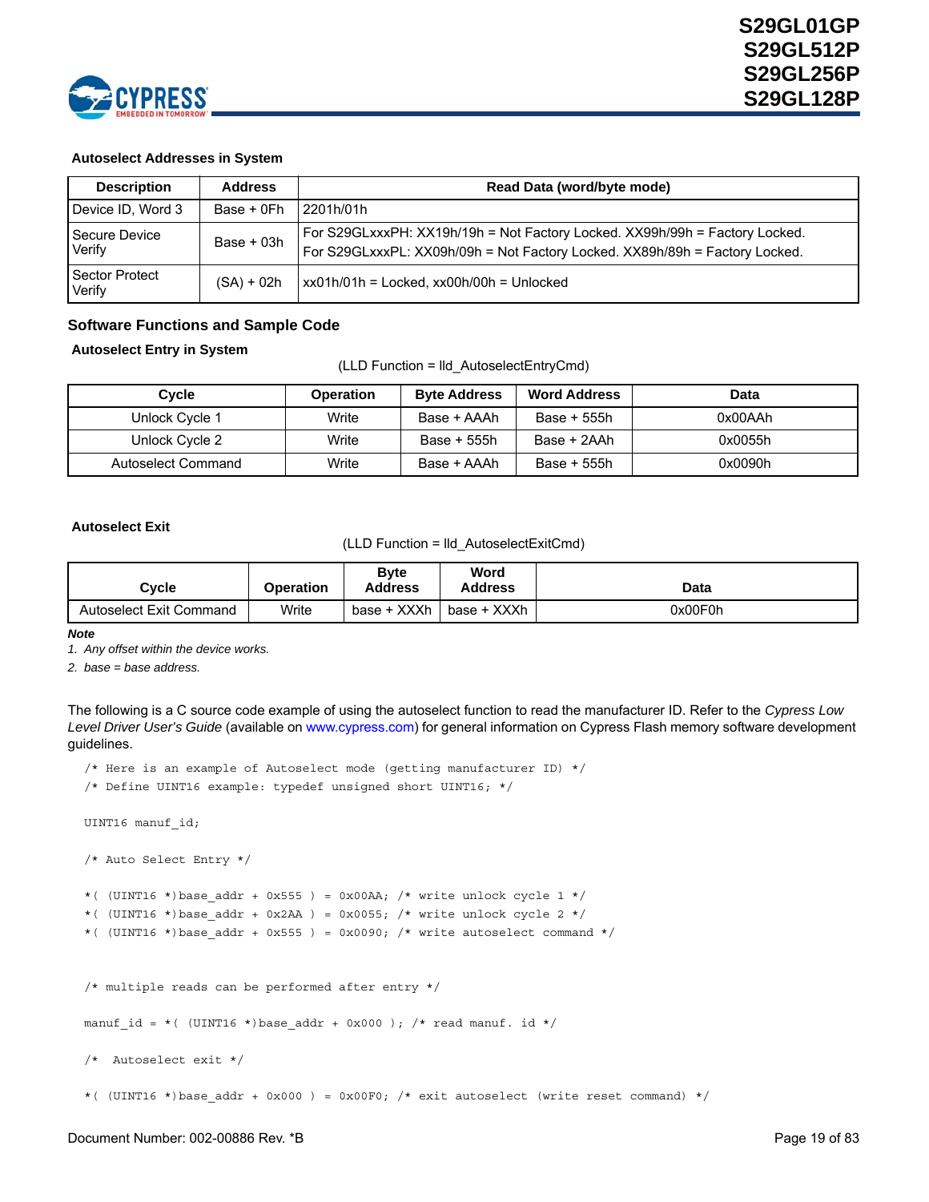**Autoselect Addresses in System**

| Description | Address | Read Data (word/byte mode) |
|---|---|---|
| Device ID, Word 3 | Base + 0Fh | 2201h/01h |
| Secure Device Verify | Base + 03h | For S29GLxxxPH: XX19h/19h = Not Factory Locked. XX99h/99h = Factory Locked.<br>For S29GLxxxPL: XX09h/09h = Not Factory Locked. XX89h/89h = Factory Locked. |
| Sector Protect Verify | (SA) + 02h | xx01h/01h = Locked, xx00h/00h = Unlocked |

## Software Functions and Sample Code

**Autoselect Entry in System**

(LLD Function = lld_AutoselectEntryCmd)

| Cycle | Operation | Byte Address | Word Address | Data |
|---|---|---|---|---|
| Unlock Cycle 1 | Write | Base + AAAh | Base + 555h | 0x00AAh |
| Unlock Cycle 2 | Write | Base + 555h | Base + 2AAh | 0x0055h |
| Autoselect Command | Write | Base + AAAh | Base + 555h | 0x0090h |

**Autoselect Exit**

(LLD Function = lld_AutoselectExitCmd)

| Cycle | Operation | Byte Address | Word Address | Data |
|---|---|---|---|---|
| Autoselect Exit Command | Write | base + XXXh | base + XXXh | 0x00F0h |

***Note***

*1. Any offset within the device works.*

*2. base = base address.*

The following is a C source code example of using the autoselect function to read the manufacturer ID. Refer to the *Cypress Low Level Driver User's Guide* (available on www.cypress.com) for general information on Cypress Flash memory software development guidelines.

```
/* Here is an example of Autoselect mode (getting manufacturer ID) */
/* Define UINT16 example: typedef unsigned short UINT16; */

UINT16 manuf_id;

/* Auto Select Entry */

*( (UINT16 *)base_addr + 0x555 ) = 0x00AA; /* write unlock cycle 1 */
*( (UINT16 *)base_addr + 0x2AA ) = 0x0055; /* write unlock cycle 2 */
*( (UINT16 *)base_addr + 0x555 ) = 0x0090; /* write autoselect command */


/* multiple reads can be performed after entry */

manuf_id = *( (UINT16 *)base_addr + 0x000 ); /* read manuf. id */

/*  Autoselect exit */

*( (UINT16 *)base_addr + 0x000 ) = 0x00F0; /* exit autoselect (write reset command) */
```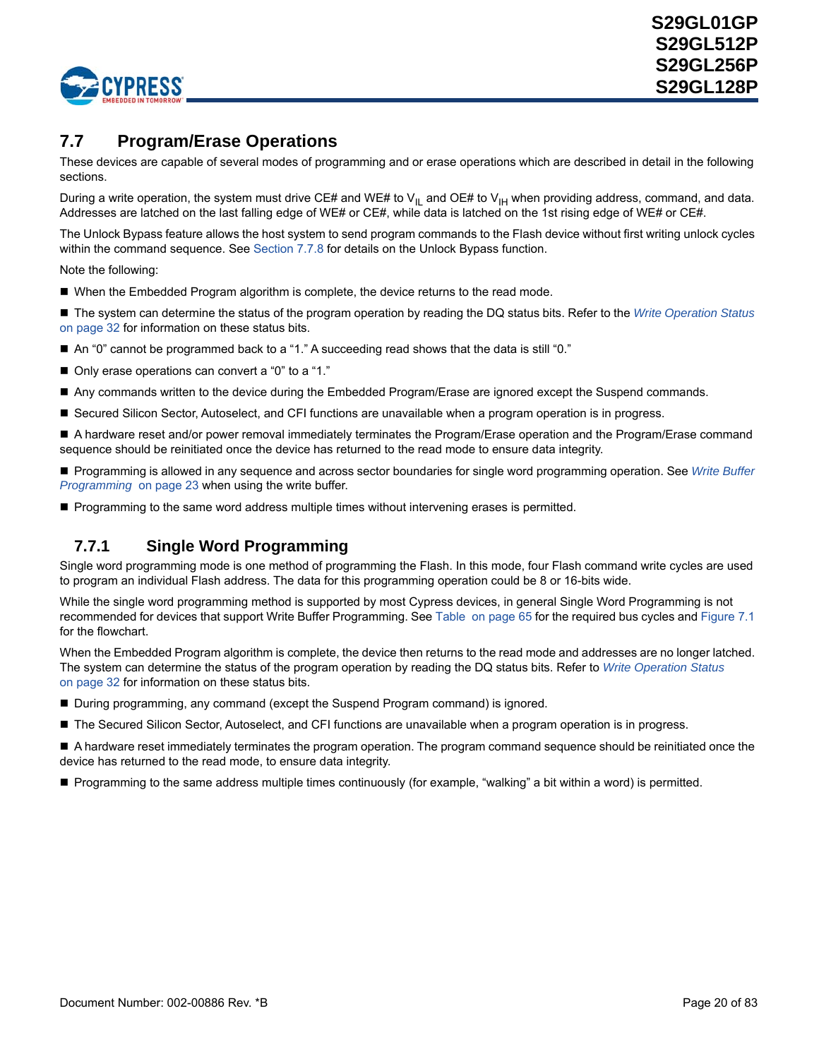## 7.7 Program/Erase Operations

These devices are capable of several modes of programming and or erase operations which are described in detail in the following sections.

During a write operation, the system must drive CE# and WE# to $V_{IL}$ and OE# to $V_{IH}$ when providing address, command, and data. Addresses are latched on the last falling edge of WE# or CE#, while data is latched on the 1st rising edge of WE# or CE#.

The Unlock Bypass feature allows the host system to send program commands to the Flash device without first writing unlock cycles within the command sequence. See Section 7.7.8 for details on the Unlock Bypass function.

Note the following:

- When the Embedded Program algorithm is complete, the device returns to the read mode.
- The system can determine the status of the program operation by reading the DQ status bits. Refer to the *Write Operation Status* on page 32 for information on these status bits.
- An "0" cannot be programmed back to a "1." A succeeding read shows that the data is still "0."
- Only erase operations can convert a "0" to a "1."
- Any commands written to the device during the Embedded Program/Erase are ignored except the Suspend commands.
- Secured Silicon Sector, Autoselect, and CFI functions are unavailable when a program operation is in progress.
- A hardware reset and/or power removal immediately terminates the Program/Erase operation and the Program/Erase command sequence should be reinitiated once the device has returned to the read mode to ensure data integrity.
- Programming is allowed in any sequence and across sector boundaries for single word programming operation. See *Write Buffer Programming* on page 23 when using the write buffer.
- Programming to the same word address multiple times without intervening erases is permitted.

### 7.7.1 Single Word Programming

Single word programming mode is one method of programming the Flash. In this mode, four Flash command write cycles are used to program an individual Flash address. The data for this programming operation could be 8 or 16-bits wide.

While the single word programming method is supported by most Cypress devices, in general Single Word Programming is not recommended for devices that support Write Buffer Programming. See Table on page 65 for the required bus cycles and Figure 7.1 for the flowchart.

When the Embedded Program algorithm is complete, the device then returns to the read mode and addresses are no longer latched. The system can determine the status of the program operation by reading the DQ status bits. Refer to *Write Operation Status* on page 32 for information on these status bits.

- During programming, any command (except the Suspend Program command) is ignored.
- The Secured Silicon Sector, Autoselect, and CFI functions are unavailable when a program operation is in progress.
- A hardware reset immediately terminates the program operation. The program command sequence should be reinitiated once the device has returned to the read mode, to ensure data integrity.
- Programming to the same address multiple times continuously (for example, "walking" a bit within a word) is permitted.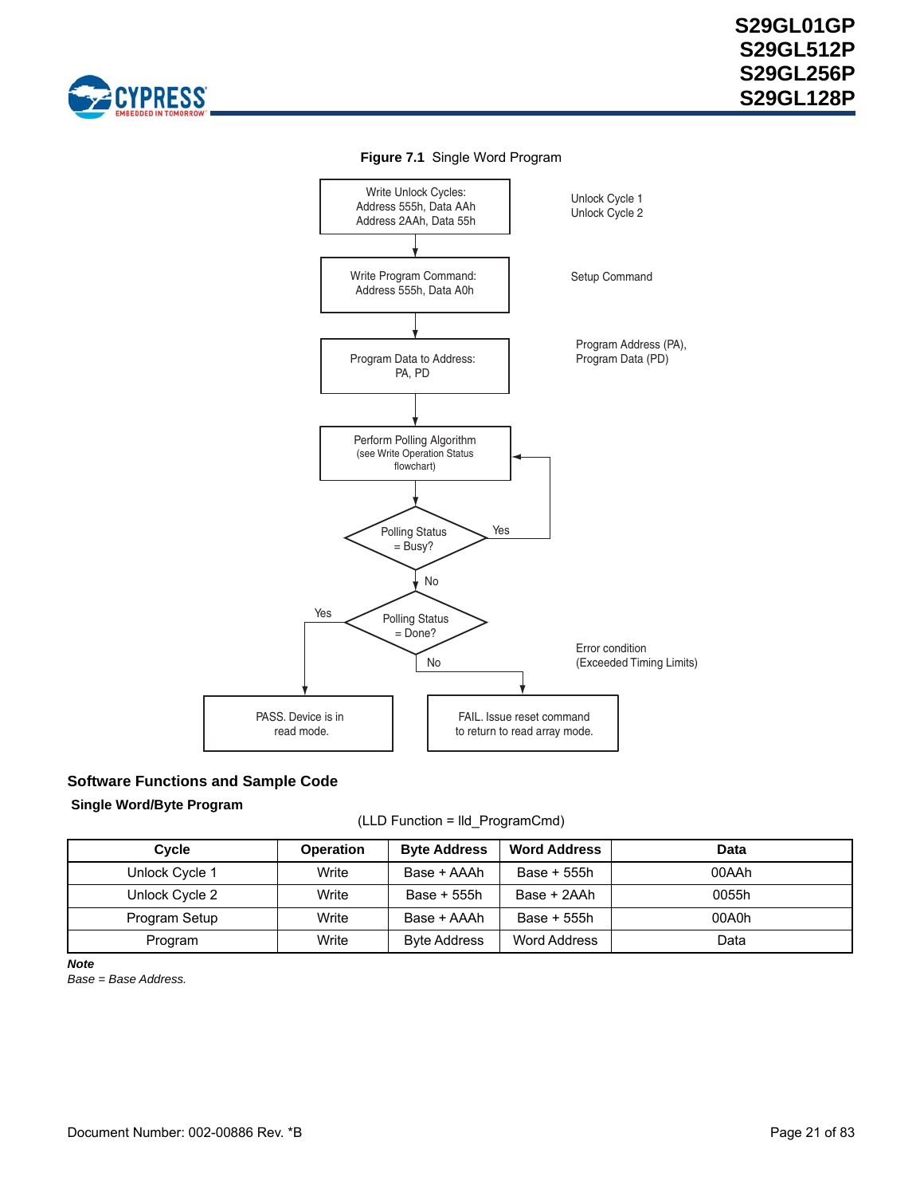**Figure 7.1** Single Word Program

Write Unlock Cycles:
Address 555h, Data AAh
Address 2AAh, Data 55h

Unlock Cycle 1
Unlock Cycle 2

Write Program Command:
Address 555h, Data A0h

Setup Command

Program Data to Address:
PA, PD

Program Address (PA),
Program Data (PD)

Perform Polling Algorithm
(see Write Operation Status flowchart)

Polling Status = Busy? — Yes: return to Perform Polling Algorithm; No: continue

Polling Status = Done? — Yes: PASS; No: FAIL

Error condition
(Exceeded Timing Limits)

PASS. Device is in read mode.

FAIL. Issue reset command to return to read array mode.

### Software Functions and Sample Code

#### Single Word/Byte Program

(LLD Function = lld_ProgramCmd)

| Cycle | Operation | Byte Address | Word Address | Data |
|---|---|---|---|---|
| Unlock Cycle 1 | Write | Base + AAAh | Base + 555h | 00AAh |
| Unlock Cycle 2 | Write | Base + 555h | Base + 2AAh | 0055h |
| Program Setup | Write | Base + AAAh | Base + 555h | 00A0h |
| Program | Write | Byte Address | Word Address | Data |

***Note***

*Base = Base Address.*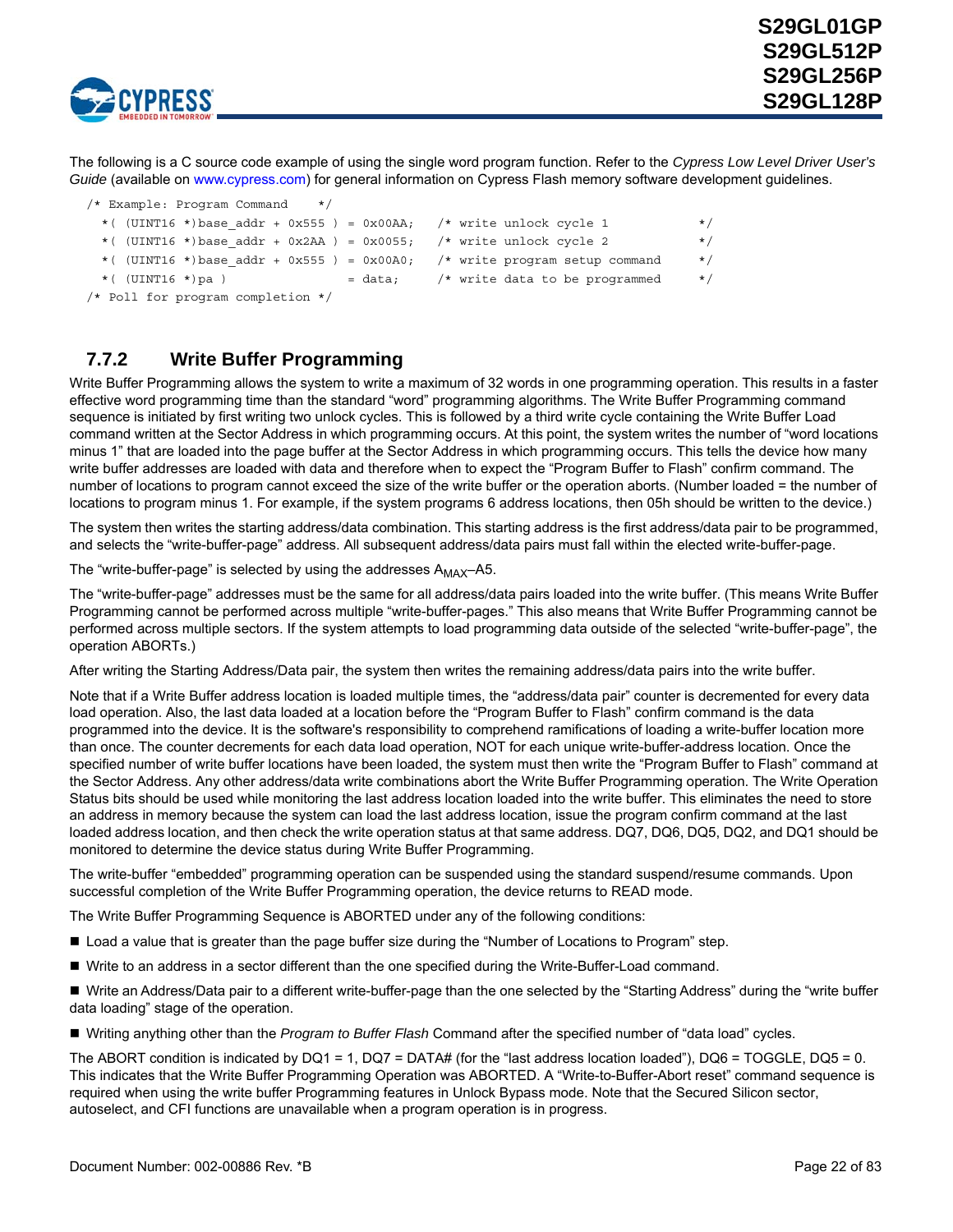The following is a C source code example of using the single word program function. Refer to the *Cypress Low Level Driver User's Guide* (available on www.cypress.com) for general information on Cypress Flash memory software development guidelines.

```
/* Example: Program Command    */
  *( (UINT16 *)base_addr + 0x555 ) = 0x00AA;   /* write unlock cycle 1            */
  *( (UINT16 *)base_addr + 0x2AA ) = 0x0055;   /* write unlock cycle 2            */
  *( (UINT16 *)base_addr + 0x555 ) = 0x00A0;   /* write program setup command     */
  *( (UINT16 *)pa )                = data;     /* write data to be programmed     */
/* Poll for program completion */
```

### 7.7.2 Write Buffer Programming

Write Buffer Programming allows the system to write a maximum of 32 words in one programming operation. This results in a faster effective word programming time than the standard "word" programming algorithms. The Write Buffer Programming command sequence is initiated by first writing two unlock cycles. This is followed by a third write cycle containing the Write Buffer Load command written at the Sector Address in which programming occurs. At this point, the system writes the number of "word locations minus 1" that are loaded into the page buffer at the Sector Address in which programming occurs. This tells the device how many write buffer addresses are loaded with data and therefore when to expect the "Program Buffer to Flash" confirm command. The number of locations to program cannot exceed the size of the write buffer or the operation aborts. (Number loaded = the number of locations to program minus 1. For example, if the system programs 6 address locations, then 05h should be written to the device.)

The system then writes the starting address/data combination. This starting address is the first address/data pair to be programmed, and selects the "write-buffer-page" address. All subsequent address/data pairs must fall within the elected write-buffer-page.

The "write-buffer-page" is selected by using the addresses $A_{MAX}$–A5.

The "write-buffer-page" addresses must be the same for all address/data pairs loaded into the write buffer. (This means Write Buffer Programming cannot be performed across multiple "write-buffer-pages." This also means that Write Buffer Programming cannot be performed across multiple sectors. If the system attempts to load programming data outside of the selected "write-buffer-page", the operation ABORTs.)

After writing the Starting Address/Data pair, the system then writes the remaining address/data pairs into the write buffer.

Note that if a Write Buffer address location is loaded multiple times, the "address/data pair" counter is decremented for every data load operation. Also, the last data loaded at a location before the "Program Buffer to Flash" confirm command is the data programmed into the device. It is the software's responsibility to comprehend ramifications of loading a write-buffer location more than once. The counter decrements for each data load operation, NOT for each unique write-buffer-address location. Once the specified number of write buffer locations have been loaded, the system must then write the "Program Buffer to Flash" command at the Sector Address. Any other address/data write combinations abort the Write Buffer Programming operation. The Write Operation Status bits should be used while monitoring the last address location loaded into the write buffer. This eliminates the need to store an address in memory because the system can load the last address location, issue the program confirm command at the last loaded address location, and then check the write operation status at that same address. DQ7, DQ6, DQ5, DQ2, and DQ1 should be monitored to determine the device status during Write Buffer Programming.

The write-buffer "embedded" programming operation can be suspended using the standard suspend/resume commands. Upon successful completion of the Write Buffer Programming operation, the device returns to READ mode.

The Write Buffer Programming Sequence is ABORTED under any of the following conditions:

- Load a value that is greater than the page buffer size during the "Number of Locations to Program" step.
- Write to an address in a sector different than the one specified during the Write-Buffer-Load command.
- Write an Address/Data pair to a different write-buffer-page than the one selected by the "Starting Address" during the "write buffer data loading" stage of the operation.
- Writing anything other than the *Program to Buffer Flash* Command after the specified number of "data load" cycles.

The ABORT condition is indicated by DQ1 = 1, DQ7 = DATA# (for the "last address location loaded"), DQ6 = TOGGLE, DQ5 = 0. This indicates that the Write Buffer Programming Operation was ABORTED. A "Write-to-Buffer-Abort reset" command sequence is required when using the write buffer Programming features in Unlock Bypass mode. Note that the Secured Silicon sector, autoselect, and CFI functions are unavailable when a program operation is in progress.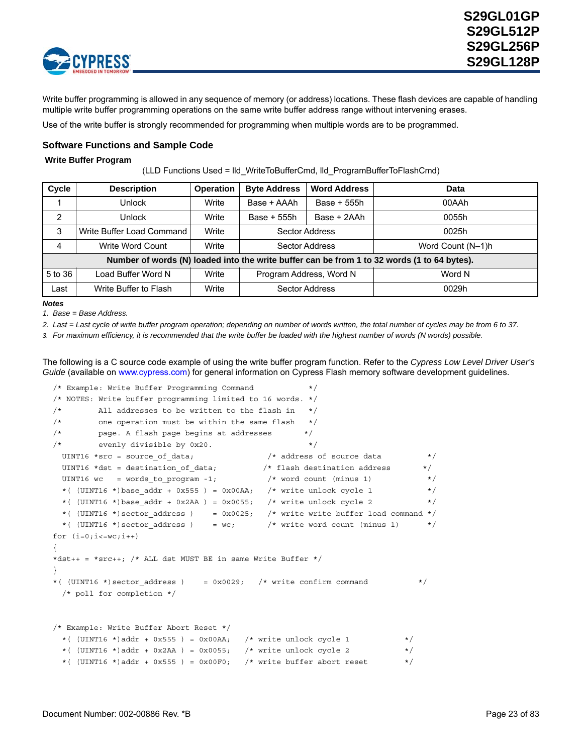Write buffer programming is allowed in any sequence of memory (or address) locations. These flash devices are capable of handling multiple write buffer programming operations on the same write buffer address range without intervening erases.

Use of the write buffer is strongly recommended for programming when multiple words are to be programmed.

### Software Functions and Sample Code

#### Write Buffer Program

(LLD Functions Used = lld_WriteToBufferCmd, lld_ProgramBufferToFlashCmd)

| Cycle | Description | Operation | Byte Address | Word Address | Data |
|---|---|---|---|---|---|
| 1 | Unlock | Write | Base + AAAh | Base + 555h | 00AAh |
| 2 | Unlock | Write | Base + 555h | Base + 2AAh | 0055h |
| 3 | Write Buffer Load Command | Write | Sector Address | | 0025h |
| 4 | Write Word Count | Write | Sector Address | | Word Count (N–1)h |
| **Number of words (N) loaded into the write buffer can be from 1 to 32 words (1 to 64 bytes).** | | | | | |
| 5 to 36 | Load Buffer Word N | Write | Program Address, Word N | | Word N |
| Last | Write Buffer to Flash | Write | Sector Address | | 0029h |

***Notes***

1. *Base = Base Address.*
2. *Last = Last cycle of write buffer program operation; depending on number of words written, the total number of cycles may be from 6 to 37.*
3. *For maximum efficiency, it is recommended that the write buffer be loaded with the highest number of words (N words) possible.*

The following is a C source code example of using the write buffer program function. Refer to the *Cypress Low Level Driver User's Guide* (available on www.cypress.com) for general information on Cypress Flash memory software development guidelines.

```
/* Example: Write Buffer Programming Command           */
/* NOTES: Write buffer programming limited to 16 words. */
/*        All addresses to be written to the flash in   */
/*        one operation must be within the same flash   */
/*        page. A flash page begins at addresses       */
/*        evenly divisible by 0x20.                     */
  UINT16 *src = source_of_data;                /* address of source data          */
  UINT16 *dst = destination_of_data;          /* flash destination address       */
  UINT16 wc   = words_to_program -1;           /* word count (minus 1)            */
  *( (UINT16 *)base_addr + 0x555 ) = 0x00AA;   /* write unlock cycle 1            */
  *( (UINT16 *)base_addr + 0x2AA ) = 0x0055;   /* write unlock cycle 2            */
  *( (UINT16 *)sector_address )    = 0x0025;   /* write write buffer load command */
  *( (UINT16 *)sector_address )    = wc;       /* write word count (minus 1)      */
for (i=0;i<=wc;i++)
{
*dst++ = *src++; /* ALL dst MUST BE in same Write Buffer */
}
*( (UINT16 *)sector_address )    = 0x0029;   /* write confirm command           */
  /* poll for completion */


/* Example: Write Buffer Abort Reset */
  *( (UINT16 *)addr + 0x555 ) = 0x00AA;   /* write unlock cycle 1            */
  *( (UINT16 *)addr + 0x2AA ) = 0x0055;   /* write unlock cycle 2            */
  *( (UINT16 *)addr + 0x555 ) = 0x00F0;   /* write buffer abort reset        */
```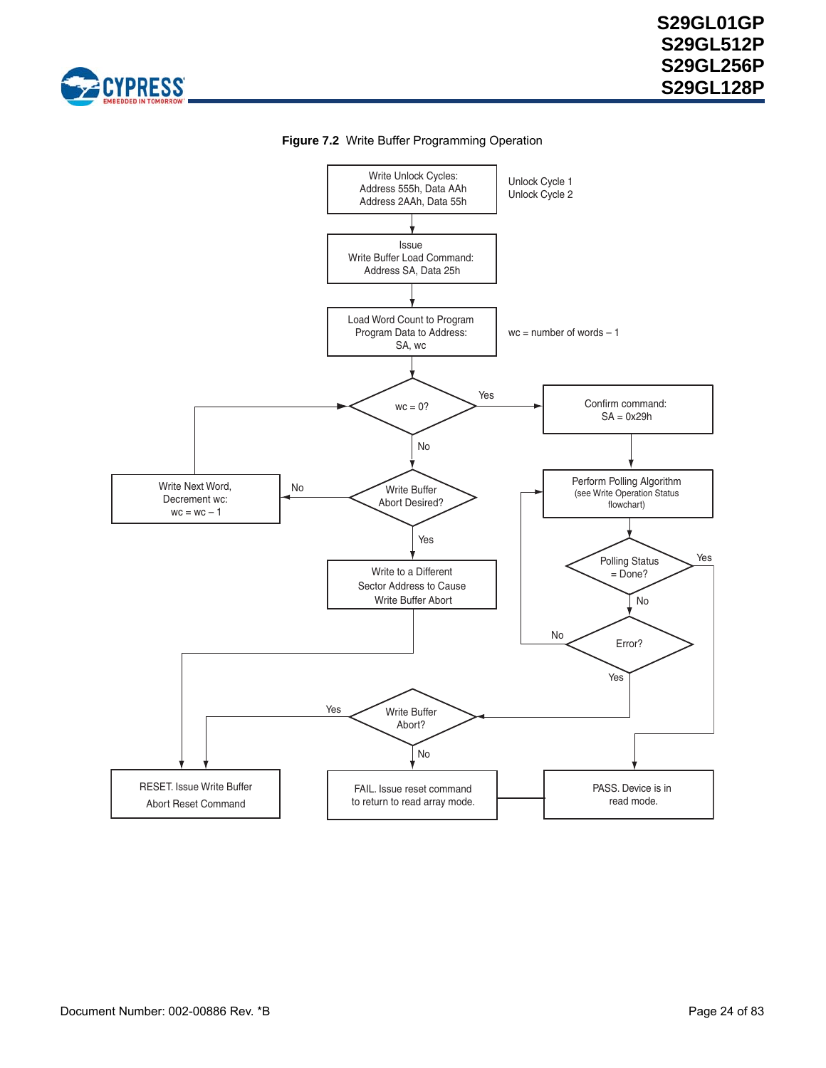**Figure 7.2** Write Buffer Programming Operation

Write Unlock Cycles:
Address 555h, Data AAh
Address 2AAh, Data 55h

Unlock Cycle 1
Unlock Cycle 2

Issue
Write Buffer Load Command:
Address SA, Data 25h

Load Word Count to Program
Program Data to Address:
SA, wc

wc = number of words – 1

wc = 0?

Yes

No

Confirm command:
SA = 0x29h

Write Next Word,
Decrement wc:
wc = wc – 1

No

Write Buffer
Abort Desired?

Yes

Perform Polling Algorithm
(see Write Operation Status
flowchart)

Polling Status
= Done?

Yes

No

Write to a Different
Sector Address to Cause
Write Buffer Abort

No

Error?

Yes

Yes

Write Buffer
Abort?

No

RESET. Issue Write Buffer
Abort Reset Command

FAIL. Issue reset command
to return to read array mode.

PASS. Device is in
read mode.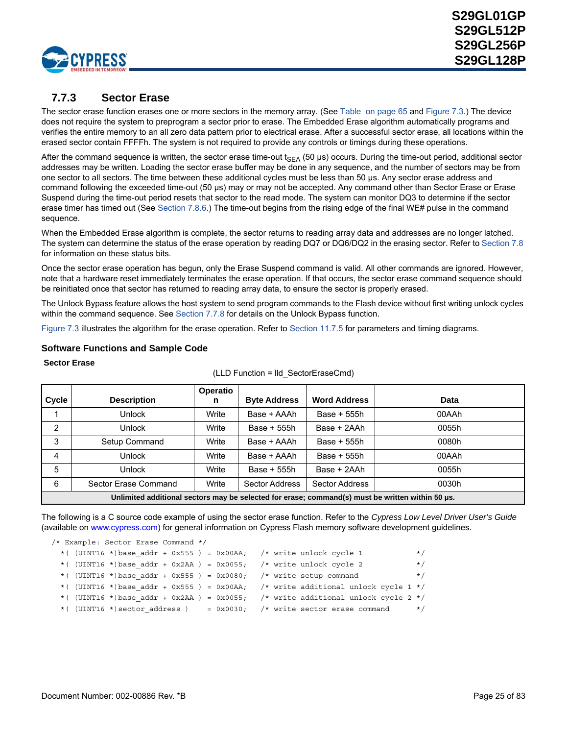### 7.7.3 Sector Erase

The sector erase function erases one or more sectors in the memory array. (See Table  on page 65 and Figure 7.3.) The device does not require the system to preprogram a sector prior to erase. The Embedded Erase algorithm automatically programs and verifies the entire memory to an all zero data pattern prior to electrical erase. After a successful sector erase, all locations within the erased sector contain FFFFh. The system is not required to provide any controls or timings during these operations.

After the command sequence is written, the sector erase time-out $t_{SEA}$ (50 µs) occurs. During the time-out period, additional sector addresses may be written. Loading the sector erase buffer may be done in any sequence, and the number of sectors may be from one sector to all sectors. The time between these additional cycles must be less than 50 µs. Any sector erase address and command following the exceeded time-out (50 µs) may or may not be accepted. Any command other than Sector Erase or Erase Suspend during the time-out period resets that sector to the read mode. The system can monitor DQ3 to determine if the sector erase timer has timed out (See Section 7.8.6.) The time-out begins from the rising edge of the final WE# pulse in the command sequence.

When the Embedded Erase algorithm is complete, the sector returns to reading array data and addresses are no longer latched. The system can determine the status of the erase operation by reading DQ7 or DQ6/DQ2 in the erasing sector. Refer to Section 7.8 for information on these status bits.

Once the sector erase operation has begun, only the Erase Suspend command is valid. All other commands are ignored. However, note that a hardware reset immediately terminates the erase operation. If that occurs, the sector erase command sequence should be reinitiated once that sector has returned to reading array data, to ensure the sector is properly erased.

The Unlock Bypass feature allows the host system to send program commands to the Flash device without first writing unlock cycles within the command sequence. See Section 7.7.8 for details on the Unlock Bypass function.

Figure 7.3 illustrates the algorithm for the erase operation. Refer to Section 11.7.5 for parameters and timing diagrams.

#### Software Functions and Sample Code

**Sector Erase**

(LLD Function = lld_SectorEraseCmd)

| Cycle | Description | Operation | Byte Address | Word Address | Data |
|---|---|---|---|---|---|
| 1 | Unlock | Write | Base + AAAh | Base + 555h | 00AAh |
| 2 | Unlock | Write | Base + 555h | Base + 2AAh | 0055h |
| 3 | Setup Command | Write | Base + AAAh | Base + 555h | 0080h |
| 4 | Unlock | Write | Base + AAAh | Base + 555h | 00AAh |
| 5 | Unlock | Write | Base + 555h | Base + 2AAh | 0055h |
| 6 | Sector Erase Command | Write | Sector Address | Sector Address | 0030h |
| **Unlimited additional sectors may be selected for erase; command(s) must be written within 50 µs.** | | | | | |

The following is a C source code example of using the sector erase function. Refer to the *Cypress Low Level Driver User's Guide* (available on www.cypress.com) for general information on Cypress Flash memory software development guidelines.

```
/* Example: Sector Erase Command */
  *( (UINT16 *)base_addr + 0x555 ) = 0x00AA;   /* write unlock cycle 1            */
  *( (UINT16 *)base_addr + 0x2AA ) = 0x0055;   /* write unlock cycle 2            */
  *( (UINT16 *)base_addr + 0x555 ) = 0x0080;   /* write setup command             */
  *( (UINT16 *)base_addr + 0x555 ) = 0x00AA;   /* write additional unlock cycle 1 */
  *( (UINT16 *)base_addr + 0x2AA ) = 0x0055;   /* write additional unlock cycle 2 */
  *( (UINT16 *)sector_address )    = 0x0030;   /* write sector erase command      */
```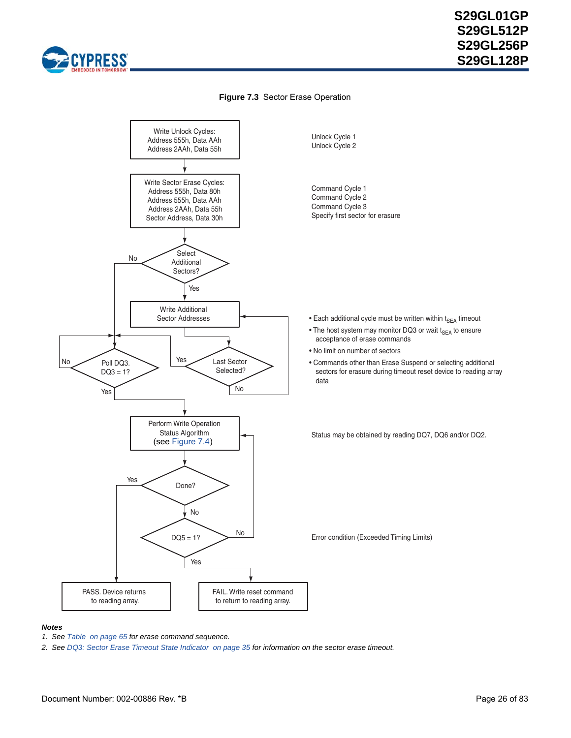**Figure 7.3** Sector Erase Operation

Write Unlock Cycles:
Address 555h, Data AAh
Address 2AAh, Data 55h

Unlock Cycle 1
Unlock Cycle 2

Write Sector Erase Cycles:
Address 555h, Data 80h
Address 555h, Data AAh
Address 2AAh, Data 55h
Sector Address, Data 30h

Command Cycle 1
Command Cycle 2
Command Cycle 3
Specify first sector for erasure

Select Additional Sectors? — No / Yes

Write Additional Sector Addresses

- Each additional cycle must be written within $t_{SEA}$ timeout
- The host system may monitor DQ3 or wait $t_{SEA}$ to ensure acceptance of erase commands
- No limit on number of sectors
- Commands other than Erase Suspend or selecting additional sectors for erasure during timeout reset device to reading array data

Last Sector Selected? — Yes / No

Poll DQ3. DQ3 = 1? — No / Yes

Perform Write Operation Status Algorithm (see Figure 7.4)

Status may be obtained by reading DQ7, DQ6 and/or DQ2.

Done? — Yes / No

DQ5 = 1? — No / Yes

Error condition (Exceeded Timing Limits)

PASS. Device returns to reading array.

FAIL. Write reset command to return to reading array.

**Notes**

1. *See Table on page 65 for erase command sequence.*
2. *See DQ3: Sector Erase Timeout State Indicator on page 35 for information on the sector erase timeout.*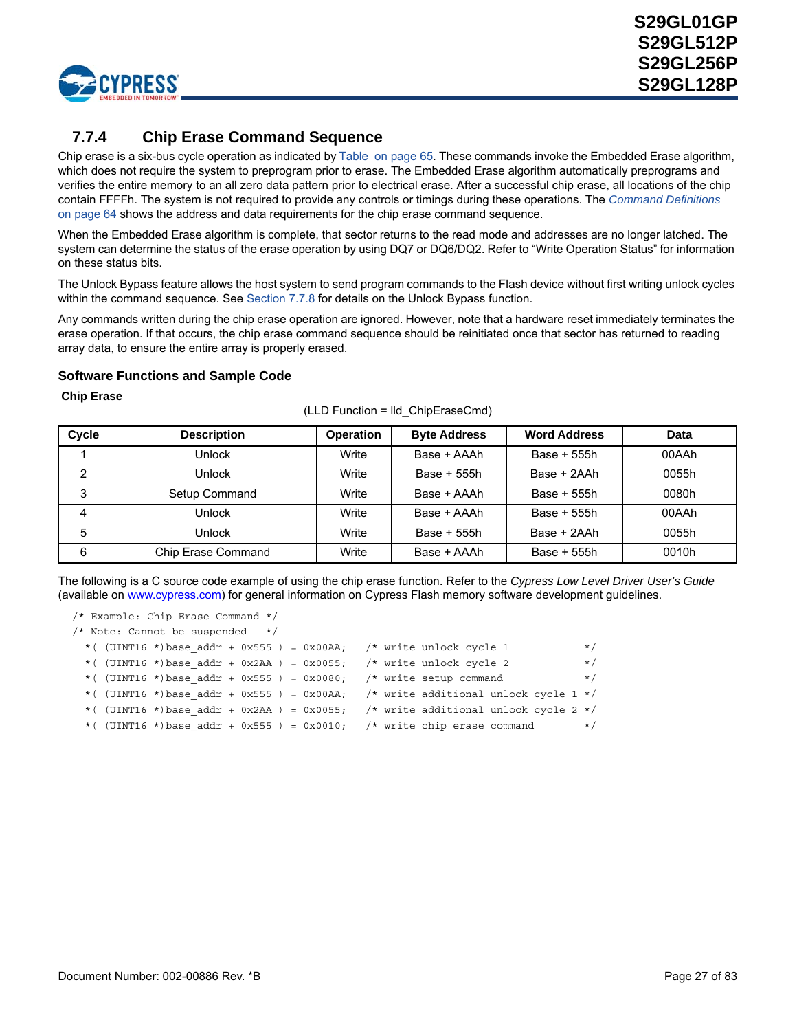### 7.7.4 Chip Erase Command Sequence

Chip erase is a six-bus cycle operation as indicated by Table on page 65. These commands invoke the Embedded Erase algorithm, which does not require the system to preprogram prior to erase. The Embedded Erase algorithm automatically preprograms and verifies the entire memory to an all zero data pattern prior to electrical erase. After a successful chip erase, all locations of the chip contain FFFFh. The system is not required to provide any controls or timings during these operations. The *Command Definitions* on page 64 shows the address and data requirements for the chip erase command sequence.

When the Embedded Erase algorithm is complete, that sector returns to the read mode and addresses are no longer latched. The system can determine the status of the erase operation by using DQ7 or DQ6/DQ2. Refer to "Write Operation Status" for information on these status bits.

The Unlock Bypass feature allows the host system to send program commands to the Flash device without first writing unlock cycles within the command sequence. See Section 7.7.8 for details on the Unlock Bypass function.

Any commands written during the chip erase operation are ignored. However, note that a hardware reset immediately terminates the erase operation. If that occurs, the chip erase command sequence should be reinitiated once that sector has returned to reading array data, to ensure the entire array is properly erased.

#### Software Functions and Sample Code

**Chip Erase**

(LLD Function = lld_ChipEraseCmd)

| Cycle | Description | Operation | Byte Address | Word Address | Data |
|---|---|---|---|---|---|
| 1 | Unlock | Write | Base + AAAh | Base + 555h | 00AAh |
| 2 | Unlock | Write | Base + 555h | Base + 2AAh | 0055h |
| 3 | Setup Command | Write | Base + AAAh | Base + 555h | 0080h |
| 4 | Unlock | Write | Base + AAAh | Base + 555h | 00AAh |
| 5 | Unlock | Write | Base + 555h | Base + 2AAh | 0055h |
| 6 | Chip Erase Command | Write | Base + AAAh | Base + 555h | 0010h |

The following is a C source code example of using the chip erase function. Refer to the *Cypress Low Level Driver User's Guide* (available on www.cypress.com) for general information on Cypress Flash memory software development guidelines.

```
/* Example: Chip Erase Command */
/* Note: Cannot be suspended   */
  *( (UINT16 *)base_addr + 0x555 ) = 0x00AA;   /* write unlock cycle 1            */
  *( (UINT16 *)base_addr + 0x2AA ) = 0x0055;   /* write unlock cycle 2            */
  *( (UINT16 *)base_addr + 0x555 ) = 0x0080;   /* write setup command             */
  *( (UINT16 *)base_addr + 0x555 ) = 0x00AA;   /* write additional unlock cycle 1 */
  *( (UINT16 *)base_addr + 0x2AA ) = 0x0055;   /* write additional unlock cycle 2 */
  *( (UINT16 *)base_addr + 0x555 ) = 0x0010;   /* write chip erase command        */
```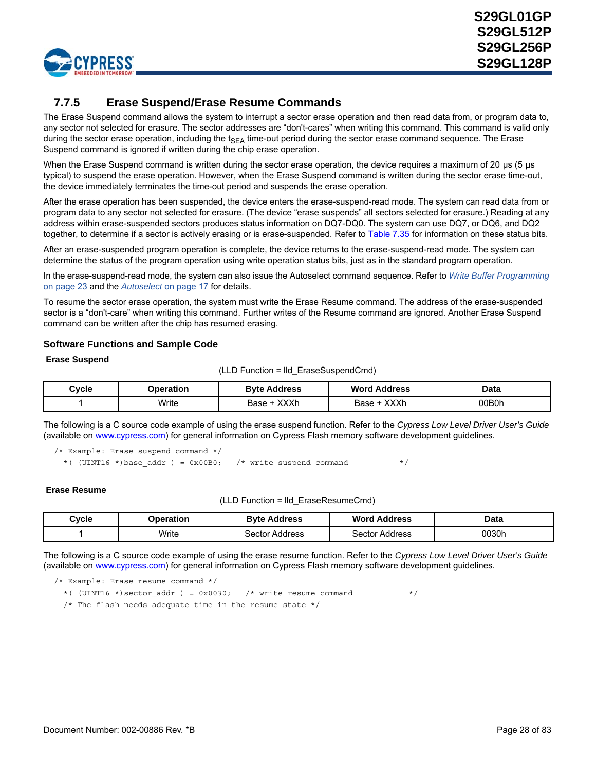### 7.7.5 Erase Suspend/Erase Resume Commands

The Erase Suspend command allows the system to interrupt a sector erase operation and then read data from, or program data to, any sector not selected for erasure. The sector addresses are “don't-cares” when writing this command. This command is valid only during the sector erase operation, including the $t_{SEA}$ time-out period during the sector erase command sequence. The Erase Suspend command is ignored if written during the chip erase operation.

When the Erase Suspend command is written during the sector erase operation, the device requires a maximum of 20 µs (5 µs typical) to suspend the erase operation. However, when the Erase Suspend command is written during the sector erase time-out, the device immediately terminates the time-out period and suspends the erase operation.

After the erase operation has been suspended, the device enters the erase-suspend-read mode. The system can read data from or program data to any sector not selected for erasure. (The device “erase suspends” all sectors selected for erasure.) Reading at any address within erase-suspended sectors produces status information on DQ7-DQ0. The system can use DQ7, or DQ6, and DQ2 together, to determine if a sector is actively erasing or is erase-suspended. Refer to Table 7.35 for information on these status bits.

After an erase-suspended program operation is complete, the device returns to the erase-suspend-read mode. The system can determine the status of the program operation using write operation status bits, just as in the standard program operation.

In the erase-suspend-read mode, the system can also issue the Autoselect command sequence. Refer to *Write Buffer Programming* on page 23 and the *Autoselect* on page 17 for details.

To resume the sector erase operation, the system must write the Erase Resume command. The address of the erase-suspended sector is a “don't-care” when writing this command. Further writes of the Resume command are ignored. Another Erase Suspend command can be written after the chip has resumed erasing.

#### Software Functions and Sample Code

**Erase Suspend**

(LLD Function = lld_EraseSuspendCmd)

| Cycle | Operation | Byte Address | Word Address | Data |
|---|---|---|---|---|
| 1 | Write | Base + XXXh | Base + XXXh | 00B0h |

The following is a C source code example of using the erase suspend function. Refer to the *Cypress Low Level Driver User’s Guide* (available on www.cypress.com) for general information on Cypress Flash memory software development guidelines.

```
/* Example: Erase suspend command */
  *( (UINT16 *)base_addr ) = 0x00B0;    /* write suspend command           */
```

**Erase Resume**

(LLD Function = lld_EraseResumeCmd)

| Cycle | Operation | Byte Address | Word Address | Data |
|---|---|---|---|---|
| 1 | Write | Sector Address | Sector Address | 0030h |

The following is a C source code example of using the erase resume function. Refer to the *Cypress Low Level Driver User’s Guide* (available on www.cypress.com) for general information on Cypress Flash memory software development guidelines.

```
/* Example: Erase resume command */
  *( (UINT16 *)sector_addr ) = 0x0030;    /* write resume command           */
  /* The flash needs adequate time in the resume state */
```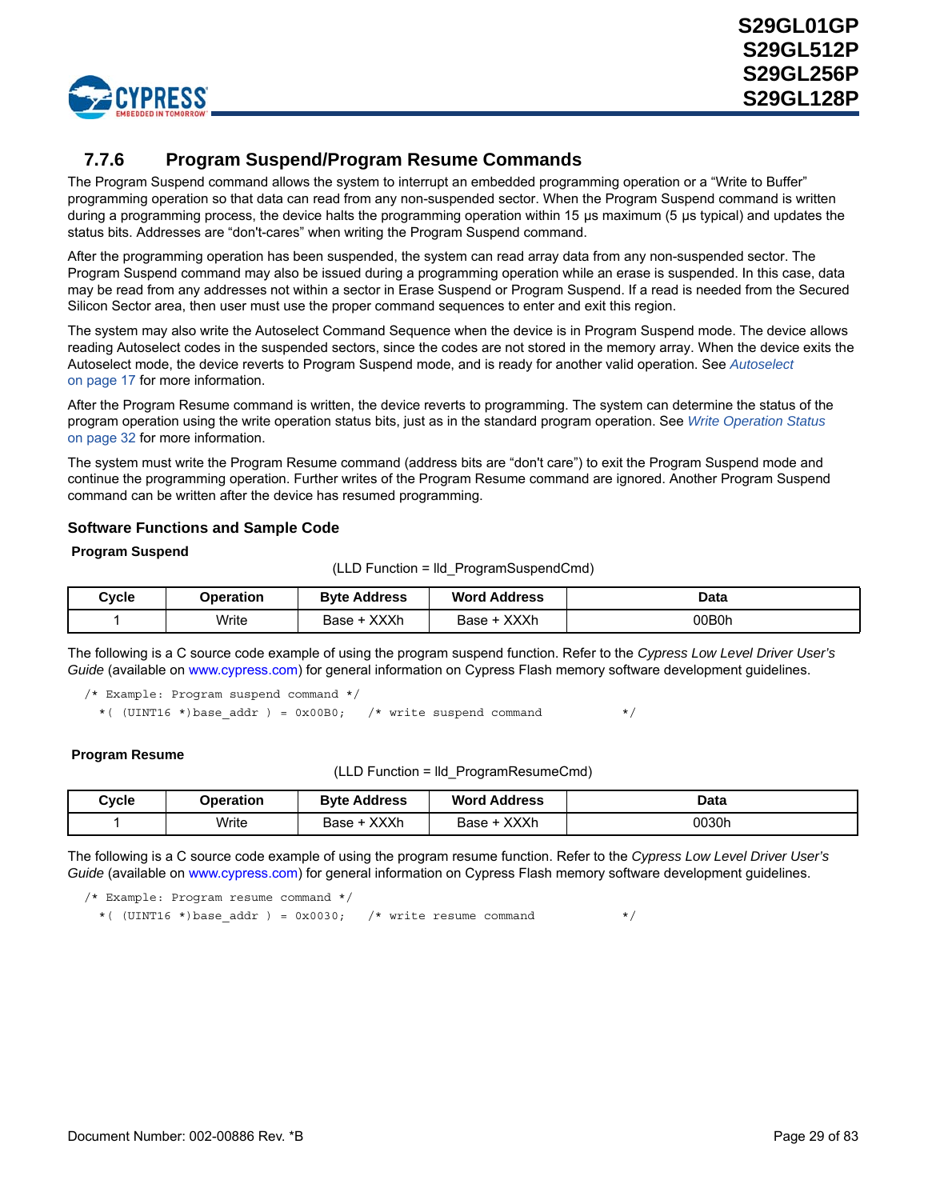### 7.7.6 Program Suspend/Program Resume Commands

The Program Suspend command allows the system to interrupt an embedded programming operation or a "Write to Buffer" programming operation so that data can read from any non-suspended sector. When the Program Suspend command is written during a programming process, the device halts the programming operation within 15 µs maximum (5 µs typical) and updates the status bits. Addresses are "don't-cares" when writing the Program Suspend command.

After the programming operation has been suspended, the system can read array data from any non-suspended sector. The Program Suspend command may also be issued during a programming operation while an erase is suspended. In this case, data may be read from any addresses not within a sector in Erase Suspend or Program Suspend. If a read is needed from the Secured Silicon Sector area, then user must use the proper command sequences to enter and exit this region.

The system may also write the Autoselect Command Sequence when the device is in Program Suspend mode. The device allows reading Autoselect codes in the suspended sectors, since the codes are not stored in the memory array. When the device exits the Autoselect mode, the device reverts to Program Suspend mode, and is ready for another valid operation. See *Autoselect* on page 17 for more information.

After the Program Resume command is written, the device reverts to programming. The system can determine the status of the program operation using the write operation status bits, just as in the standard program operation. See *Write Operation Status* on page 32 for more information.

The system must write the Program Resume command (address bits are "don't care") to exit the Program Suspend mode and continue the programming operation. Further writes of the Program Resume command are ignored. Another Program Suspend command can be written after the device has resumed programming.

#### Software Functions and Sample Code

**Program Suspend**

(LLD Function = lld_ProgramSuspendCmd)

| Cycle | Operation | Byte Address | Word Address | Data |
|---|---|---|---|---|
| 1 | Write | Base + XXXh | Base + XXXh | 00B0h |

The following is a C source code example of using the program suspend function. Refer to the *Cypress Low Level Driver User's Guide* (available on www.cypress.com) for general information on Cypress Flash memory software development guidelines.

```
/* Example: Program suspend command */
  *( (UINT16 *)base_addr ) = 0x00B0;    /* write suspend command          */
```

**Program Resume**

(LLD Function = lld_ProgramResumeCmd)

| Cycle | Operation | Byte Address | Word Address | Data |
|---|---|---|---|---|
| 1 | Write | Base + XXXh | Base + XXXh | 0030h |

The following is a C source code example of using the program resume function. Refer to the *Cypress Low Level Driver User's Guide* (available on www.cypress.com) for general information on Cypress Flash memory software development guidelines.

```
/* Example: Program resume command */
  *( (UINT16 *)base_addr ) = 0x0030;    /* write resume command           */
```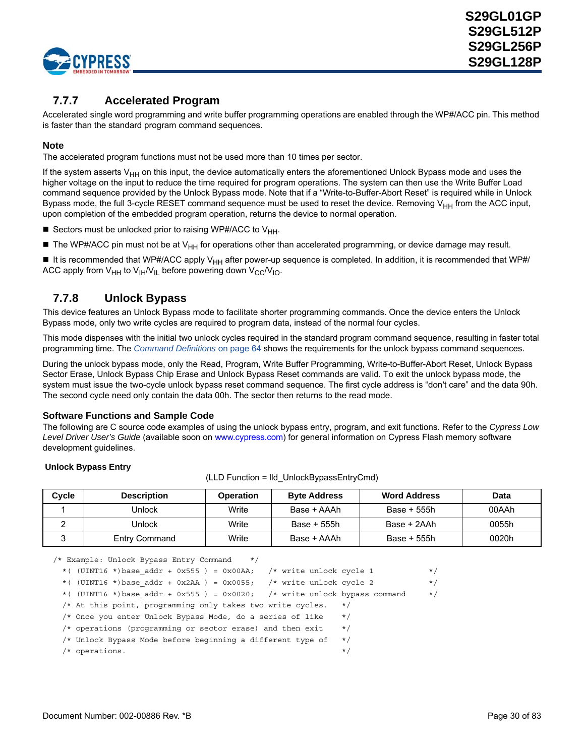### 7.7.7 Accelerated Program

Accelerated single word programming and write buffer programming operations are enabled through the WP#/ACC pin. This method is faster than the standard program command sequences.

#### Note

The accelerated program functions must not be used more than 10 times per sector.

If the system asserts $V_{HH}$ on this input, the device automatically enters the aforementioned Unlock Bypass mode and uses the higher voltage on the input to reduce the time required for program operations. The system can then use the Write Buffer Load command sequence provided by the Unlock Bypass mode. Note that if a "Write-to-Buffer-Abort Reset" is required while in Unlock Bypass mode, the full 3-cycle RESET command sequence must be used to reset the device. Removing $V_{HH}$ from the ACC input, upon completion of the embedded program operation, returns the device to normal operation.

- Sectors must be unlocked prior to raising WP#/ACC to $V_{HH}$.
- The WP#/ACC pin must not be at $V_{HH}$ for operations other than accelerated programming, or device damage may result.
- It is recommended that WP#/ACC apply $V_{HH}$ after power-up sequence is completed. In addition, it is recommended that WP#/ACC apply from $V_{HH}$ to $V_{IH}$/$V_{IL}$ before powering down $V_{CC}$/$V_{IO}$.

### 7.7.8 Unlock Bypass

This device features an Unlock Bypass mode to facilitate shorter programming commands. Once the device enters the Unlock Bypass mode, only two write cycles are required to program data, instead of the normal four cycles.

This mode dispenses with the initial two unlock cycles required in the standard program command sequence, resulting in faster total programming time. The *Command Definitions* on page 64 shows the requirements for the unlock bypass command sequences.

During the unlock bypass mode, only the Read, Program, Write Buffer Programming, Write-to-Buffer-Abort Reset, Unlock Bypass Sector Erase, Unlock Bypass Chip Erase and Unlock Bypass Reset commands are valid. To exit the unlock bypass mode, the system must issue the two-cycle unlock bypass reset command sequence. The first cycle address is "don't care" and the data 90h. The second cycle need only contain the data 00h. The sector then returns to the read mode.

#### Software Functions and Sample Code

The following are C source code examples of using the unlock bypass entry, program, and exit functions. Refer to the *Cypress Low Level Driver User's Guide* (available soon on www.cypress.com) for general information on Cypress Flash memory software development guidelines.

**Unlock Bypass Entry**

(LLD Function = lld_UnlockBypassEntryCmd)

| Cycle | Description | Operation | Byte Address | Word Address | Data |
|---|---|---|---|---|---|
| 1 | Unlock | Write | Base + AAAh | Base + 555h | 00AAh |
| 2 | Unlock | Write | Base + 555h | Base + 2AAh | 0055h |
| 3 | Entry Command | Write | Base + AAAh | Base + 555h | 0020h |

```
/* Example: Unlock Bypass Entry Command     */
  *( (UINT16 *)base_addr + 0x555 ) = 0x00AA;   /* write unlock cycle 1            */
  *( (UINT16 *)base_addr + 0x2AA ) = 0x0055;   /* write unlock cycle 2            */
  *( (UINT16 *)base_addr + 0x555 ) = 0x0020;   /* write unlock bypass command     */
  /* At this point, programming only takes two write cycles.   */
  /* Once you enter Unlock Bypass Mode, do a series of like    */
  /* operations (programming or sector erase) and then exit    */
  /* Unlock Bypass Mode before beginning a different type of   */
  /* operations.                                               */
```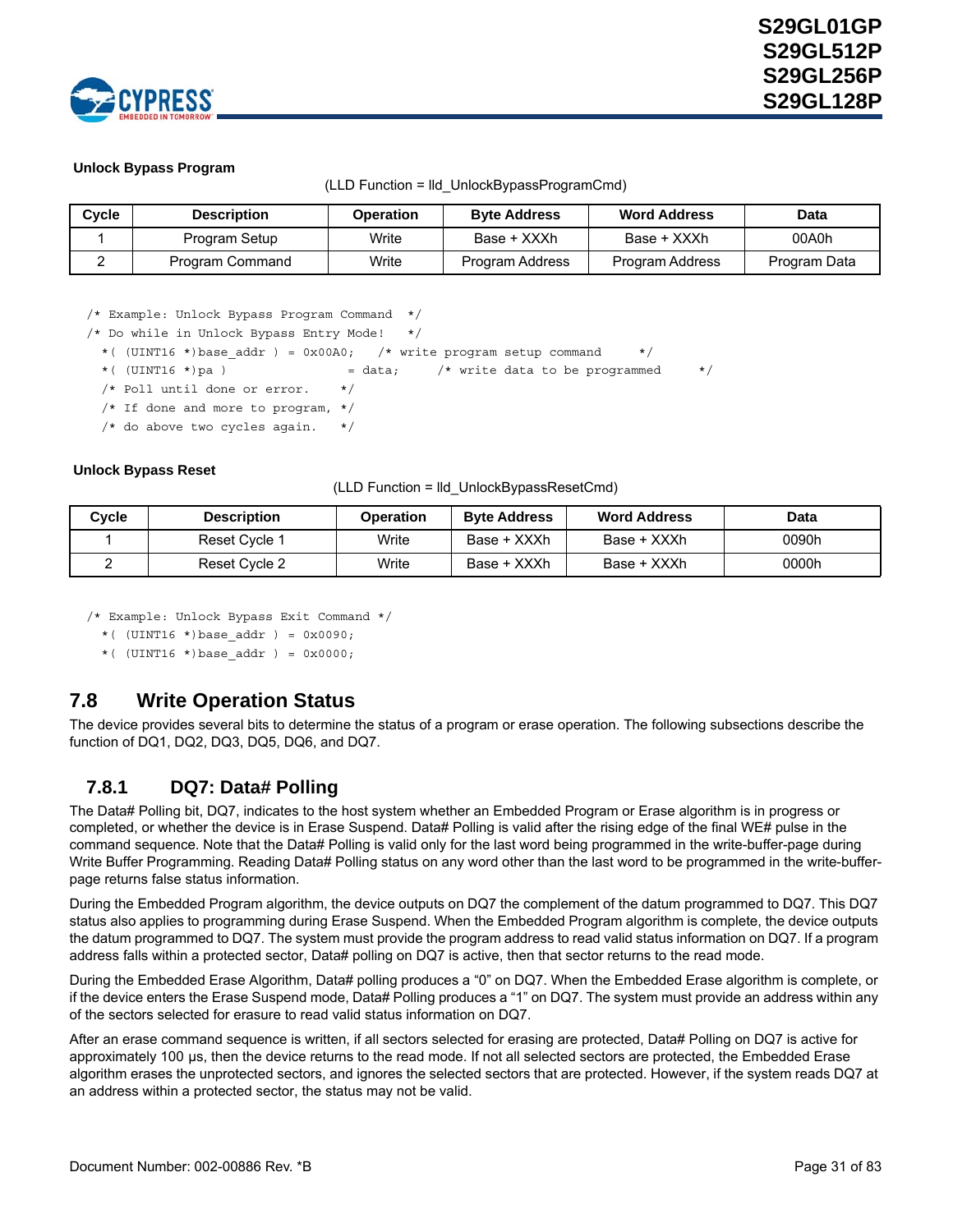**Unlock Bypass Program**

(LLD Function = lld_UnlockBypassProgramCmd)

| Cycle | Description | Operation | Byte Address | Word Address | Data |
|---|---|---|---|---|---|
| 1 | Program Setup | Write | Base + XXXh | Base + XXXh | 00A0h |
| 2 | Program Command | Write | Program Address | Program Address | Program Data |

```
/* Example: Unlock Bypass Program Command  */
/* Do while in Unlock Bypass Entry Mode!   */
  *( (UINT16 *)base_addr ) = 0x00A0;   /* write program setup command     */
  *( (UINT16 *)pa )                = data;     /* write data to be programmed     */
  /* Poll until done or error.     */
  /* If done and more to program, */
  /* do above two cycles again.    */
```

**Unlock Bypass Reset**

(LLD Function = lld_UnlockBypassResetCmd)

| Cycle | Description | Operation | Byte Address | Word Address | Data |
|---|---|---|---|---|---|
| 1 | Reset Cycle 1 | Write | Base + XXXh | Base + XXXh | 0090h |
| 2 | Reset Cycle 2 | Write | Base + XXXh | Base + XXXh | 0000h |

```
/* Example: Unlock Bypass Exit Command */
  *( (UINT16 *)base_addr ) = 0x0090;
  *( (UINT16 *)base_addr ) = 0x0000;
```

## 7.8 Write Operation Status

The device provides several bits to determine the status of a program or erase operation. The following subsections describe the function of DQ1, DQ2, DQ3, DQ5, DQ6, and DQ7.

### 7.8.1 DQ7: Data# Polling

The Data# Polling bit, DQ7, indicates to the host system whether an Embedded Program or Erase algorithm is in progress or completed, or whether the device is in Erase Suspend. Data# Polling is valid after the rising edge of the final WE# pulse in the command sequence. Note that the Data# Polling is valid only for the last word being programmed in the write-buffer-page during Write Buffer Programming. Reading Data# Polling status on any word other than the last word to be programmed in the write-buffer-page returns false status information.

During the Embedded Program algorithm, the device outputs on DQ7 the complement of the datum programmed to DQ7. This DQ7 status also applies to programming during Erase Suspend. When the Embedded Program algorithm is complete, the device outputs the datum programmed to DQ7. The system must provide the program address to read valid status information on DQ7. If a program address falls within a protected sector, Data# polling on DQ7 is active, then that sector returns to the read mode.

During the Embedded Erase Algorithm, Data# polling produces a "0" on DQ7. When the Embedded Erase algorithm is complete, or if the device enters the Erase Suspend mode, Data# Polling produces a "1" on DQ7. The system must provide an address within any of the sectors selected for erasure to read valid status information on DQ7.

After an erase command sequence is written, if all sectors selected for erasing are protected, Data# Polling on DQ7 is active for approximately 100 µs, then the device returns to the read mode. If not all selected sectors are protected, the Embedded Erase algorithm erases the unprotected sectors, and ignores the selected sectors that are protected. However, if the system reads DQ7 at an address within a protected sector, the status may not be valid.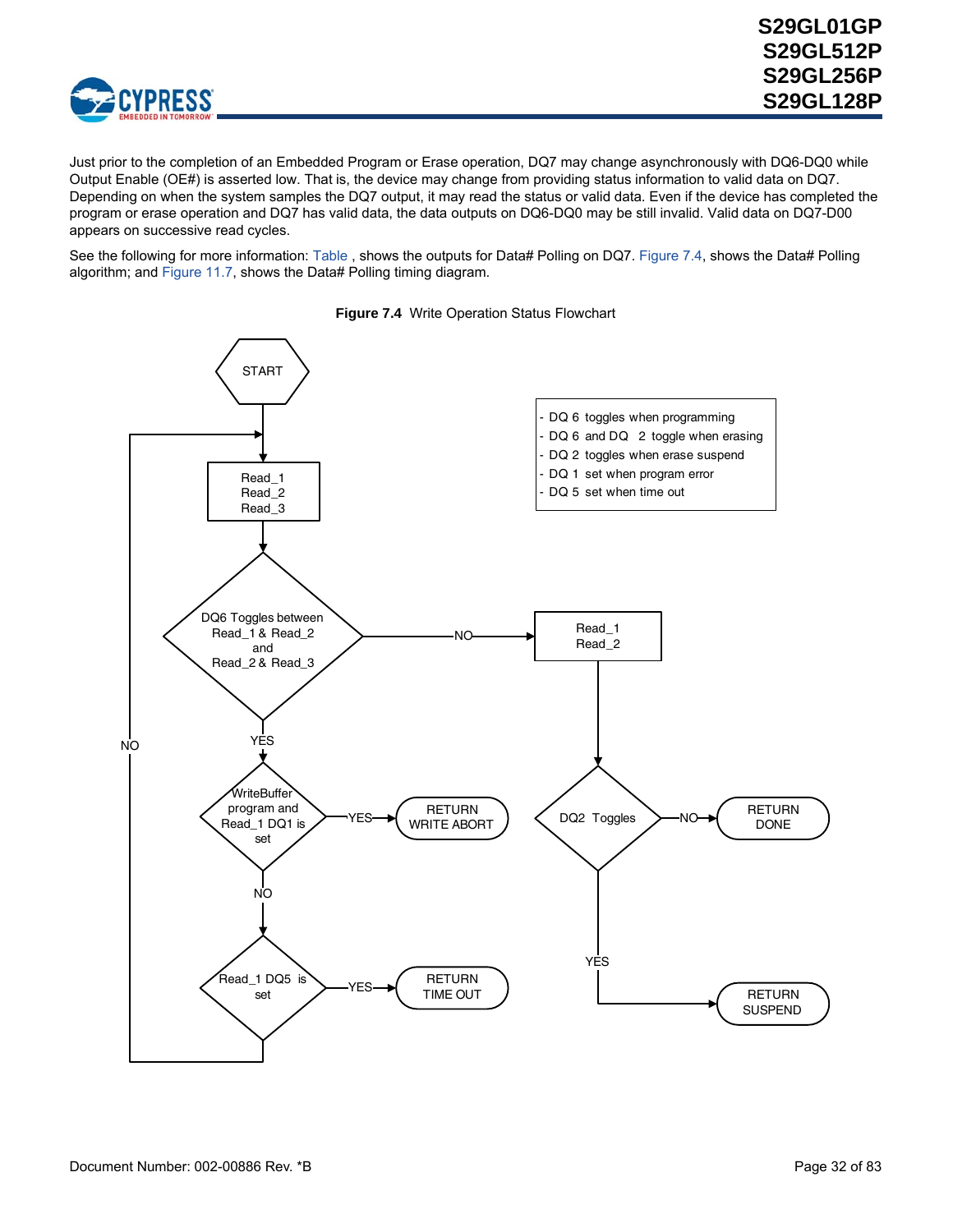Just prior to the completion of an Embedded Program or Erase operation, DQ7 may change asynchronously with DQ6-DQ0 while Output Enable (OE#) is asserted low. That is, the device may change from providing status information to valid data on DQ7. Depending on when the system samples the DQ7 output, it may read the status or valid data. Even if the device has completed the program or erase operation and DQ7 has valid data, the data outputs on DQ6-DQ0 may be still invalid. Valid data on DQ7-D00 appears on successive read cycles.

See the following for more information: Table , shows the outputs for Data# Polling on DQ7. Figure 7.4, shows the Data# Polling algorithm; and Figure 11.7, shows the Data# Polling timing diagram.

**Figure 7.4** Write Operation Status Flowchart

- DQ 6 toggles when programming
- DQ 6 and DQ 2 toggle when erasing
- DQ 2 toggles when erase suspend
- DQ 1 set when program error
- DQ 5 set when time out

START

Read_1
Read_2
Read_3

DQ6 Toggles between Read_1 & Read_2 and Read_2 & Read_3

NO → Read_1 Read_2 → DQ2 Toggles: NO → RETURN DONE; YES → RETURN SUSPEND

YES → WriteBuffer program and Read_1 DQ1 is set: YES → RETURN WRITE ABORT

NO → Read_1 DQ5 is set: YES → RETURN TIME OUT; NO → (back to Read_1 Read_2 Read_3)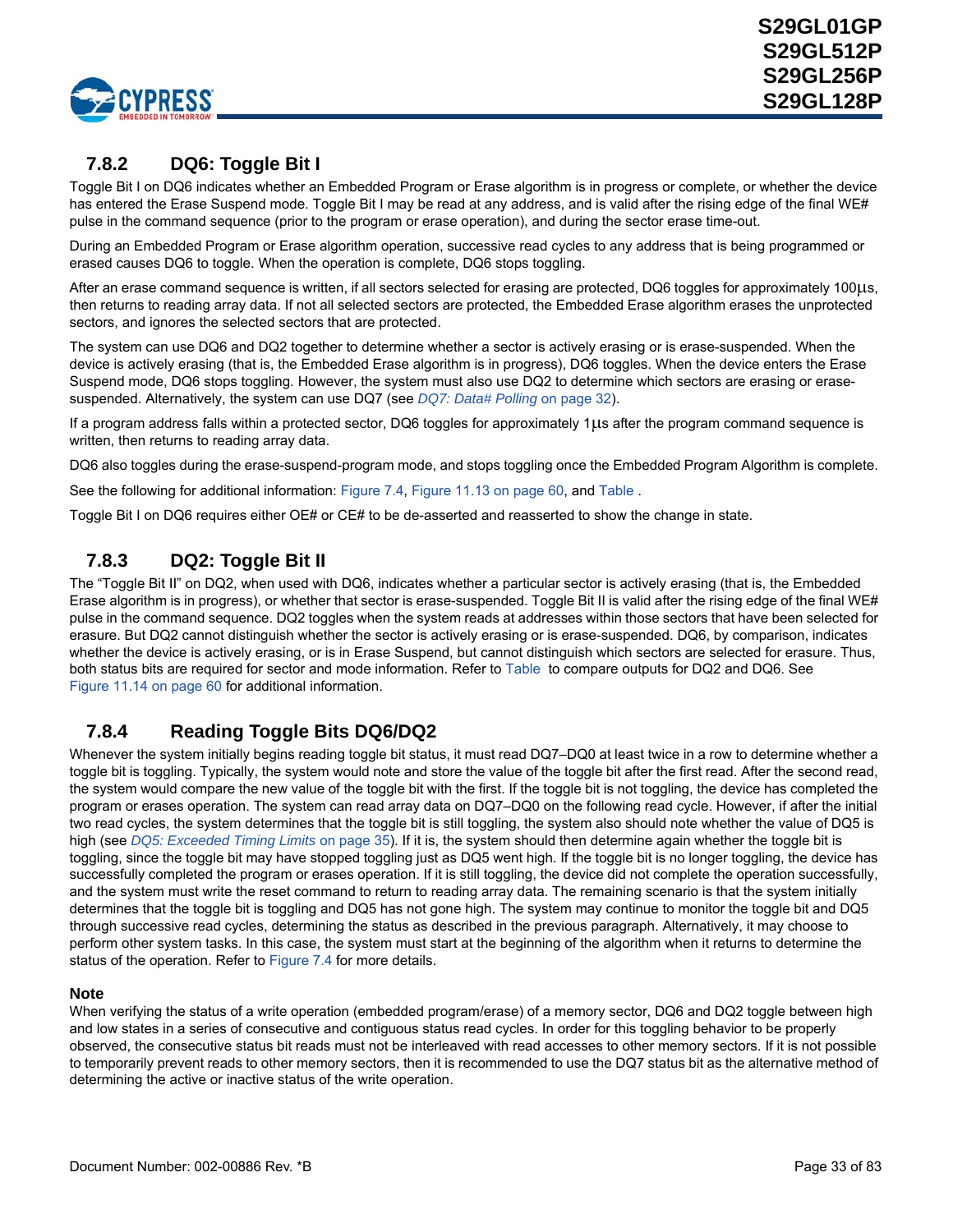### 7.8.2 DQ6: Toggle Bit I

Toggle Bit I on DQ6 indicates whether an Embedded Program or Erase algorithm is in progress or complete, or whether the device has entered the Erase Suspend mode. Toggle Bit I may be read at any address, and is valid after the rising edge of the final WE# pulse in the command sequence (prior to the program or erase operation), and during the sector erase time-out.

During an Embedded Program or Erase algorithm operation, successive read cycles to any address that is being programmed or erased causes DQ6 to toggle. When the operation is complete, DQ6 stops toggling.

After an erase command sequence is written, if all sectors selected for erasing are protected, DQ6 toggles for approximately 100µs, then returns to reading array data. If not all selected sectors are protected, the Embedded Erase algorithm erases the unprotected sectors, and ignores the selected sectors that are protected.

The system can use DQ6 and DQ2 together to determine whether a sector is actively erasing or is erase-suspended. When the device is actively erasing (that is, the Embedded Erase algorithm is in progress), DQ6 toggles. When the device enters the Erase Suspend mode, DQ6 stops toggling. However, the system must also use DQ2 to determine which sectors are erasing or erase-suspended. Alternatively, the system can use DQ7 (see *DQ7: Data# Polling* on page 32).

If a program address falls within a protected sector, DQ6 toggles for approximately 1µs after the program command sequence is written, then returns to reading array data.

DQ6 also toggles during the erase-suspend-program mode, and stops toggling once the Embedded Program Algorithm is complete.

See the following for additional information: Figure 7.4, Figure 11.13 on page 60, and Table .

Toggle Bit I on DQ6 requires either OE# or CE# to be de-asserted and reasserted to show the change in state.

### 7.8.3 DQ2: Toggle Bit II

The "Toggle Bit II" on DQ2, when used with DQ6, indicates whether a particular sector is actively erasing (that is, the Embedded Erase algorithm is in progress), or whether that sector is erase-suspended. Toggle Bit II is valid after the rising edge of the final WE# pulse in the command sequence. DQ2 toggles when the system reads at addresses within those sectors that have been selected for erasure. But DQ2 cannot distinguish whether the sector is actively erasing or is erase-suspended. DQ6, by comparison, indicates whether the device is actively erasing, or is in Erase Suspend, but cannot distinguish which sectors are selected for erasure. Thus, both status bits are required for sector and mode information. Refer to Table  to compare outputs for DQ2 and DQ6. See Figure 11.14 on page 60 for additional information.

### 7.8.4 Reading Toggle Bits DQ6/DQ2

Whenever the system initially begins reading toggle bit status, it must read DQ7–DQ0 at least twice in a row to determine whether a toggle bit is toggling. Typically, the system would note and store the value of the toggle bit after the first read. After the second read, the system would compare the new value of the toggle bit with the first. If the toggle bit is not toggling, the device has completed the program or erases operation. The system can read array data on DQ7–DQ0 on the following read cycle. However, if after the initial two read cycles, the system determines that the toggle bit is still toggling, the system also should note whether the value of DQ5 is high (see *DQ5: Exceeded Timing Limits* on page 35). If it is, the system should then determine again whether the toggle bit is toggling, since the toggle bit may have stopped toggling just as DQ5 went high. If the toggle bit is no longer toggling, the device has successfully completed the program or erases operation. If it is still toggling, the device did not complete the operation successfully, and the system must write the reset command to return to reading array data. The remaining scenario is that the system initially determines that the toggle bit is toggling and DQ5 has not gone high. The system may continue to monitor the toggle bit and DQ5 through successive read cycles, determining the status as described in the previous paragraph. Alternatively, it may choose to perform other system tasks. In this case, the system must start at the beginning of the algorithm when it returns to determine the status of the operation. Refer to Figure 7.4 for more details.

**Note**

When verifying the status of a write operation (embedded program/erase) of a memory sector, DQ6 and DQ2 toggle between high and low states in a series of consecutive and contiguous status read cycles. In order for this toggling behavior to be properly observed, the consecutive status bit reads must not be interleaved with read accesses to other memory sectors. If it is not possible to temporarily prevent reads to other memory sectors, then it is recommended to use the DQ7 status bit as the alternative method of determining the active or inactive status of the write operation.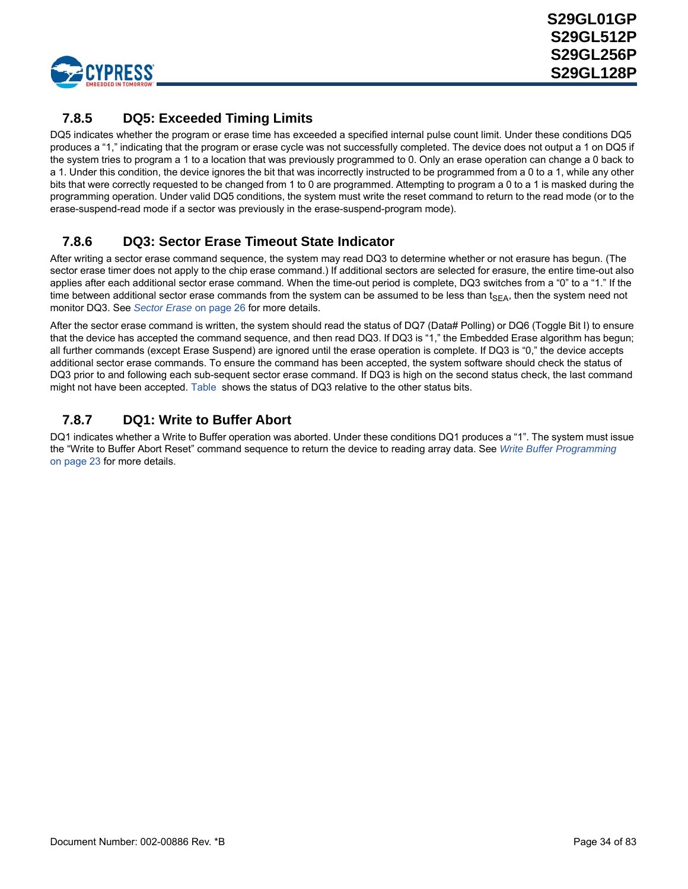### 7.8.5 DQ5: Exceeded Timing Limits

DQ5 indicates whether the program or erase time has exceeded a specified internal pulse count limit. Under these conditions DQ5 produces a "1," indicating that the program or erase cycle was not successfully completed. The device does not output a 1 on DQ5 if the system tries to program a 1 to a location that was previously programmed to 0. Only an erase operation can change a 0 back to a 1. Under this condition, the device ignores the bit that was incorrectly instructed to be programmed from a 0 to a 1, while any other bits that were correctly requested to be changed from 1 to 0 are programmed. Attempting to program a 0 to a 1 is masked during the programming operation. Under valid DQ5 conditions, the system must write the reset command to return to the read mode (or to the erase-suspend-read mode if a sector was previously in the erase-suspend-program mode).

### 7.8.6 DQ3: Sector Erase Timeout State Indicator

After writing a sector erase command sequence, the system may read DQ3 to determine whether or not erasure has begun. (The sector erase timer does not apply to the chip erase command.) If additional sectors are selected for erasure, the entire time-out also applies after each additional sector erase command. When the time-out period is complete, DQ3 switches from a "0" to a "1." If the time between additional sector erase commands from the system can be assumed to be less than $t_{SEA}$, then the system need not monitor DQ3. See *Sector Erase* on page 26 for more details.

After the sector erase command is written, the system should read the status of DQ7 (Data# Polling) or DQ6 (Toggle Bit I) to ensure that the device has accepted the command sequence, and then read DQ3. If DQ3 is "1," the Embedded Erase algorithm has begun; all further commands (except Erase Suspend) are ignored until the erase operation is complete. If DQ3 is "0," the device accepts additional sector erase commands. To ensure the command has been accepted, the system software should check the status of DQ3 prior to and following each sub-sequent sector erase command. If DQ3 is high on the second status check, the last command might not have been accepted. Table  shows the status of DQ3 relative to the other status bits.

### 7.8.7 DQ1: Write to Buffer Abort

DQ1 indicates whether a Write to Buffer operation was aborted. Under these conditions DQ1 produces a "1". The system must issue the "Write to Buffer Abort Reset" command sequence to return the device to reading array data. See *Write Buffer Programming* on page 23 for more details.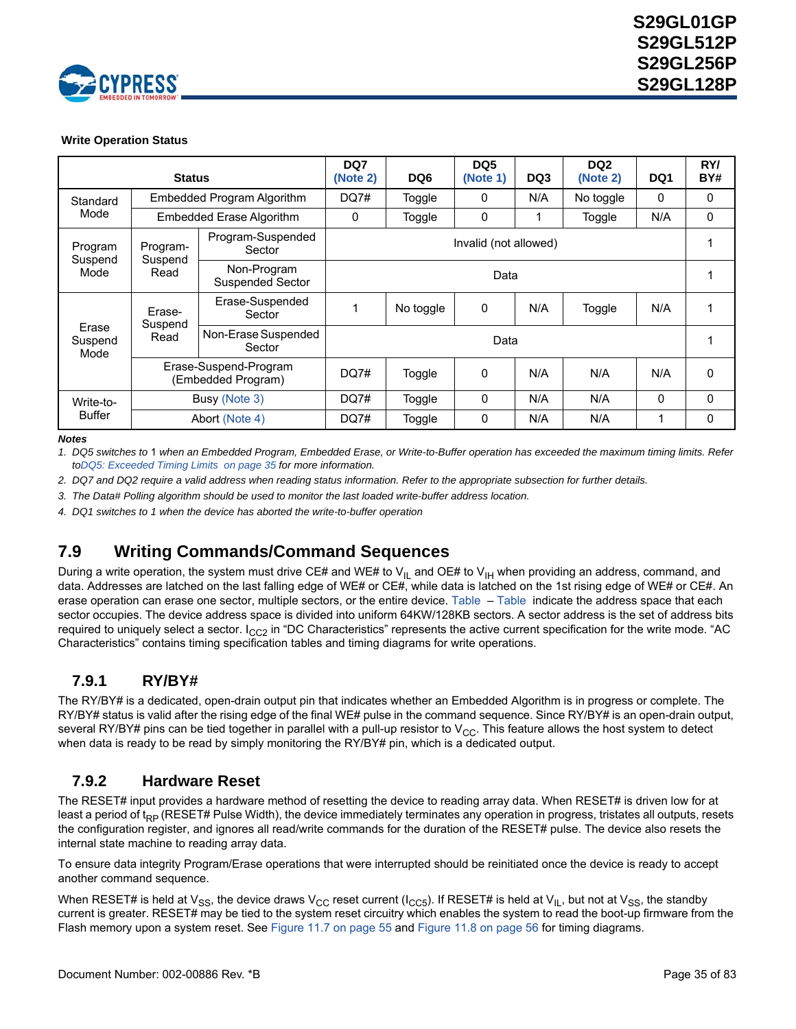**Write Operation Status**

| Status | | | DQ7 (Note 2) | DQ6 | DQ5 (Note 1) | DQ3 | DQ2 (Note 2) | DQ1 | RY/ BY# |
|---|---|---|---|---|---|---|---|---|---|
| Standard Mode | Embedded Program Algorithm | | DQ7# | Toggle | 0 | N/A | No toggle | 0 | 0 |
| | Embedded Erase Algorithm | | 0 | Toggle | 0 | 1 | Toggle | N/A | 0 |
| Program Suspend Mode | Program-Suspend Read | Program-Suspended Sector | Invalid (not allowed) | | | | | | 1 |
| | | Non-Program Suspended Sector | Data | | | | | | 1 |
| Erase Suspend Mode | Erase-Suspend Read | Erase-Suspended Sector | 1 | No toggle | 0 | N/A | Toggle | N/A | 1 |
| | | Non-Erase Suspended Sector | Data | | | | | | 1 |
| | Erase-Suspend-Program (Embedded Program) | | DQ7# | Toggle | 0 | N/A | N/A | N/A | 0 |
| Write-to-Buffer | Busy (Note 3) | | DQ7# | Toggle | 0 | N/A | N/A | 0 | 0 |
| | Abort (Note 4) | | DQ7# | Toggle | 0 | N/A | N/A | 1 | 0 |

***Notes***

1. *DQ5 switches to* 1 *when an Embedded Program, Embedded Erase, or Write-to-Buffer operation has exceeded the maximum timing limits. Refer toDQ5: Exceeded Timing Limits on page 35 for more information.*
2. *DQ7 and DQ2 require a valid address when reading status information. Refer to the appropriate subsection for further details.*
3. *The Data# Polling algorithm should be used to monitor the last loaded write-buffer address location.*
4. *DQ1 switches to 1 when the device has aborted the write-to-buffer operation*

## 7.9 Writing Commands/Command Sequences

During a write operation, the system must drive CE# and WE# to $V_{IL}$ and OE# to $V_{IH}$ when providing an address, command, and data. Addresses are latched on the last falling edge of WE# or CE#, while data is latched on the 1st rising edge of WE# or CE#. An erase operation can erase one sector, multiple sectors, or the entire device. Table – Table indicate the address space that each sector occupies. The device address space is divided into uniform 64KW/128KB sectors. A sector address is the set of address bits required to uniquely select a sector. $I_{CC2}$ in "DC Characteristics" represents the active current specification for the write mode. "AC Characteristics" contains timing specification tables and timing diagrams for write operations.

### 7.9.1 RY/BY#

The RY/BY# is a dedicated, open-drain output pin that indicates whether an Embedded Algorithm is in progress or complete. The RY/BY# status is valid after the rising edge of the final WE# pulse in the command sequence. Since RY/BY# is an open-drain output, several RY/BY# pins can be tied together in parallel with a pull-up resistor to $V_{CC}$. This feature allows the host system to detect when data is ready to be read by simply monitoring the RY/BY# pin, which is a dedicated output.

### 7.9.2 Hardware Reset

The RESET# input provides a hardware method of resetting the device to reading array data. When RESET# is driven low for at least a period of $t_{RP}$ (RESET# Pulse Width), the device immediately terminates any operation in progress, tristates all outputs, resets the configuration register, and ignores all read/write commands for the duration of the RESET# pulse. The device also resets the internal state machine to reading array data.

To ensure data integrity Program/Erase operations that were interrupted should be reinitiated once the device is ready to accept another command sequence.

When RESET# is held at $V_{SS}$, the device draws $V_{CC}$ reset current ($I_{CC5}$). If RESET# is held at $V_{IL}$, but not at $V_{SS}$, the standby current is greater. RESET# may be tied to the system reset circuitry which enables the system to read the boot-up firmware from the Flash memory upon a system reset. See Figure 11.7 on page 55 and Figure 11.8 on page 56 for timing diagrams.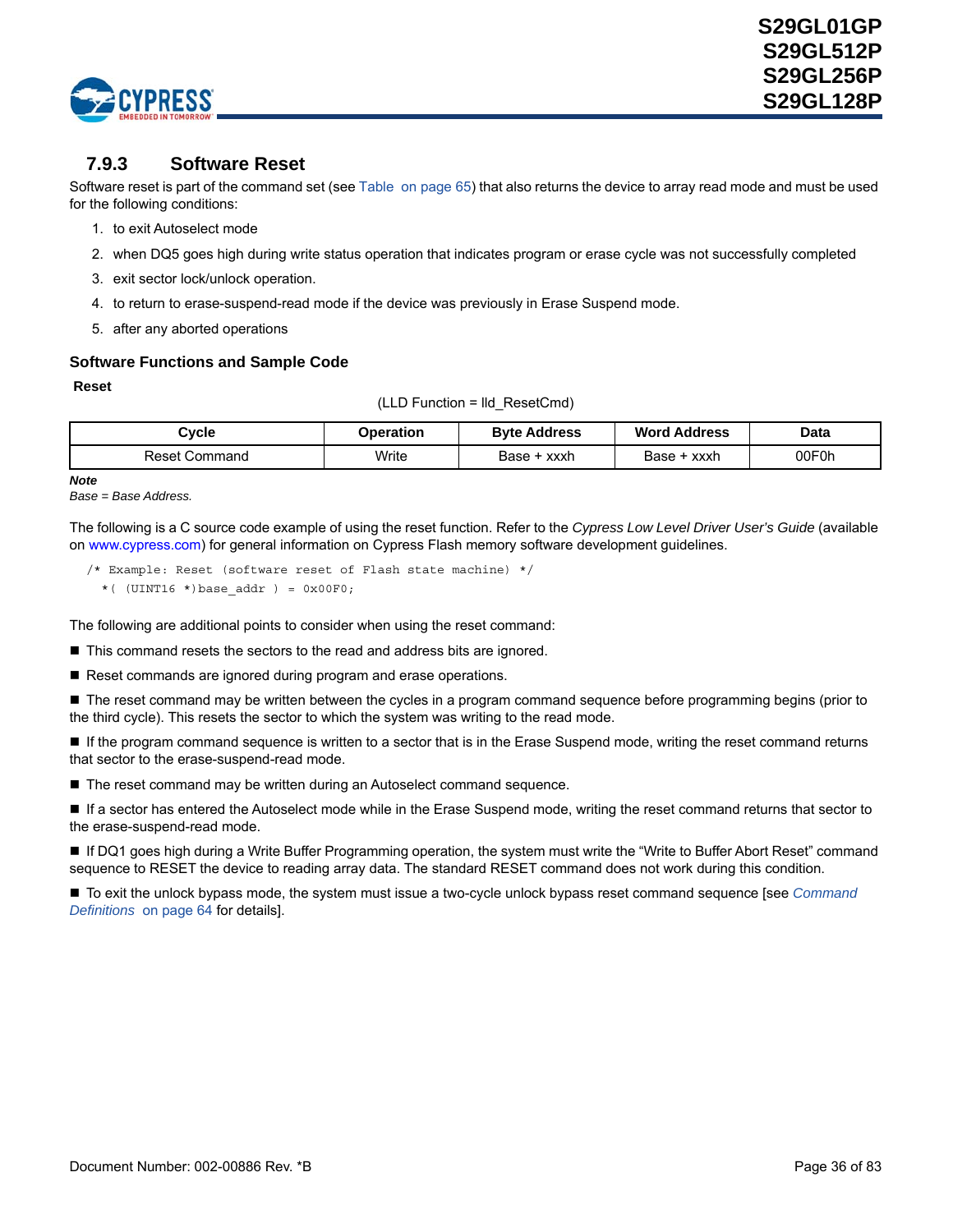### 7.9.3 Software Reset

Software reset is part of the command set (see Table on page 65) that also returns the device to array read mode and must be used for the following conditions:

1. to exit Autoselect mode
2. when DQ5 goes high during write status operation that indicates program or erase cycle was not successfully completed
3. exit sector lock/unlock operation.
4. to return to erase-suspend-read mode if the device was previously in Erase Suspend mode.
5. after any aborted operations

#### Software Functions and Sample Code

**Reset**

(LLD Function = lld_ResetCmd)

| Cycle | Operation | Byte Address | Word Address | Data |
|---|---|---|---|---|
| Reset Command | Write | Base + xxxh | Base + xxxh | 00F0h |

***Note***
*Base = Base Address.*

The following is a C source code example of using the reset function. Refer to the *Cypress Low Level Driver User's Guide* (available on www.cypress.com) for general information on Cypress Flash memory software development guidelines.

```
/* Example: Reset (software reset of Flash state machine) */
  *( (UINT16 *)base_addr ) = 0x00F0;
```

The following are additional points to consider when using the reset command:

- This command resets the sectors to the read and address bits are ignored.
- Reset commands are ignored during program and erase operations.
- The reset command may be written between the cycles in a program command sequence before programming begins (prior to the third cycle). This resets the sector to which the system was writing to the read mode.
- If the program command sequence is written to a sector that is in the Erase Suspend mode, writing the reset command returns that sector to the erase-suspend-read mode.
- The reset command may be written during an Autoselect command sequence.
- If a sector has entered the Autoselect mode while in the Erase Suspend mode, writing the reset command returns that sector to the erase-suspend-read mode.
- If DQ1 goes high during a Write Buffer Programming operation, the system must write the "Write to Buffer Abort Reset" command sequence to RESET the device to reading array data. The standard RESET command does not work during this condition.
- To exit the unlock bypass mode, the system must issue a two-cycle unlock bypass reset command sequence [see *Command Definitions* on page 64 for details].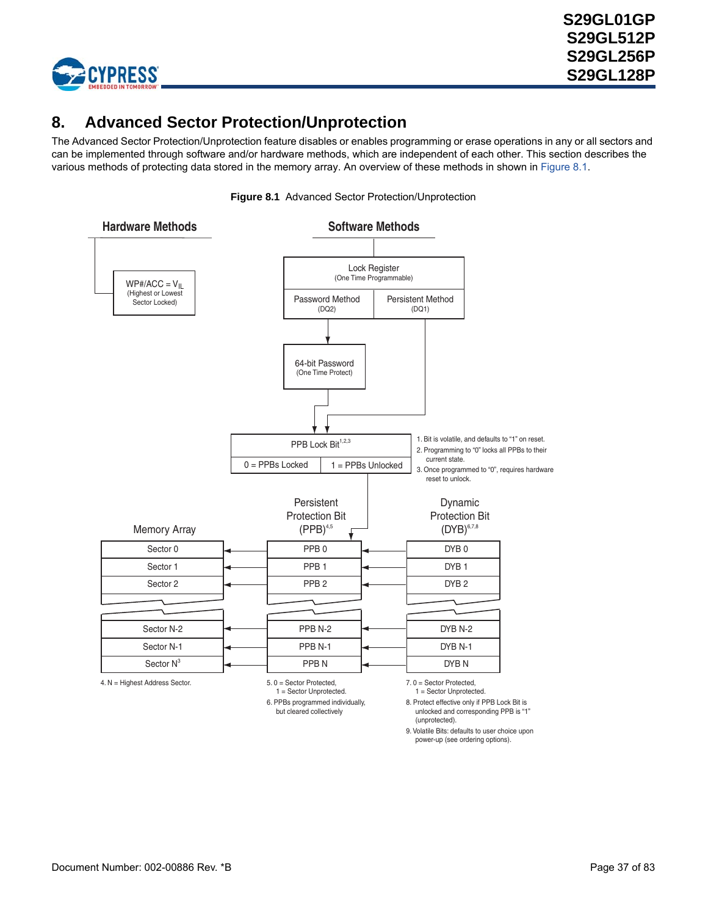# 8. Advanced Sector Protection/Unprotection

The Advanced Sector Protection/Unprotection feature disables or enables programming or erase operations in any or all sectors and can be implemented through software and/or hardware methods, which are independent of each other. This section describes the various methods of protecting data stored in the memory array. An overview of these methods in shown in Figure 8.1.

**Figure 8.1** Advanced Sector Protection/Unprotection

Hardware Methods

WP#/ACC = $V_{IL}$ (Highest or Lowest Sector Locked)

Software Methods

Lock Register (One Time Programmable)

Password Method (DQ2)

Persistent Method (DQ1)

64-bit Password (One Time Protect)

PPB Lock Bit[1,2,3]

0 = PPBs Locked

1 = PPBs Unlocked

1. Bit is volatile, and defaults to "1" on reset.
2. Programming to "0" locks all PPBs to their current state.
3. Once programmed to "0", requires hardware reset to unlock.

| Memory Array | Persistent Protection Bit (PPB)[4,5] | Dynamic Protection Bit (DYB)[6,7,8] |
|---|---|---|
| Sector 0 | PPB 0 | DYB 0 |
| Sector 1 | PPB 1 | DYB 1 |
| Sector 2 | PPB 2 | DYB 2 |
| Sector N-2 | PPB N-2 | DYB N-2 |
| Sector N-1 | PPB N-1 | DYB N-1 |
| Sector N[3] | PPB N | DYB N |

4. N = Highest Address Sector.

5. 0 = Sector Protected,
   1 = Sector Unprotected.
6. PPBs programmed individually, but cleared collectively

7. 0 = Sector Protected,
   1 = Sector Unprotected.
8. Protect effective only if PPB Lock Bit is unlocked and corresponding PPB is "1" (unprotected).
9. Volatile Bits: defaults to user choice upon power-up (see ordering options).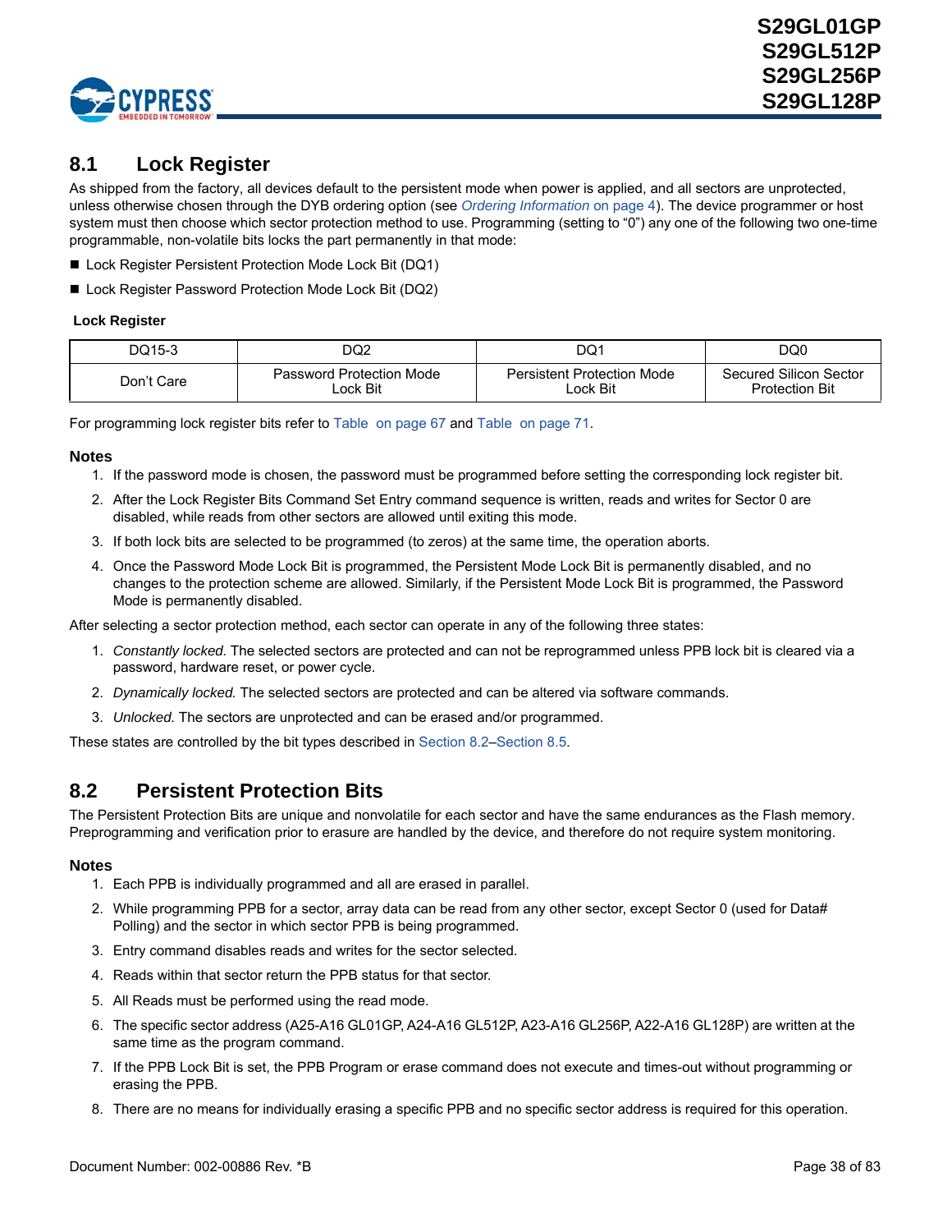## 8.1 Lock Register

As shipped from the factory, all devices default to the persistent mode when power is applied, and all sectors are unprotected, unless otherwise chosen through the DYB ordering option (see *Ordering Information* on page 4). The device programmer or host system must then choose which sector protection method to use. Programming (setting to "0") any one of the following two one-time programmable, non-volatile bits locks the part permanently in that mode:

- Lock Register Persistent Protection Mode Lock Bit (DQ1)
- Lock Register Password Protection Mode Lock Bit (DQ2)

**Lock Register**

| DQ15-3 | DQ2 | DQ1 | DQ0 |
|---|---|---|---|
| Don't Care | Password Protection Mode Lock Bit | Persistent Protection Mode Lock Bit | Secured Silicon Sector Protection Bit |

For programming lock register bits refer to Table  on page 67 and Table  on page 71.

### Notes

1. If the password mode is chosen, the password must be programmed before setting the corresponding lock register bit.
2. After the Lock Register Bits Command Set Entry command sequence is written, reads and writes for Sector 0 are disabled, while reads from other sectors are allowed until exiting this mode.
3. If both lock bits are selected to be programmed (to zeros) at the same time, the operation aborts.
4. Once the Password Mode Lock Bit is programmed, the Persistent Mode Lock Bit is permanently disabled, and no changes to the protection scheme are allowed. Similarly, if the Persistent Mode Lock Bit is programmed, the Password Mode is permanently disabled.

After selecting a sector protection method, each sector can operate in any of the following three states:

1. *Constantly locked.* The selected sectors are protected and can not be reprogrammed unless PPB lock bit is cleared via a password, hardware reset, or power cycle.
2. *Dynamically locked.* The selected sectors are protected and can be altered via software commands.
3. *Unlocked.* The sectors are unprotected and can be erased and/or programmed.

These states are controlled by the bit types described in Section 8.2–Section 8.5.

## 8.2 Persistent Protection Bits

The Persistent Protection Bits are unique and nonvolatile for each sector and have the same endurances as the Flash memory. Preprogramming and verification prior to erasure are handled by the device, and therefore do not require system monitoring.

### Notes

1. Each PPB is individually programmed and all are erased in parallel.
2. While programming PPB for a sector, array data can be read from any other sector, except Sector 0 (used for Data# Polling) and the sector in which sector PPB is being programmed.
3. Entry command disables reads and writes for the sector selected.
4. Reads within that sector return the PPB status for that sector.
5. All Reads must be performed using the read mode.
6. The specific sector address (A25-A16 GL01GP, A24-A16 GL512P, A23-A16 GL256P, A22-A16 GL128P) are written at the same time as the program command.
7. If the PPB Lock Bit is set, the PPB Program or erase command does not execute and times-out without programming or erasing the PPB.
8. There are no means for individually erasing a specific PPB and no specific sector address is required for this operation.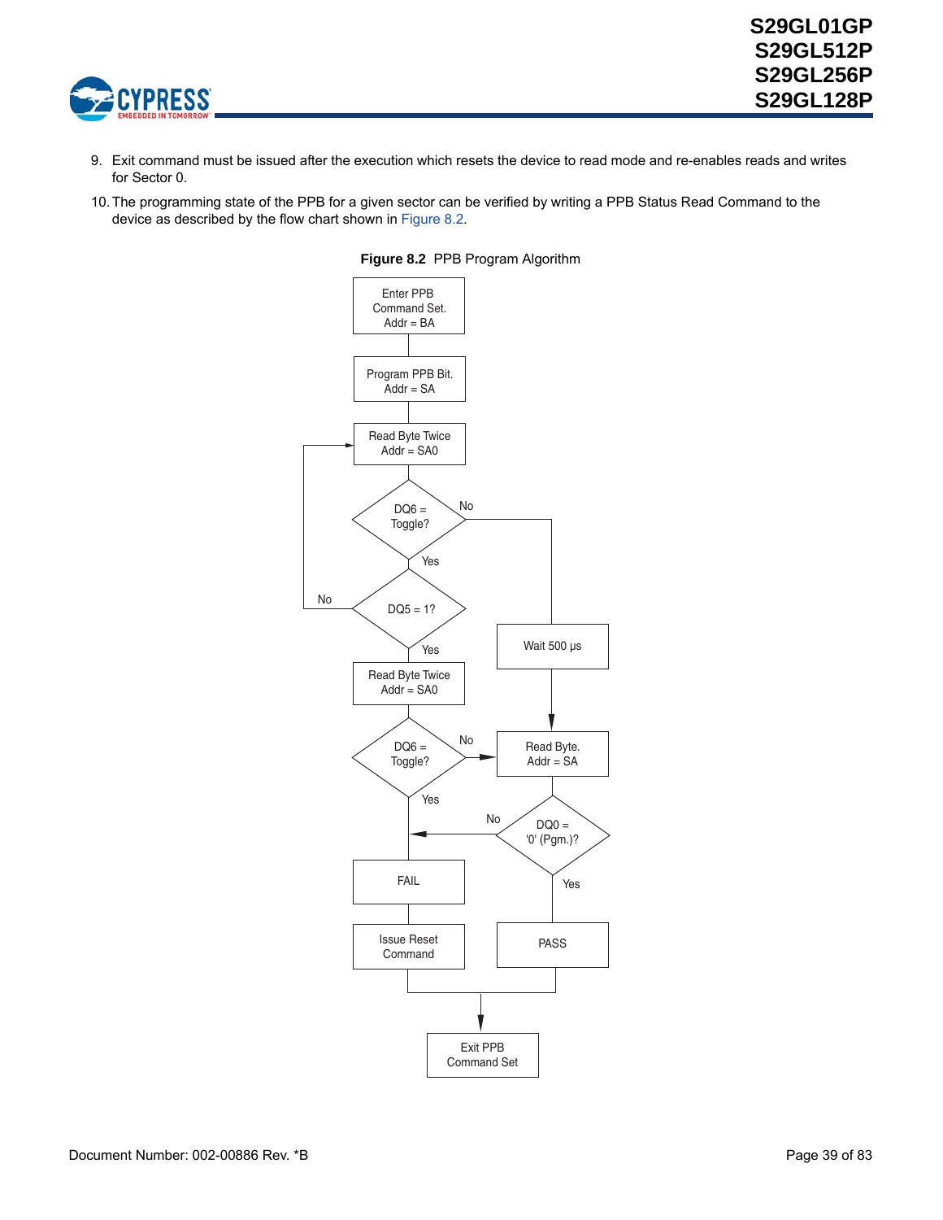9. Exit command must be issued after the execution which resets the device to read mode and re-enables reads and writes for Sector 0.

10. The programming state of the PPB for a given sector can be verified by writing a PPB Status Read Command to the device as described by the flow chart shown in Figure 8.2.

**Figure 8.2** PPB Program Algorithm

Enter PPB Command Set. Addr = BA

Program PPB Bit. Addr = SA

Read Byte Twice Addr = SA0

DQ6 = Toggle?

No

Yes

DQ5 = 1?

No

Yes

Wait 500 µs

Read Byte Twice Addr = SA0

DQ6 = Toggle?

No

Yes

Read Byte. Addr = SA

No

DQ0 = '0' (Pgm.)?

Yes

FAIL

Issue Reset Command

PASS

Exit PPB Command Set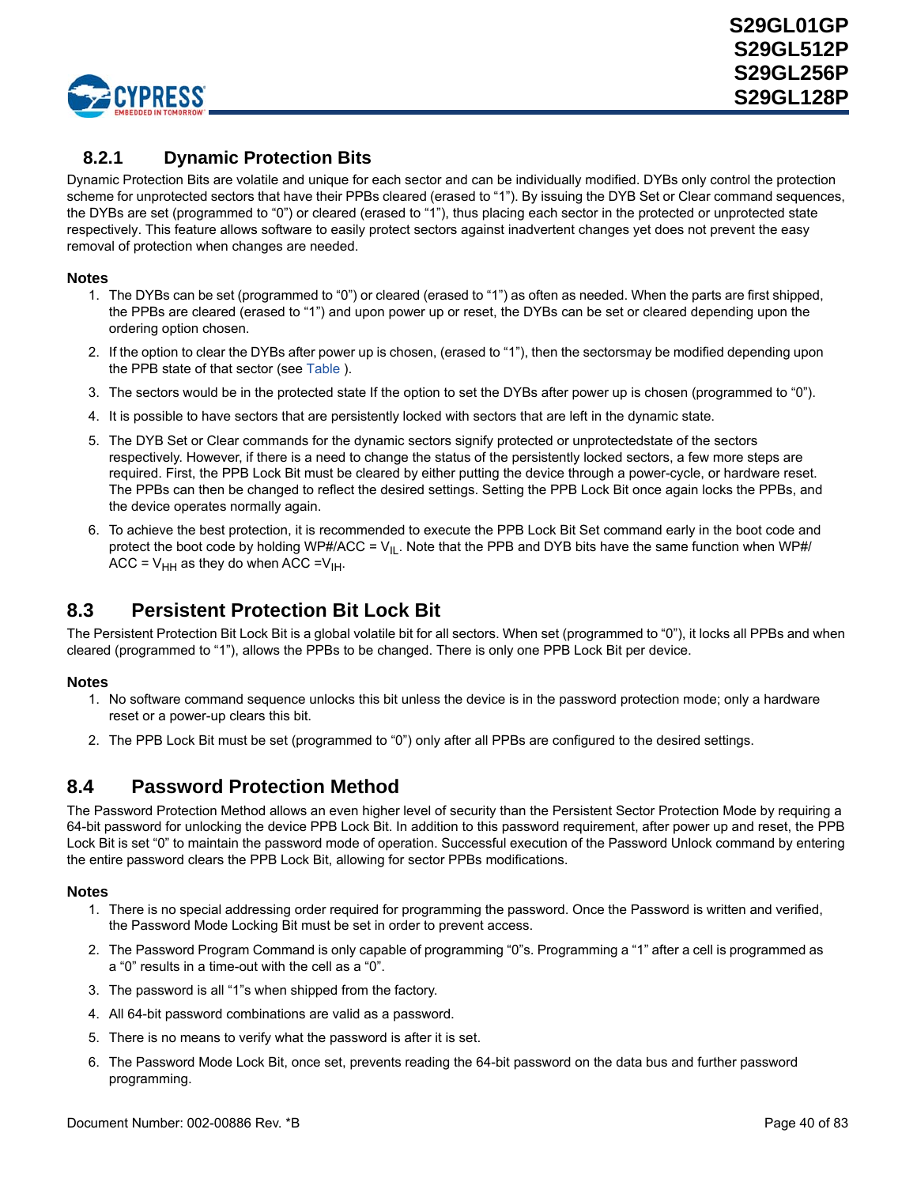### 8.2.1 Dynamic Protection Bits

Dynamic Protection Bits are volatile and unique for each sector and can be individually modified. DYBs only control the protection scheme for unprotected sectors that have their PPBs cleared (erased to "1"). By issuing the DYB Set or Clear command sequences, the DYBs are set (programmed to "0") or cleared (erased to "1"), thus placing each sector in the protected or unprotected state respectively. This feature allows software to easily protect sectors against inadvertent changes yet does not prevent the easy removal of protection when changes are needed.

**Notes**

1. The DYBs can be set (programmed to "0") or cleared (erased to "1") as often as needed. When the parts are first shipped, the PPBs are cleared (erased to "1") and upon power up or reset, the DYBs can be set or cleared depending upon the ordering option chosen.
2. If the option to clear the DYBs after power up is chosen, (erased to "1"), then the sectorsmay be modified depending upon the PPB state of that sector (see Table ).
3. The sectors would be in the protected state If the option to set the DYBs after power up is chosen (programmed to "0").
4. It is possible to have sectors that are persistently locked with sectors that are left in the dynamic state.
5. The DYB Set or Clear commands for the dynamic sectors signify protected or unprotectedstate of the sectors respectively. However, if there is a need to change the status of the persistently locked sectors, a few more steps are required. First, the PPB Lock Bit must be cleared by either putting the device through a power-cycle, or hardware reset. The PPBs can then be changed to reflect the desired settings. Setting the PPB Lock Bit once again locks the PPBs, and the device operates normally again.
6. To achieve the best protection, it is recommended to execute the PPB Lock Bit Set command early in the boot code and protect the boot code by holding WP#/ACC = $V_{IL}$. Note that the PPB and DYB bits have the same function when WP#/ ACC = $V_{HH}$ as they do when ACC =$V_{IH}$.

## 8.3 Persistent Protection Bit Lock Bit

The Persistent Protection Bit Lock Bit is a global volatile bit for all sectors. When set (programmed to "0"), it locks all PPBs and when cleared (programmed to "1"), allows the PPBs to be changed. There is only one PPB Lock Bit per device.

**Notes**

1. No software command sequence unlocks this bit unless the device is in the password protection mode; only a hardware reset or a power-up clears this bit.
2. The PPB Lock Bit must be set (programmed to "0") only after all PPBs are configured to the desired settings.

## 8.4 Password Protection Method

The Password Protection Method allows an even higher level of security than the Persistent Sector Protection Mode by requiring a 64-bit password for unlocking the device PPB Lock Bit. In addition to this password requirement, after power up and reset, the PPB Lock Bit is set "0" to maintain the password mode of operation. Successful execution of the Password Unlock command by entering the entire password clears the PPB Lock Bit, allowing for sector PPBs modifications.

**Notes**

1. There is no special addressing order required for programming the password. Once the Password is written and verified, the Password Mode Locking Bit must be set in order to prevent access.
2. The Password Program Command is only capable of programming "0"s. Programming a "1" after a cell is programmed as a "0" results in a time-out with the cell as a "0".
3. The password is all "1"s when shipped from the factory.
4. All 64-bit password combinations are valid as a password.
5. There is no means to verify what the password is after it is set.
6. The Password Mode Lock Bit, once set, prevents reading the 64-bit password on the data bus and further password programming.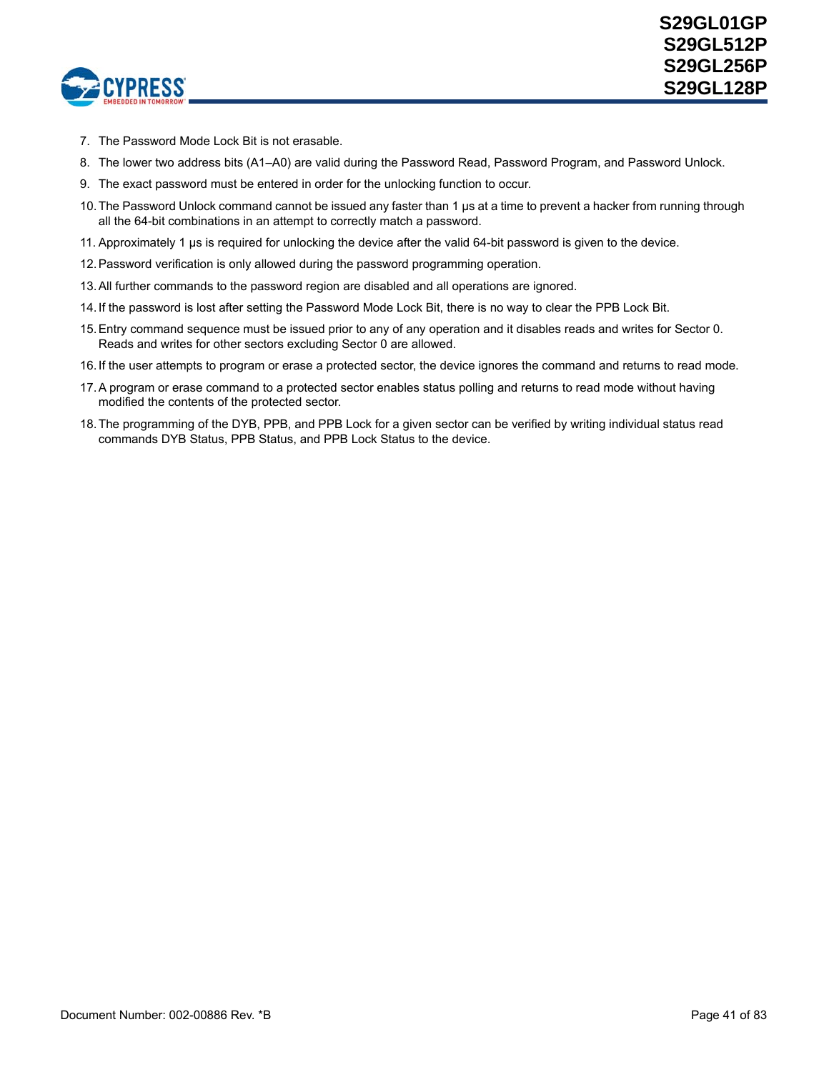7. The Password Mode Lock Bit is not erasable.
8. The lower two address bits (A1–A0) are valid during the Password Read, Password Program, and Password Unlock.
9. The exact password must be entered in order for the unlocking function to occur.
10. The Password Unlock command cannot be issued any faster than 1 µs at a time to prevent a hacker from running through all the 64-bit combinations in an attempt to correctly match a password.
11. Approximately 1 µs is required for unlocking the device after the valid 64-bit password is given to the device.
12. Password verification is only allowed during the password programming operation.
13. All further commands to the password region are disabled and all operations are ignored.
14. If the password is lost after setting the Password Mode Lock Bit, there is no way to clear the PPB Lock Bit.
15. Entry command sequence must be issued prior to any of any operation and it disables reads and writes for Sector 0. Reads and writes for other sectors excluding Sector 0 are allowed.
16. If the user attempts to program or erase a protected sector, the device ignores the command and returns to read mode.
17. A program or erase command to a protected sector enables status polling and returns to read mode without having modified the contents of the protected sector.
18. The programming of the DYB, PPB, and PPB Lock for a given sector can be verified by writing individual status read commands DYB Status, PPB Status, and PPB Lock Status to the device.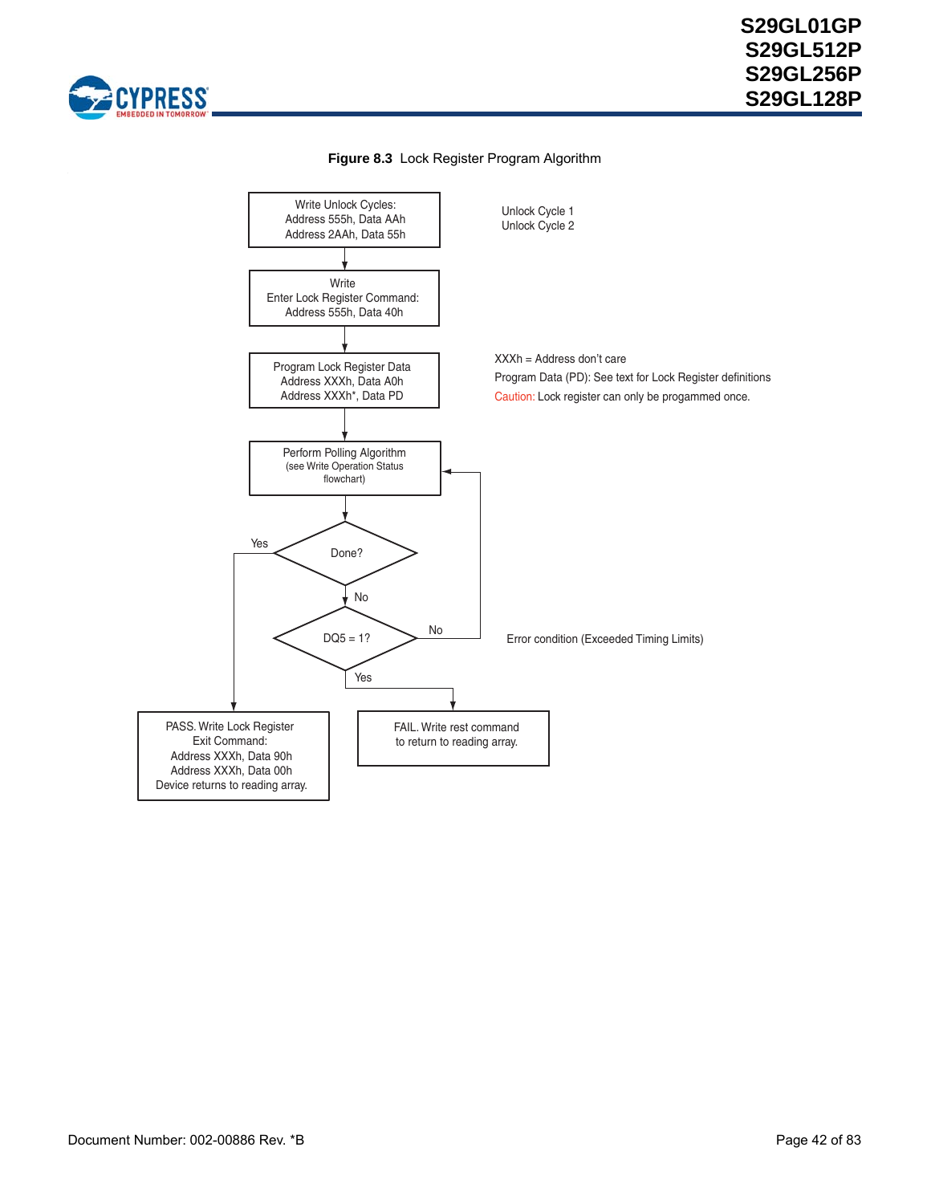**Figure 8.3** Lock Register Program Algorithm

Write Unlock Cycles:
Address 555h, Data AAh
Address 2AAh, Data 55h

Unlock Cycle 1
Unlock Cycle 2

Write
Enter Lock Register Command:
Address 555h, Data 40h

Program Lock Register Data
Address XXXh, Data A0h
Address XXXh*, Data PD

XXXh = Address don't care
Program Data (PD): See text for Lock Register definitions
Caution: Lock register can only be progammed once.

Perform Polling Algorithm
(see Write Operation Status flowchart)

Done?

Yes

No

DQ5 = 1?

No

Yes

Error condition (Exceeded Timing Limits)

PASS. Write Lock Register Exit Command:
Address XXXh, Data 90h
Address XXXh, Data 00h
Device returns to reading array.

FAIL. Write rest command to return to reading array.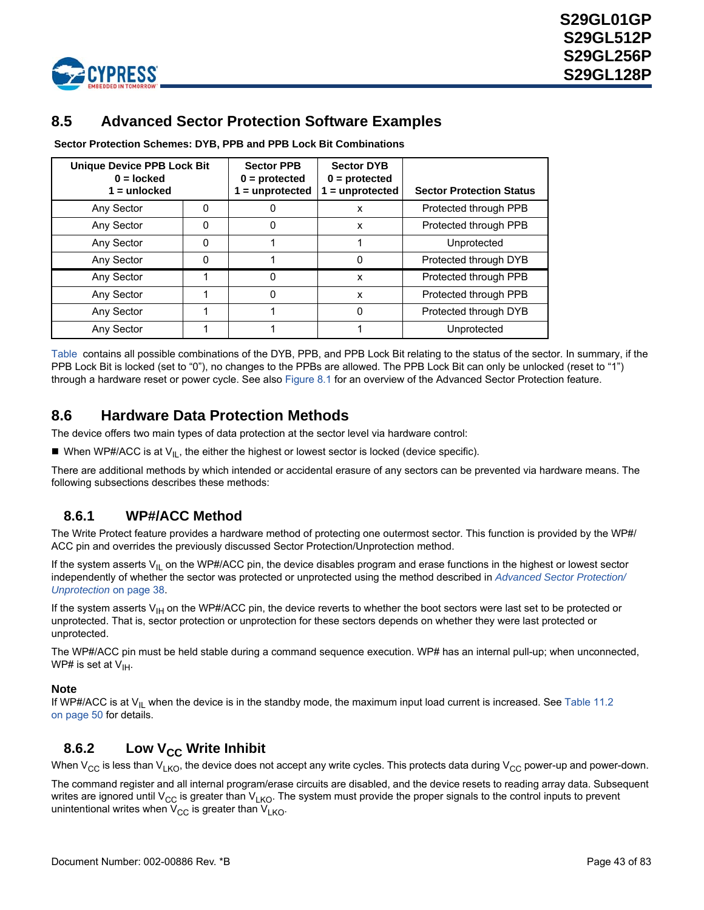## 8.5 Advanced Sector Protection Software Examples

**Sector Protection Schemes: DYB, PPB and PPB Lock Bit Combinations**

| Unique Device PPB Lock Bit<br>0 = locked<br>1 = unlocked | | Sector PPB<br>0 = protected<br>1 = unprotected | Sector DYB<br>0 = protected<br>1 = unprotected | Sector Protection Status |
|---|---|---|---|---|
| Any Sector | 0 | 0 | x | Protected through PPB |
| Any Sector | 0 | 0 | x | Protected through PPB |
| Any Sector | 0 | 1 | 1 | Unprotected |
| Any Sector | 0 | 1 | 0 | Protected through DYB |
| Any Sector | 1 | 0 | x | Protected through PPB |
| Any Sector | 1 | 0 | x | Protected through PPB |
| Any Sector | 1 | 1 | 0 | Protected through DYB |
| Any Sector | 1 | 1 | 1 | Unprotected |

Table contains all possible combinations of the DYB, PPB, and PPB Lock Bit relating to the status of the sector. In summary, if the PPB Lock Bit is locked (set to "0"), no changes to the PPBs are allowed. The PPB Lock Bit can only be unlocked (reset to "1") through a hardware reset or power cycle. See also Figure 8.1 for an overview of the Advanced Sector Protection feature.

## 8.6 Hardware Data Protection Methods

The device offers two main types of data protection at the sector level via hardware control:

- When WP#/ACC is at $V_{IL}$, the either the highest or lowest sector is locked (device specific).

There are additional methods by which intended or accidental erasure of any sectors can be prevented via hardware means. The following subsections describes these methods:

### 8.6.1 WP#/ACC Method

The Write Protect feature provides a hardware method of protecting one outermost sector. This function is provided by the WP#/ACC pin and overrides the previously discussed Sector Protection/Unprotection method.

If the system asserts $V_{IL}$ on the WP#/ACC pin, the device disables program and erase functions in the highest or lowest sector independently of whether the sector was protected or unprotected using the method described in *Advanced Sector Protection/Unprotection* on page 38.

If the system asserts $V_{IH}$ on the WP#/ACC pin, the device reverts to whether the boot sectors were last set to be protected or unprotected. That is, sector protection or unprotection for these sectors depends on whether they were last protected or unprotected.

The WP#/ACC pin must be held stable during a command sequence execution. WP# has an internal pull-up; when unconnected, WP# is set at $V_{IH}$.

**Note**

If WP#/ACC is at $V_{IL}$ when the device is in the standby mode, the maximum input load current is increased. See Table 11.2 on page 50 for details.

### 8.6.2 Low $V_{CC}$ Write Inhibit

When $V_{CC}$ is less than $V_{LKO}$, the device does not accept any write cycles. This protects data during $V_{CC}$ power-up and power-down.

The command register and all internal program/erase circuits are disabled, and the device resets to reading array data. Subsequent writes are ignored until $V_{CC}$ is greater than $V_{LKO}$. The system must provide the proper signals to the control inputs to prevent unintentional writes when $V_{CC}$ is greater than $V_{LKO}$.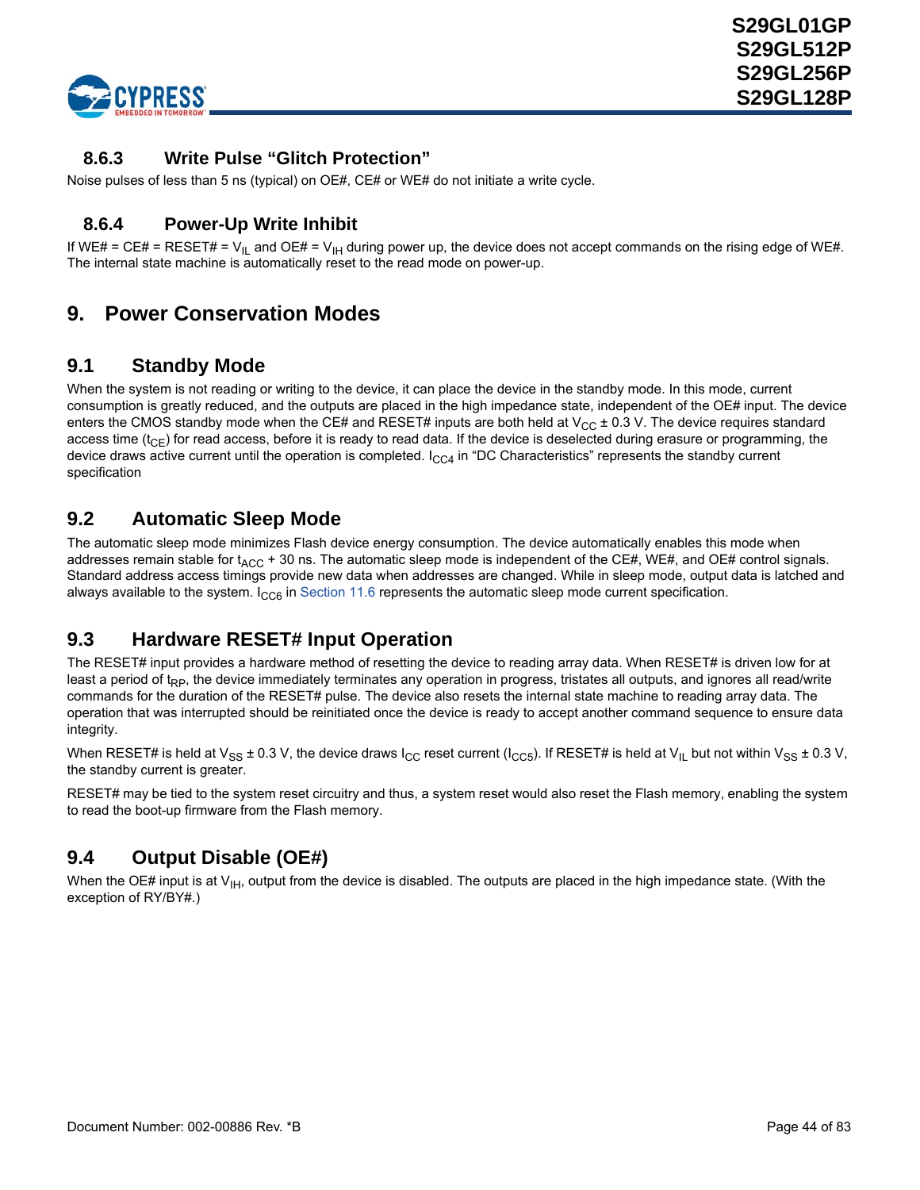### 8.6.3 Write Pulse “Glitch Protection”

Noise pulses of less than 5 ns (typical) on OE#, CE# or WE# do not initiate a write cycle.

### 8.6.4 Power-Up Write Inhibit

If WE# = CE# = RESET# = $V_{IL}$ and OE# = $V_{IH}$ during power up, the device does not accept commands on the rising edge of WE#. The internal state machine is automatically reset to the read mode on power-up.

# 9. Power Conservation Modes

## 9.1 Standby Mode

When the system is not reading or writing to the device, it can place the device in the standby mode. In this mode, current consumption is greatly reduced, and the outputs are placed in the high impedance state, independent of the OE# input. The device enters the CMOS standby mode when the CE# and RESET# inputs are both held at $V_{CC}$ ± 0.3 V. The device requires standard access time ($t_{CE}$) for read access, before it is ready to read data. If the device is deselected during erasure or programming, the device draws active current until the operation is completed. $I_{CC4}$ in “DC Characteristics” represents the standby current specification

## 9.2 Automatic Sleep Mode

The automatic sleep mode minimizes Flash device energy consumption. The device automatically enables this mode when addresses remain stable for $t_{ACC}$ + 30 ns. The automatic sleep mode is independent of the CE#, WE#, and OE# control signals. Standard address access timings provide new data when addresses are changed. While in sleep mode, output data is latched and always available to the system. $I_{CC6}$ in Section 11.6 represents the automatic sleep mode current specification.

## 9.3 Hardware RESET# Input Operation

The RESET# input provides a hardware method of resetting the device to reading array data. When RESET# is driven low for at least a period of $t_{RP}$, the device immediately terminates any operation in progress, tristates all outputs, and ignores all read/write commands for the duration of the RESET# pulse. The device also resets the internal state machine to reading array data. The operation that was interrupted should be reinitiated once the device is ready to accept another command sequence to ensure data integrity.

When RESET# is held at $V_{SS}$ ± 0.3 V, the device draws $I_{CC}$ reset current ($I_{CC5}$). If RESET# is held at $V_{IL}$ but not within $V_{SS}$ ± 0.3 V, the standby current is greater.

RESET# may be tied to the system reset circuitry and thus, a system reset would also reset the Flash memory, enabling the system to read the boot-up firmware from the Flash memory.

## 9.4 Output Disable (OE#)

When the OE# input is at $V_{IH}$, output from the device is disabled. The outputs are placed in the high impedance state. (With the exception of RY/BY#.)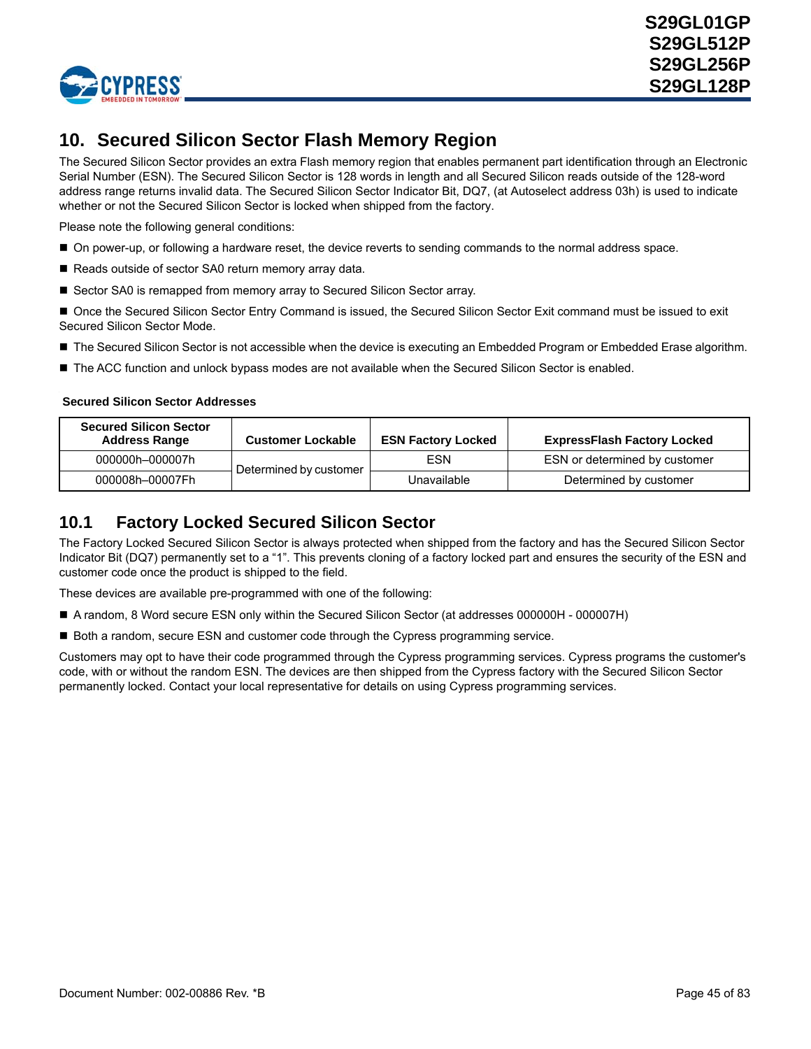# 10. Secured Silicon Sector Flash Memory Region

The Secured Silicon Sector provides an extra Flash memory region that enables permanent part identification through an Electronic Serial Number (ESN). The Secured Silicon Sector is 128 words in length and all Secured Silicon reads outside of the 128-word address range returns invalid data. The Secured Silicon Sector Indicator Bit, DQ7, (at Autoselect address 03h) is used to indicate whether or not the Secured Silicon Sector is locked when shipped from the factory.

Please note the following general conditions:

- On power-up, or following a hardware reset, the device reverts to sending commands to the normal address space.
- Reads outside of sector SA0 return memory array data.
- Sector SA0 is remapped from memory array to Secured Silicon Sector array.
- Once the Secured Silicon Sector Entry Command is issued, the Secured Silicon Sector Exit command must be issued to exit Secured Silicon Sector Mode.
- The Secured Silicon Sector is not accessible when the device is executing an Embedded Program or Embedded Erase algorithm.
- The ACC function and unlock bypass modes are not available when the Secured Silicon Sector is enabled.

**Secured Silicon Sector Addresses**

| Secured Silicon Sector Address Range | Customer Lockable | ESN Factory Locked | ExpressFlash Factory Locked |
|---|---|---|---|
| 000000h–000007h | Determined by customer | ESN | ESN or determined by customer |
| 000008h–00007Fh | | Unavailable | Determined by customer |

## 10.1 Factory Locked Secured Silicon Sector

The Factory Locked Secured Silicon Sector is always protected when shipped from the factory and has the Secured Silicon Sector Indicator Bit (DQ7) permanently set to a “1”. This prevents cloning of a factory locked part and ensures the security of the ESN and customer code once the product is shipped to the field.

These devices are available pre-programmed with one of the following:

- A random, 8 Word secure ESN only within the Secured Silicon Sector (at addresses 000000H - 000007H)
- Both a random, secure ESN and customer code through the Cypress programming service.

Customers may opt to have their code programmed through the Cypress programming services. Cypress programs the customer's code, with or without the random ESN. The devices are then shipped from the Cypress factory with the Secured Silicon Sector permanently locked. Contact your local representative for details on using Cypress programming services.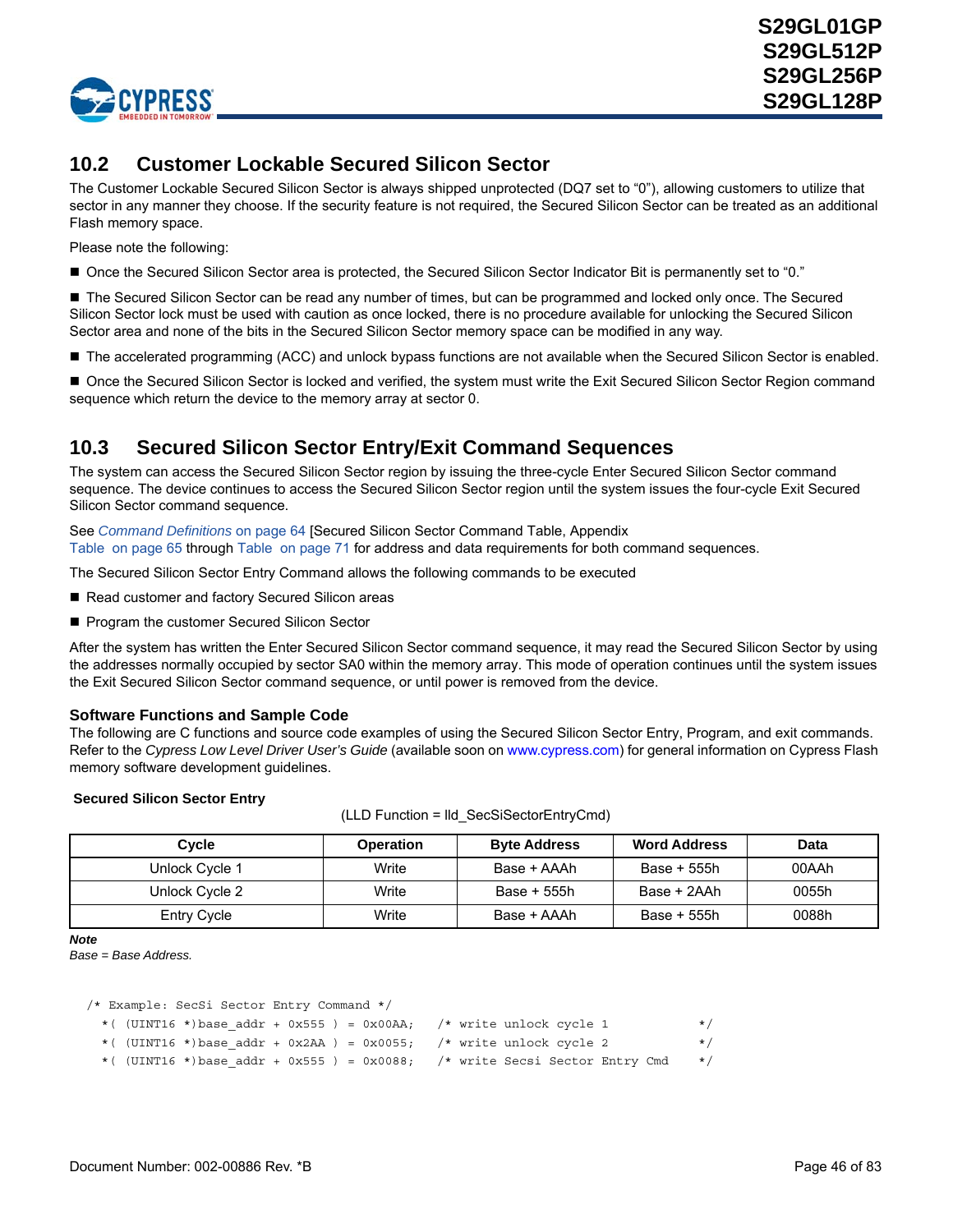## 10.2 Customer Lockable Secured Silicon Sector

The Customer Lockable Secured Silicon Sector is always shipped unprotected (DQ7 set to "0"), allowing customers to utilize that sector in any manner they choose. If the security feature is not required, the Secured Silicon Sector can be treated as an additional Flash memory space.

Please note the following:

- Once the Secured Silicon Sector area is protected, the Secured Silicon Sector Indicator Bit is permanently set to "0."
- The Secured Silicon Sector can be read any number of times, but can be programmed and locked only once. The Secured Silicon Sector lock must be used with caution as once locked, there is no procedure available for unlocking the Secured Silicon Sector area and none of the bits in the Secured Silicon Sector memory space can be modified in any way.
- The accelerated programming (ACC) and unlock bypass functions are not available when the Secured Silicon Sector is enabled.
- Once the Secured Silicon Sector is locked and verified, the system must write the Exit Secured Silicon Sector Region command sequence which return the device to the memory array at sector 0.

## 10.3 Secured Silicon Sector Entry/Exit Command Sequences

The system can access the Secured Silicon Sector region by issuing the three-cycle Enter Secured Silicon Sector command sequence. The device continues to access the Secured Silicon Sector region until the system issues the four-cycle Exit Secured Silicon Sector command sequence.

See *Command Definitions* on page 64 [Secured Silicon Sector Command Table, Appendix Table on page 65 through Table on page 71 for address and data requirements for both command sequences.

The Secured Silicon Sector Entry Command allows the following commands to be executed

- Read customer and factory Secured Silicon areas
- Program the customer Secured Silicon Sector

After the system has written the Enter Secured Silicon Sector command sequence, it may read the Secured Silicon Sector by using the addresses normally occupied by sector SA0 within the memory array. This mode of operation continues until the system issues the Exit Secured Silicon Sector command sequence, or until power is removed from the device.

### Software Functions and Sample Code

The following are C functions and source code examples of using the Secured Silicon Sector Entry, Program, and exit commands. Refer to the *Cypress Low Level Driver User's Guide* (available soon on www.cypress.com) for general information on Cypress Flash memory software development guidelines.

**Secured Silicon Sector Entry**

(LLD Function = lld_SecSiSectorEntryCmd)

| Cycle | Operation | Byte Address | Word Address | Data |
|---|---|---|---|---|
| Unlock Cycle 1 | Write | Base + AAAh | Base + 555h | 00AAh |
| Unlock Cycle 2 | Write | Base + 555h | Base + 2AAh | 0055h |
| Entry Cycle | Write | Base + AAAh | Base + 555h | 0088h |

***Note***
*Base = Base Address.*

```
/* Example: SecSi Sector Entry Command */
  *( (UINT16 *)base_addr + 0x555 ) = 0x00AA;   /* write unlock cycle 1          */
  *( (UINT16 *)base_addr + 0x2AA ) = 0x0055;   /* write unlock cycle 2          */
  *( (UINT16 *)base_addr + 0x555 ) = 0x0088;   /* write Secsi Sector Entry Cmd  */
```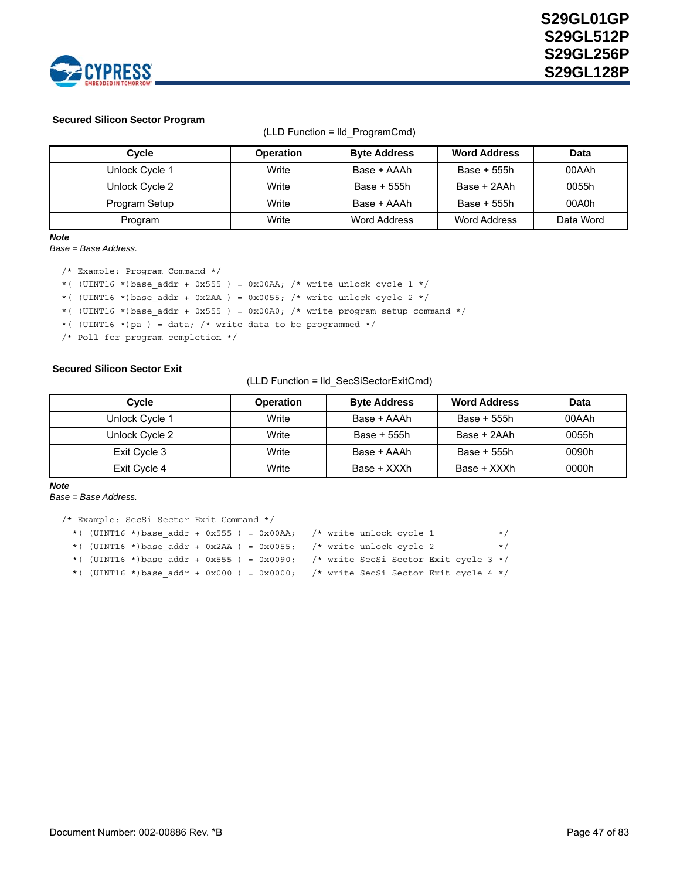**Secured Silicon Sector Program**

(LLD Function = lld_ProgramCmd)

| Cycle | Operation | Byte Address | Word Address | Data |
|---|---|---|---|---|
| Unlock Cycle 1 | Write | Base + AAAh | Base + 555h | 00AAh |
| Unlock Cycle 2 | Write | Base + 555h | Base + 2AAh | 0055h |
| Program Setup | Write | Base + AAAh | Base + 555h | 00A0h |
| Program | Write | Word Address | Word Address | Data Word |

**Note**

*Base = Base Address.*

```
/* Example: Program Command */
*( (UINT16 *)base_addr + 0x555 ) = 0x00AA; /* write unlock cycle 1 */
*( (UINT16 *)base_addr + 0x2AA ) = 0x0055; /* write unlock cycle 2 */
*( (UINT16 *)base_addr + 0x555 ) = 0x00A0; /* write program setup command */
*( (UINT16 *)pa ) = data; /* write data to be programmed */
/* Poll for program completion */
```

**Secured Silicon Sector Exit**

(LLD Function = lld_SecSiSectorExitCmd)

| Cycle | Operation | Byte Address | Word Address | Data |
|---|---|---|---|---|
| Unlock Cycle 1 | Write | Base + AAAh | Base + 555h | 00AAh |
| Unlock Cycle 2 | Write | Base + 555h | Base + 2AAh | 0055h |
| Exit Cycle 3 | Write | Base + AAAh | Base + 555h | 0090h |
| Exit Cycle 4 | Write | Base + XXXh | Base + XXXh | 0000h |

**Note**

*Base = Base Address.*

```
/* Example: SecSi Sector Exit Command */
  *( (UINT16 *)base_addr + 0x555 ) = 0x00AA;   /* write unlock cycle 1           */
  *( (UINT16 *)base_addr + 0x2AA ) = 0x0055;   /* write unlock cycle 2           */
  *( (UINT16 *)base_addr + 0x555 ) = 0x0090;   /* write SecSi Sector Exit cycle 3 */
  *( (UINT16 *)base_addr + 0x000 ) = 0x0000;   /* write SecSi Sector Exit cycle 4 */
```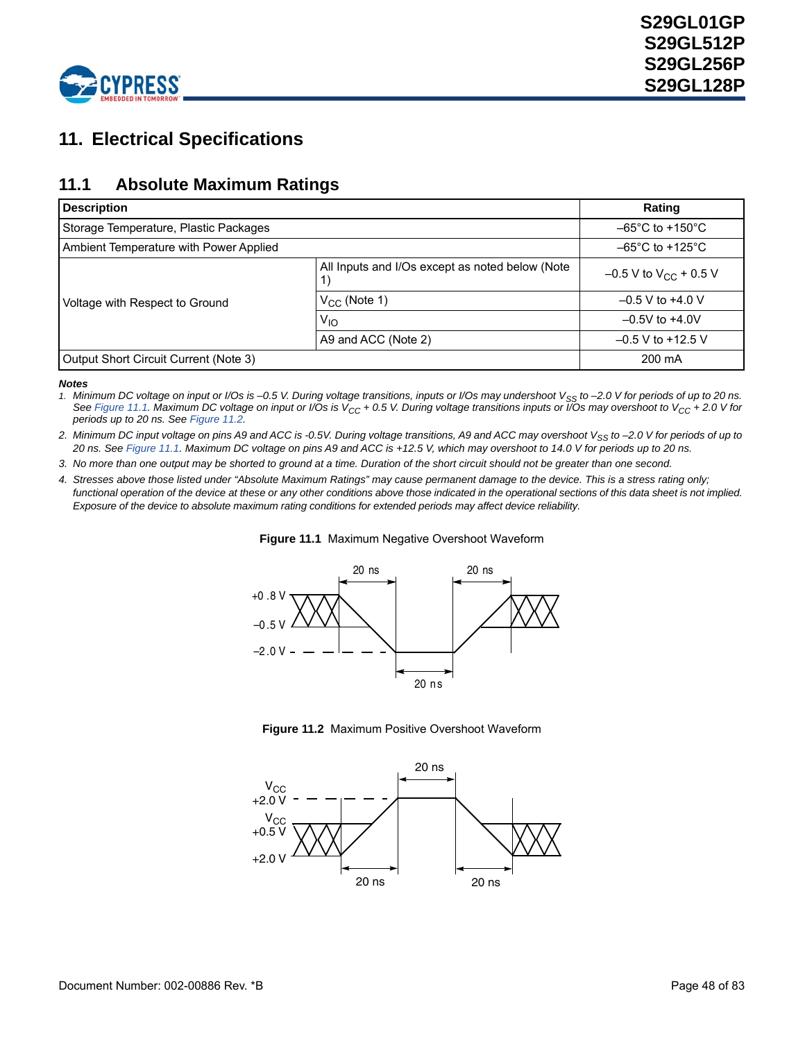# 11. Electrical Specifications

## 11.1 Absolute Maximum Ratings

| Description | | Rating |
|---|---|---|
| Storage Temperature, Plastic Packages | | –65°C to +150°C |
| Ambient Temperature with Power Applied | | –65°C to +125°C |
| Voltage with Respect to Ground | All Inputs and I/Os except as noted below (Note 1) | –0.5 V to $V_{CC}$ + 0.5 V |
| | $V_{CC}$ (Note 1) | –0.5 V to +4.0 V |
| | $V_{IO}$ | –0.5V to +4.0V |
| | A9 and ACC (Note 2) | –0.5 V to +12.5 V |
| Output Short Circuit Current (Note 3) | | 200 mA |

***Notes***

1. *Minimum DC voltage on input or I/Os is –0.5 V. During voltage transitions, inputs or I/Os may undershoot $V_{SS}$ to –2.0 V for periods of up to 20 ns. See Figure 11.1. Maximum DC voltage on input or I/Os is $V_{CC}$ + 0.5 V. During voltage transitions inputs or I/Os may overshoot to $V_{CC}$ + 2.0 V for periods up to 20 ns. See Figure 11.2.*
2. *Minimum DC input voltage on pins A9 and ACC is -0.5V. During voltage transitions, A9 and ACC may overshoot $V_{SS}$ to –2.0 V for periods of up to 20 ns. See Figure 11.1. Maximum DC voltage on pins A9 and ACC is +12.5 V, which may overshoot to 14.0 V for periods up to 20 ns.*
3. *No more than one output may be shorted to ground at a time. Duration of the short circuit should not be greater than one second.*
4. *Stresses above those listed under "Absolute Maximum Ratings" may cause permanent damage to the device. This is a stress rating only; functional operation of the device at these or any other conditions above those indicated in the operational sections of this data sheet is not implied. Exposure of the device to absolute maximum rating conditions for extended periods may affect device reliability.*

**Figure 11.1** Maximum Negative Overshoot Waveform

**Figure 11.2** Maximum Positive Overshoot Waveform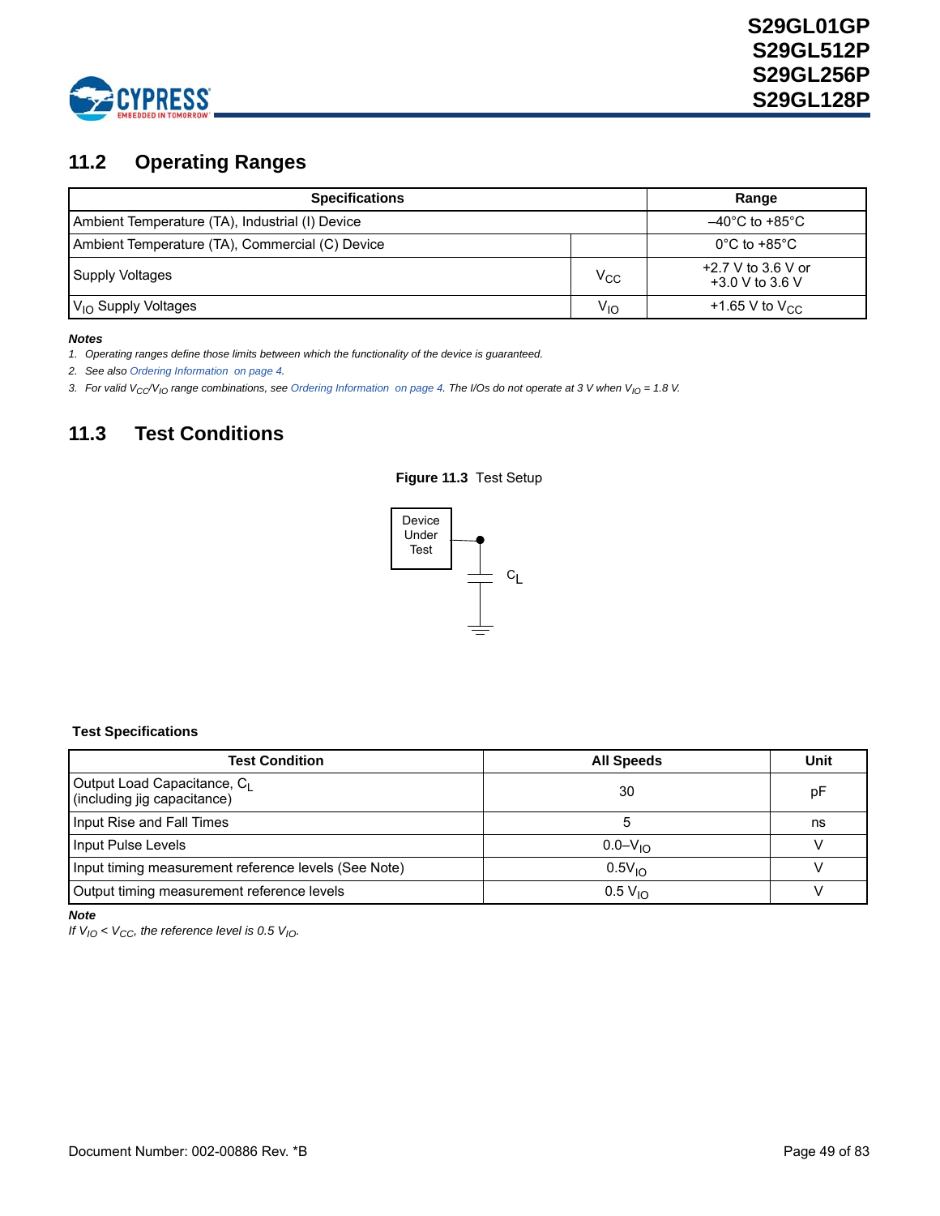## 11.2 Operating Ranges

| Specifications | | Range |
|---|---|---|
| Ambient Temperature (TA), Industrial (I) Device | | –40°C to +85°C |
| Ambient Temperature (TA), Commercial (C) Device | | 0°C to +85°C |
| Supply Voltages | $V_{CC}$ | +2.7 V to 3.6 V or +3.0 V to 3.6 V |
| $V_{IO}$ Supply Voltages | $V_{IO}$ | +1.65 V to $V_{CC}$ |

***Notes***

1. *Operating ranges define those limits between which the functionality of the device is guaranteed.*
2. *See also Ordering Information on page 4.*
3. *For valid $V_{CC}/V_{IO}$ range combinations, see Ordering Information on page 4. The I/Os do not operate at 3 V when $V_{IO}$ = 1.8 V.*

## 11.3 Test Conditions

**Figure 11.3** Test Setup

Device Under Test

$C_L$

**Test Specifications**

| Test Condition | All Speeds | Unit |
|---|---|---|
| Output Load Capacitance, $C_L$ (including jig capacitance) | 30 | pF |
| Input Rise and Fall Times | 5 | ns |
| Input Pulse Levels | 0.0–$V_{IO}$ | V |
| Input timing measurement reference levels (See Note) | 0.5$V_{IO}$ | V |
| Output timing measurement reference levels | 0.5 $V_{IO}$ | V |

***Note***

*If $V_{IO} < V_{CC}$, the reference level is 0.5 $V_{IO}$.*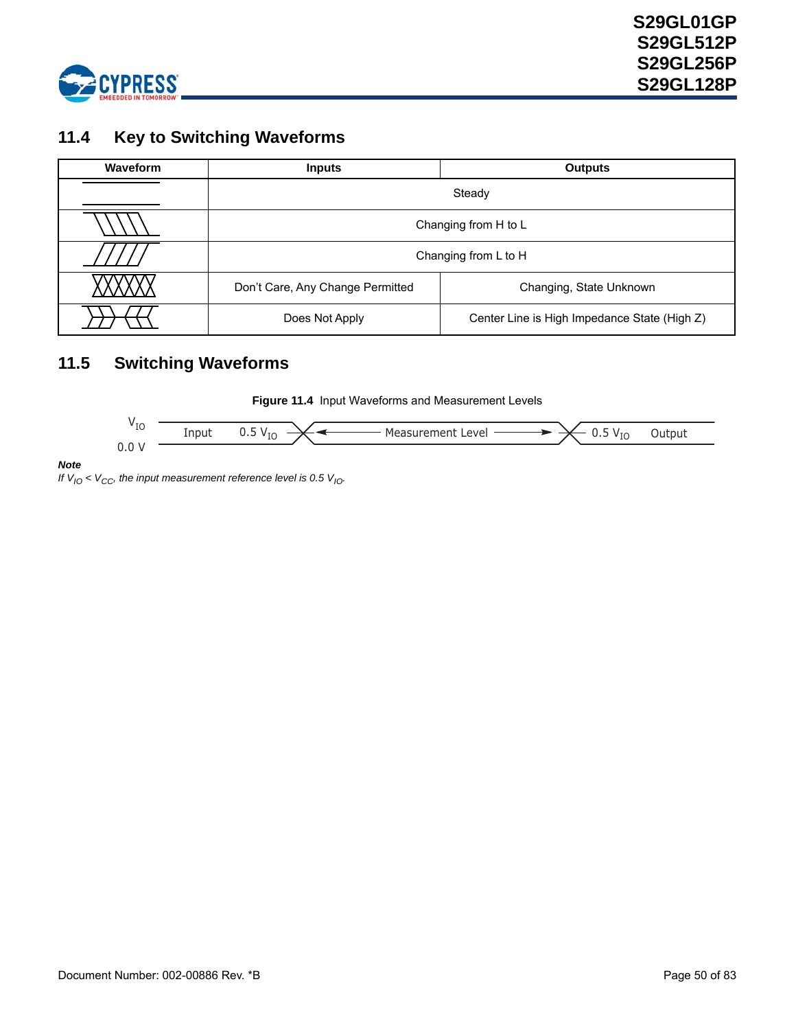## 11.4 Key to Switching Waveforms

| Waveform | Inputs | Outputs |
|---|---|---|
| | Steady | |
| | Changing from H to L | |
| | Changing from L to H | |
| | Don't Care, Any Change Permitted | Changing, State Unknown |
| | Does Not Apply | Center Line is High Impedance State (High Z) |

## 11.5 Switching Waveforms

**Figure 11.4** Input Waveforms and Measurement Levels

$V_{IO}$ 
0.0 V
Input 0.5 $V_{IO}$ ← Measurement Level → 0.5 $V_{IO}$ Output

***Note***

*If $V_{IO} < V_{CC}$, the input measurement reference level is 0.5 $V_{IO}$.*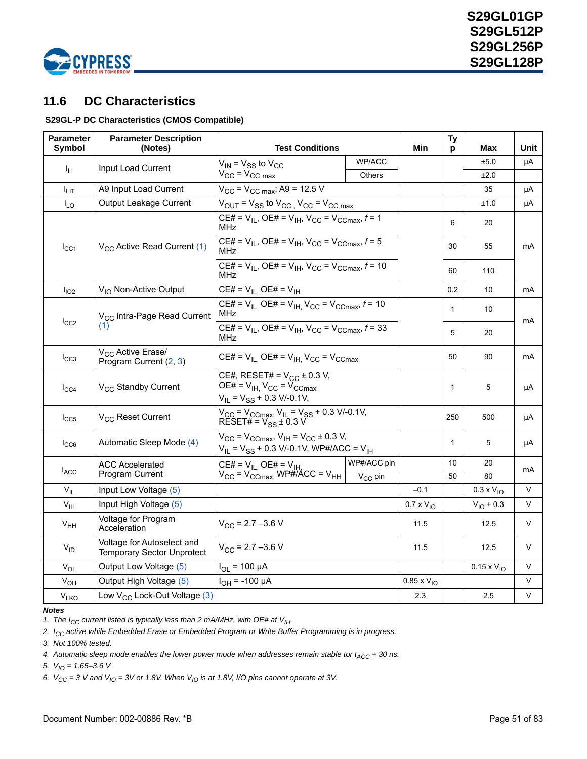## 11.6 DC Characteristics

**S29GL-P DC Characteristics (CMOS Compatible)**

| Parameter Symbol | Parameter Description (Notes) | Test Conditions | | Min | Typ | Max | Unit |
|---|---|---|---|---|---|---|---|
| $I_{LI}$ | Input Load Current | $V_{IN} = V_{SS}$ to $V_{CC}$ $V_{CC} = V_{CC\ max}$ | WP/ACC | | | ±5.0 | µA |
| | | | Others | | | ±2.0 | |
| $I_{LIT}$ | A9 Input Load Current | $V_{CC} = V_{CC\ max}$; A9 = 12.5 V | | | | 35 | µA |
| $I_{LO}$ | Output Leakage Current | $V_{OUT} = V_{SS}$ to $V_{CC}$ , $V_{CC} = V_{CC\ max}$ | | | | ±1.0 | µA |
| $I_{CC1}$ | $V_{CC}$ Active Read Current (1) | CE# = $V_{IL}$, OE# = $V_{IH}$, $V_{CC} = V_{CCmax}$, $f$ = 1 MHz | | | 6 | 20 | mA |
| | | CE# = $V_{IL}$, OE# = $V_{IH}$, $V_{CC} = V_{CCmax}$, $f$ = 5 MHz | | | 30 | 55 | |
| | | CE# = $V_{IL}$, OE# = $V_{IH}$, $V_{CC} = V_{CCmax}$, $f$ = 10 MHz | | | 60 | 110 | |
| $I_{IO2}$ | $V_{IO}$ Non-Active Output | CE# = $V_{IL}$, OE# = $V_{IH}$ | | | 0.2 | 10 | mA |
| $I_{CC2}$ | $V_{CC}$ Intra-Page Read Current (1) | CE# = $V_{IL}$, OE# = $V_{IH}$, $V_{CC} = V_{CCmax}$, $f$ = 10 MHz | | | 1 | 10 | mA |
| | | CE# = $V_{IL}$, OE# = $V_{IH}$, $V_{CC} = V_{CCmax}$, $f$ = 33 MHz | | | 5 | 20 | |
| $I_{CC3}$ | $V_{CC}$ Active Erase/ Program Current (2, 3) | CE# = $V_{IL}$, OE# = $V_{IH}$, $V_{CC} = V_{CCmax}$ | | | 50 | 90 | mA |
| $I_{CC4}$ | $V_{CC}$ Standby Current | CE#, RESET# = $V_{CC}$ ± 0.3 V, OE# = $V_{IH}$, $V_{CC} = V_{CCmax}$ $V_{IL} = V_{SS}$ + 0.3 V/-0.1V, | | | 1 | 5 | µA |
| $I_{CC5}$ | $V_{CC}$ Reset Current | $V_{CC} = V_{CCmax}$; $V_{IL} = V_{SS}$ + 0.3 V/-0.1V, RESET# = $V_{SS}$ ± 0.3 V | | | 250 | 500 | µA |
| $I_{CC6}$ | Automatic Sleep Mode (4) | $V_{CC} = V_{CCmax}$, $V_{IH} = V_{CC}$ ± 0.3 V, $V_{IL} = V_{SS}$ + 0.3 V/-0.1V, WP#/ACC = $V_{IH}$ | | | 1 | 5 | µA |
| $I_{ACC}$ | ACC Accelerated Program Current | CE# = $V_{IL}$, OE# = $V_{IH}$, $V_{CC} = V_{CCmax}$, WP#/ACC = $V_{HH}$ | WP#/ACC pin | | 10 | 20 | mA |
| | | | $V_{CC}$ pin | | 50 | 80 | |
| $V_{IL}$ | Input Low Voltage (5) | | | –0.1 | | 0.3 x $V_{IO}$ | V |
| $V_{IH}$ | Input High Voltage (5) | | | 0.7 x $V_{IO}$ | | $V_{IO}$ + 0.3 | V |
| $V_{HH}$ | Voltage for Program Acceleration | $V_{CC}$ = 2.7 –3.6 V | | 11.5 | | 12.5 | V |
| $V_{ID}$ | Voltage for Autoselect and Temporary Sector Unprotect | $V_{CC}$ = 2.7 –3.6 V | | 11.5 | | 12.5 | V |
| $V_{OL}$ | Output Low Voltage (5) | $I_{OL}$ = 100 µA | | | | 0.15 x $V_{IO}$ | V |
| $V_{OH}$ | Output High Voltage (5) | $I_{OH}$ = -100 µA | | 0.85 x $V_{IO}$ | | | V |
| $V_{LKO}$ | Low $V_{CC}$ Lock-Out Voltage (3) | | | 2.3 | | 2.5 | V |

**Notes**

1. *The $I_{CC}$ current listed is typically less than 2 mA/MHz, with OE# at $V_{IH}$.*
2. *$I_{CC}$ active while Embedded Erase or Embedded Program or Write Buffer Programming is in progress.*
3. *Not 100% tested.*
4. *Automatic sleep mode enables the lower power mode when addresses remain stable tor $t_{ACC}$ + 30 ns.*
5. *$V_{IO}$ = 1.65–3.6 V*
6. *$V_{CC}$ = 3 V and $V_{IO}$ = 3V or 1.8V. When $V_{IO}$ is at 1.8V, I/O pins cannot operate at 3V.*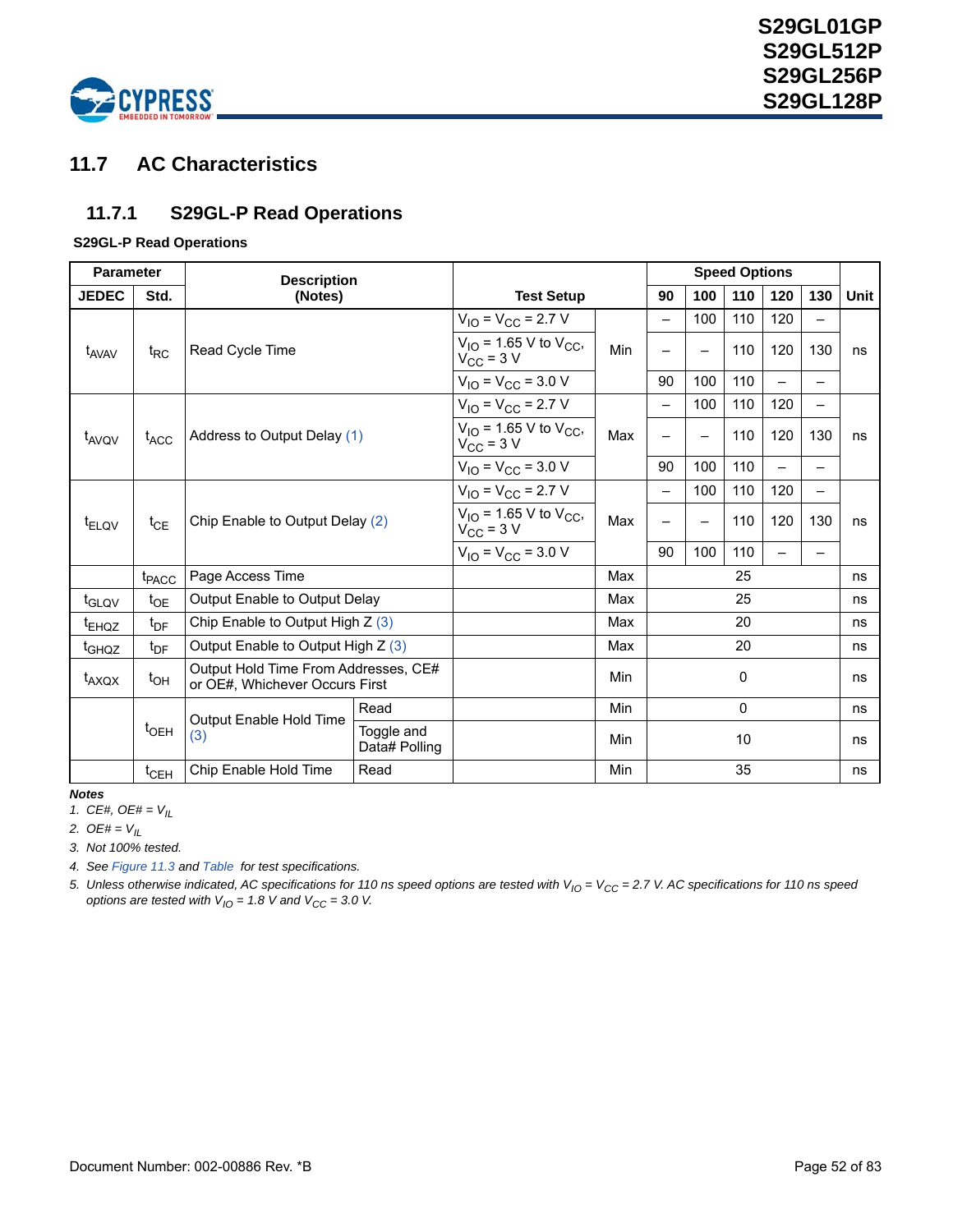## 11.7 AC Characteristics

### 11.7.1 S29GL-P Read Operations

**S29GL-P Read Operations**

| Parameter | | Description (Notes) | | Test Setup | | Speed Options | | | | | Unit |
|---|---|---|---|---|---|---|---|---|---|---|---|
| JEDEC | Std. | | | | | 90 | 100 | 110 | 120 | 130 | |
| $t_{AVAV}$ | $t_{RC}$ | Read Cycle Time | | $V_{IO} = V_{CC} = 2.7$ V | Min | – | 100 | 110 | 120 | – | ns |
| | | | | $V_{IO} = 1.65$ V to $V_{CC}$, $V_{CC} = 3$ V | | – | – | 110 | 120 | 130 | |
| | | | | $V_{IO} = V_{CC} = 3.0$ V | | 90 | 100 | 110 | – | – | |
| $t_{AVQV}$ | $t_{ACC}$ | Address to Output Delay (1) | | $V_{IO} = V_{CC} = 2.7$ V | Max | – | 100 | 110 | 120 | – | ns |
| | | | | $V_{IO} = 1.65$ V to $V_{CC}$, $V_{CC} = 3$ V | | – | – | 110 | 120 | 130 | |
| | | | | $V_{IO} = V_{CC} = 3.0$ V | | 90 | 100 | 110 | – | – | |
| $t_{ELQV}$ | $t_{CE}$ | Chip Enable to Output Delay (2) | | $V_{IO} = V_{CC} = 2.7$ V | Max | – | 100 | 110 | 120 | – | ns |
| | | | | $V_{IO} = 1.65$ V to $V_{CC}$, $V_{CC} = 3$ V | | – | – | 110 | 120 | 130 | |
| | | | | $V_{IO} = V_{CC} = 3.0$ V | | 90 | 100 | 110 | – | – | |
| | $t_{PACC}$ | Page Access Time | | | Max | 25 | | | | | ns |
| $t_{GLQV}$ | $t_{OE}$ | Output Enable to Output Delay | | | Max | 25 | | | | | ns |
| $t_{EHQZ}$ | $t_{DF}$ | Chip Enable to Output High Z (3) | | | Max | 20 | | | | | ns |
| $t_{GHQZ}$ | $t_{DF}$ | Output Enable to Output High Z (3) | | | Max | 20 | | | | | ns |
| $t_{AXQX}$ | $t_{OH}$ | Output Hold Time From Addresses, CE# or OE#, Whichever Occurs First | | | Min | 0 | | | | | ns |
| | $t_{OEH}$ | Output Enable Hold Time (3) | Read | | Min | 0 | | | | | ns |
| | | | Toggle and Data# Polling | | Min | 10 | | | | | ns |
| | $t_{CEH}$ | Chip Enable Hold Time | Read | | Min | 35 | | | | | ns |

***Notes***

1. *CE#, OE# = $V_{IL}$*
2. *OE# = $V_{IL}$*
3. *Not 100% tested.*
4. *See Figure 11.3 and Table for test specifications.*
5. *Unless otherwise indicated, AC specifications for 110 ns speed options are tested with $V_{IO} = V_{CC} = 2.7$ V. AC specifications for 110 ns speed options are tested with $V_{IO} = 1.8$ V and $V_{CC} = 3.0$ V.*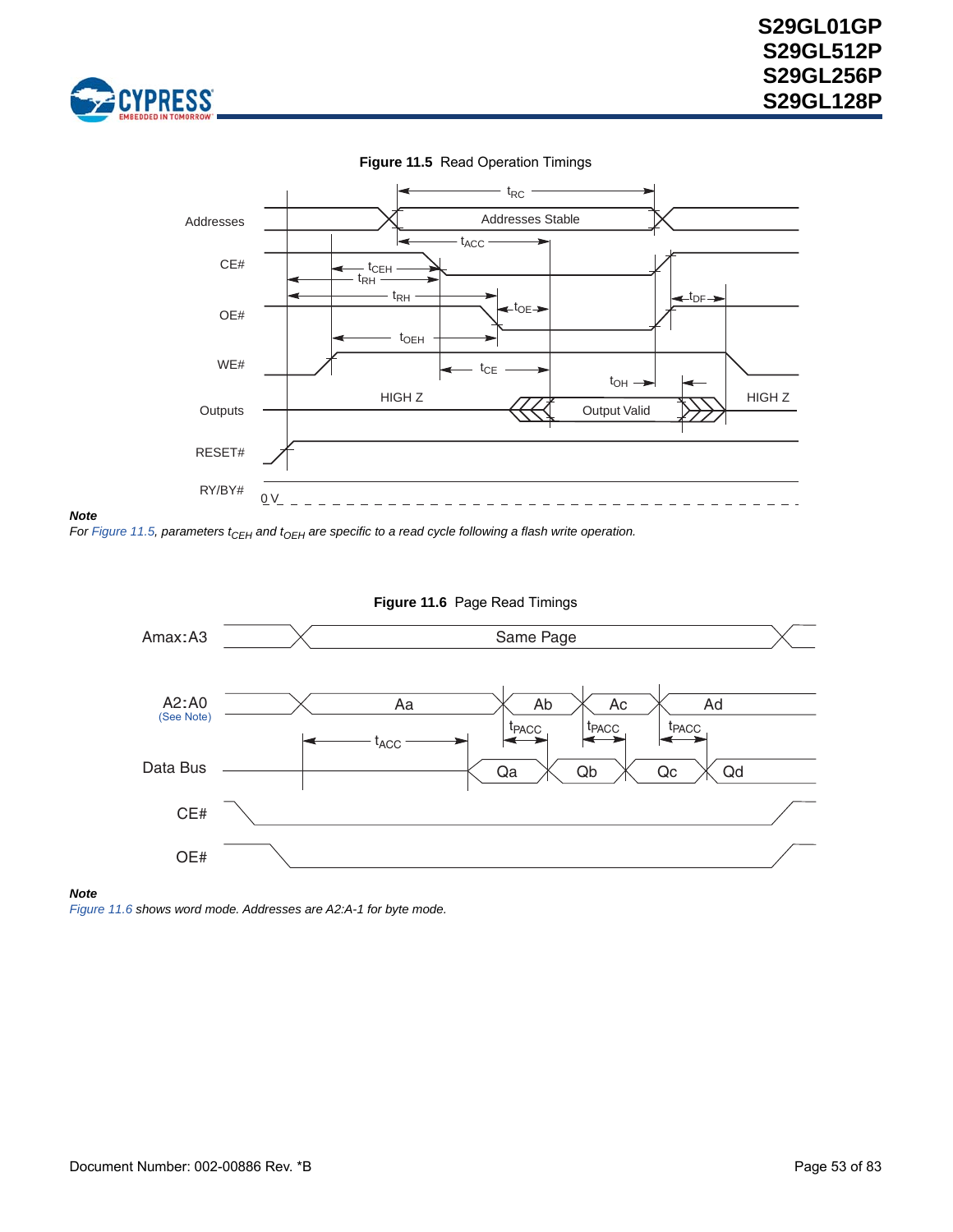**Figure 11.5** Read Operation Timings

**Note**

*For Figure 11.5, parameters $t_{CEH}$ and $t_{OEH}$ are specific to a read cycle following a flash write operation.*

**Figure 11.6** Page Read Timings

**Note**

*Figure 11.6 shows word mode. Addresses are A2:A-1 for byte mode.*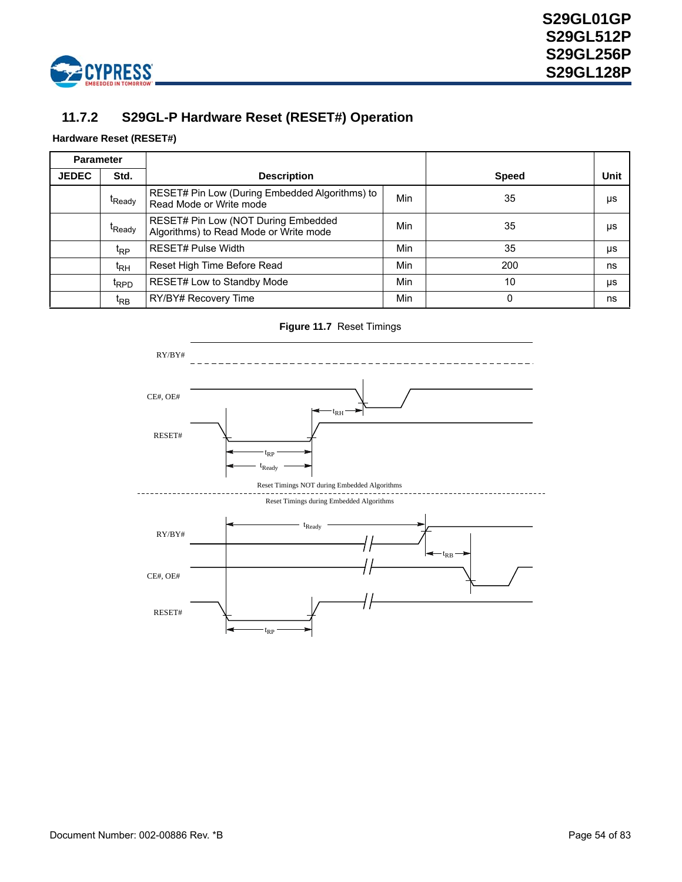### 11.7.2 S29GL-P Hardware Reset (RESET#) Operation

**Hardware Reset (RESET#)**

| Parameter | | Description | | Speed | Unit |
|---|---|---|---|---|---|
| JEDEC | Std. | | | | |
| | $t_{Ready}$ | RESET# Pin Low (During Embedded Algorithms) to Read Mode or Write mode | Min | 35 | µs |
| | $t_{Ready}$ | RESET# Pin Low (NOT During Embedded Algorithms) to Read Mode or Write mode | Min | 35 | µs |
| | $t_{RP}$ | RESET# Pulse Width | Min | 35 | µs |
| | $t_{RH}$ | Reset High Time Before Read | Min | 200 | ns |
| | $t_{RPD}$ | RESET# Low to Standby Mode | Min | 10 | µs |
| | $t_{RB}$ | RY/BY# Recovery Time | Min | 0 | ns |

**Figure 11.7** Reset Timings

Reset Timings NOT during Embedded Algorithms

Reset Timings during Embedded Algorithms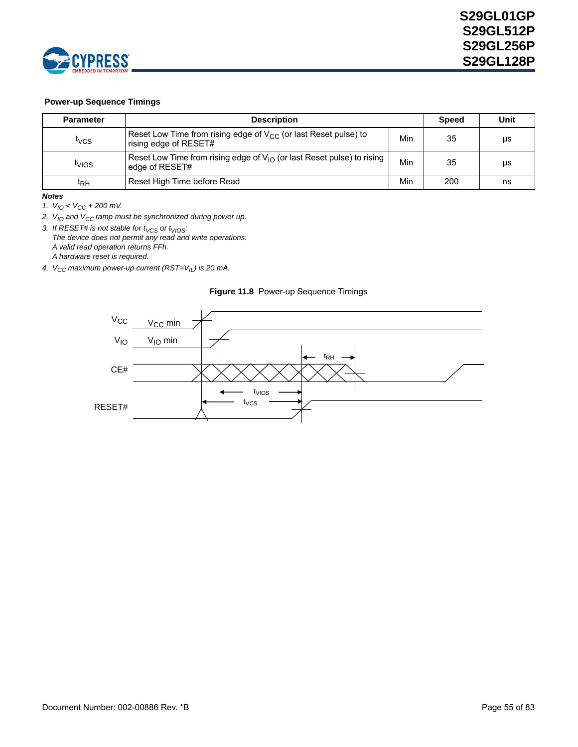### Power-up Sequence Timings

| Parameter | Description | | Speed | Unit |
|---|---|---|---|---|
| $t_{VCS}$ | Reset Low Time from rising edge of $V_{CC}$ (or last Reset pulse) to rising edge of RESET# | Min | 35 | µs |
| $t_{VIOS}$ | Reset Low Time from rising edge of $V_{IO}$ (or last Reset pulse) to rising edge of RESET# | Min | 35 | µs |
| $t_{RH}$ | Reset High Time before Read | Min | 200 | ns |

***Notes***

1. *$V_{IO} < V_{CC}$ + 200 mV.*
2. *$V_{IO}$ and $V_{CC}$ ramp must be synchronized during power up.*
3. *If RESET# is not stable for $t_{VCS}$ or $t_{VIOS}$:*
   *The device does not permit any read and write operations.*
   *A valid read operation returns FFh.*
   *A hardware reset is required.*
4. *$V_{CC}$ maximum power-up current (RST=$V_{IL}$) is 20 mA.*

**Figure 11.8** Power-up Sequence Timings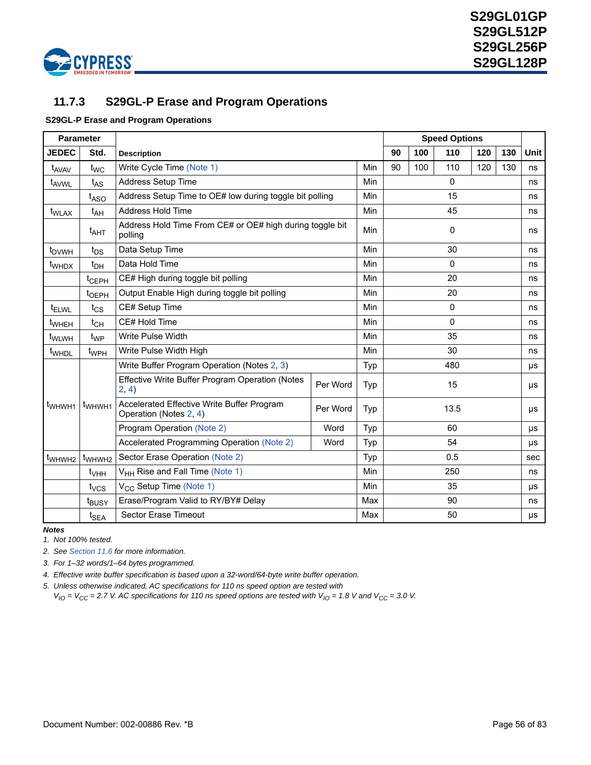### 11.7.3 S29GL-P Erase and Program Operations

**S29GL-P Erase and Program Operations**

| Parameter | | Description | | | Speed Options | | | | | Unit |
|---|---|---|---|---|---|---|---|---|---|---|
| JEDEC | Std. | | | | 90 | 100 | 110 | 120 | 130 | |
| $t_{AVAV}$ | $t_{WC}$ | Write Cycle Time (Note 1) | | Min | 90 | 100 | 110 | 120 | 130 | ns |
| $t_{AVWL}$ | $t_{AS}$ | Address Setup Time | | Min | 0 | | | | | ns |
| | $t_{ASO}$ | Address Setup Time to OE# low during toggle bit polling | | Min | 15 | | | | | ns |
| $t_{WLAX}$ | $t_{AH}$ | Address Hold Time | | Min | 45 | | | | | ns |
| | $t_{AHT}$ | Address Hold Time From CE# or OE# high during toggle bit polling | | Min | 0 | | | | | ns |
| $t_{DVWH}$ | $t_{DS}$ | Data Setup Time | | Min | 30 | | | | | ns |
| $t_{WHDX}$ | $t_{DH}$ | Data Hold Time | | Min | 0 | | | | | ns |
| | $t_{CEPH}$ | CE# High during toggle bit polling | | Min | 20 | | | | | ns |
| | $t_{OEPH}$ | Output Enable High during toggle bit polling | | Min | 20 | | | | | ns |
| $t_{ELWL}$ | $t_{CS}$ | CE# Setup Time | | Min | 0 | | | | | ns |
| $t_{WHEH}$ | $t_{CH}$ | CE# Hold Time | | Min | 0 | | | | | ns |
| $t_{WLWH}$ | $t_{WP}$ | Write Pulse Width | | Min | 35 | | | | | ns |
| $t_{WHDL}$ | $t_{WPH}$ | Write Pulse Width High | | Min | 30 | | | | | ns |
| $t_{WHWH1}$ | $t_{WHWH1}$ | Write Buffer Program Operation (Notes 2, 3) | | Typ | 480 | | | | | µs |
| | | Effective Write Buffer Program Operation (Notes 2, 4) | Per Word | Typ | 15 | | | | | µs |
| | | Accelerated Effective Write Buffer Program Operation (Notes 2, 4) | Per Word | Typ | 13.5 | | | | | µs |
| | | Program Operation (Note 2) | Word | Typ | 60 | | | | | µs |
| | | Accelerated Programming Operation (Note 2) | Word | Typ | 54 | | | | | µs |
| $t_{WHWH2}$ | $t_{WHWH2}$ | Sector Erase Operation (Note 2) | | Typ | 0.5 | | | | | sec |
| | $t_{VHH}$ | $V_{HH}$ Rise and Fall Time (Note 1) | | Min | 250 | | | | | ns |
| | $t_{VCS}$ | $V_{CC}$ Setup Time (Note 1) | | Min | 35 | | | | | µs |
| | $t_{BUSY}$ | Erase/Program Valid to RY/BY# Delay | | Max | 90 | | | | | ns |
| | $t_{SEA}$ | Sector Erase Timeout | | Max | 50 | | | | | µs |

**Notes**

1. *Not 100% tested.*
2. *See Section 11.6 for more information.*
3. *For 1–32 words/1–64 bytes programmed.*
4. *Effective write buffer specification is based upon a 32-word/64-byte write buffer operation.*
5. *Unless otherwise indicated, AC specifications for 110 ns speed option are tested with $V_{IO} = V_{CC} = 2.7$ V. AC specifications for 110 ns speed options are tested with $V_{IO} = 1.8$ V and $V_{CC} = 3.0$ V.*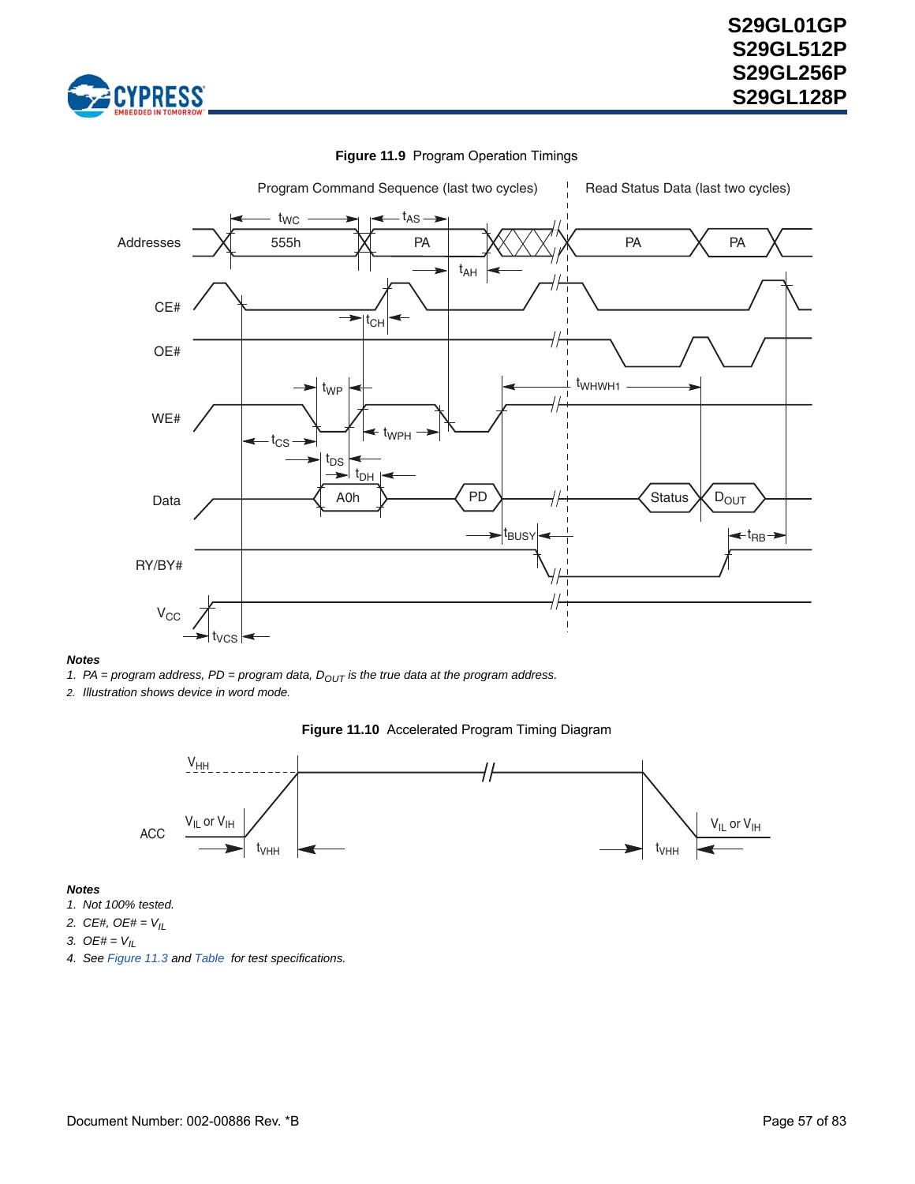**Figure 11.9** Program Operation Timings

**Notes**

1. PA = program address, PD = program data, $D_{OUT}$ is the true data at the program address.
2. Illustration shows device in word mode.

**Figure 11.10** Accelerated Program Timing Diagram

**Notes**

1. Not 100% tested.
2. CE#, OE# = $V_{IL}$
3. OE# = $V_{IL}$
4. See Figure 11.3 and Table  for test specifications.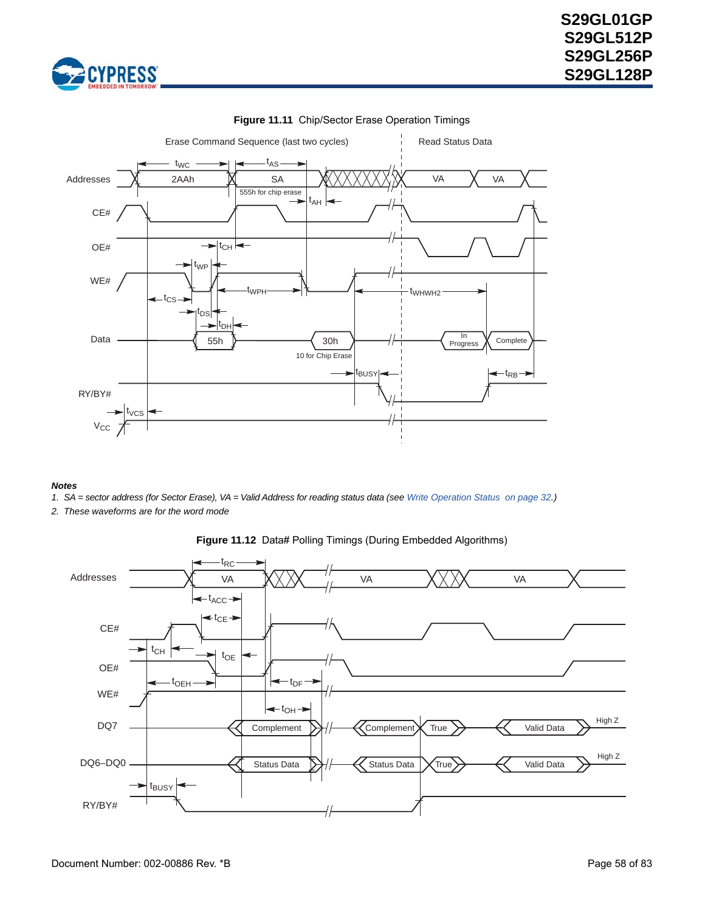**Figure 11.11** Chip/Sector Erase Operation Timings

*Notes*

*1. SA = sector address (for Sector Erase), VA = Valid Address for reading status data (see Write Operation Status on page 32.)*

*2. These waveforms are for the word mode*

**Figure 11.12** Data# Polling Timings (During Embedded Algorithms)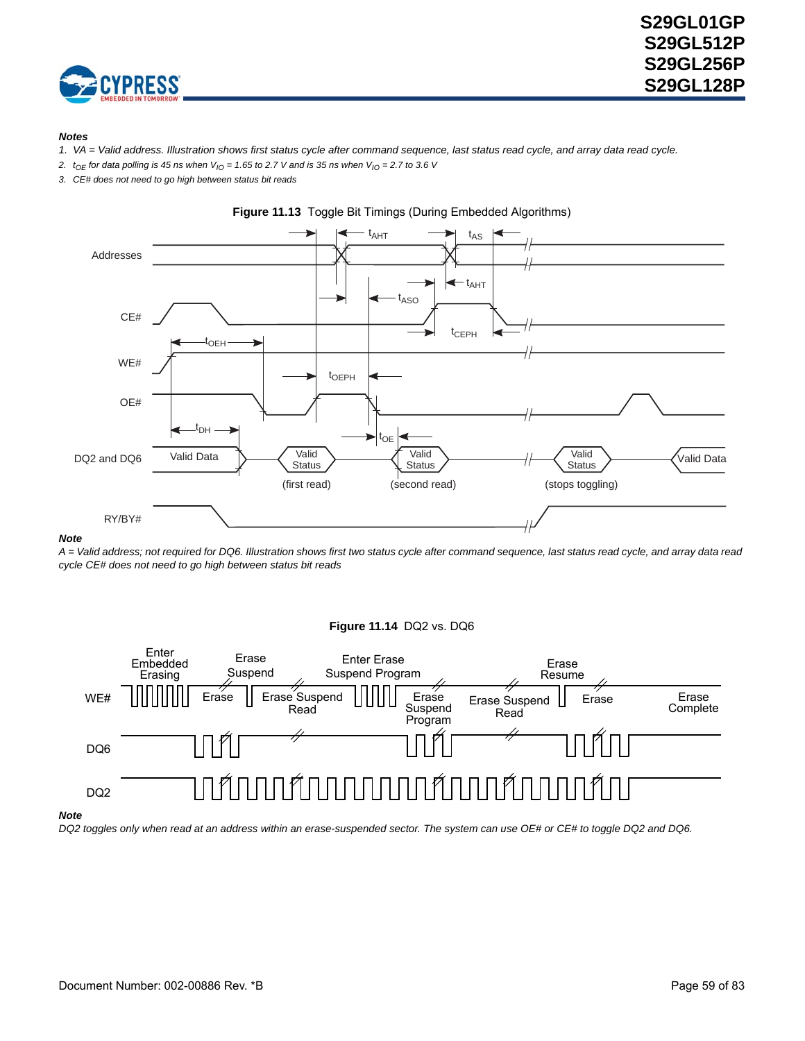**Notes**

1. VA = Valid address. Illustration shows first status cycle after command sequence, last status read cycle, and array data read cycle.
2. $t_{OE}$ for data polling is 45 ns when $V_{IO}$ = 1.65 to 2.7 V and is 35 ns when $V_{IO}$ = 2.7 to 3.6 V
3. CE# does not need to go high between status bit reads

**Figure 11.13** Toggle Bit Timings (During Embedded Algorithms)

**Note**

*A = Valid address; not required for DQ6. Illustration shows first two status cycle after command sequence, last status read cycle, and array data read cycle CE# does not need to go high between status bit reads*

**Figure 11.14** DQ2 vs. DQ6

**Note**

*DQ2 toggles only when read at an address within an erase-suspended sector. The system can use OE# or CE# to toggle DQ2 and DQ6.*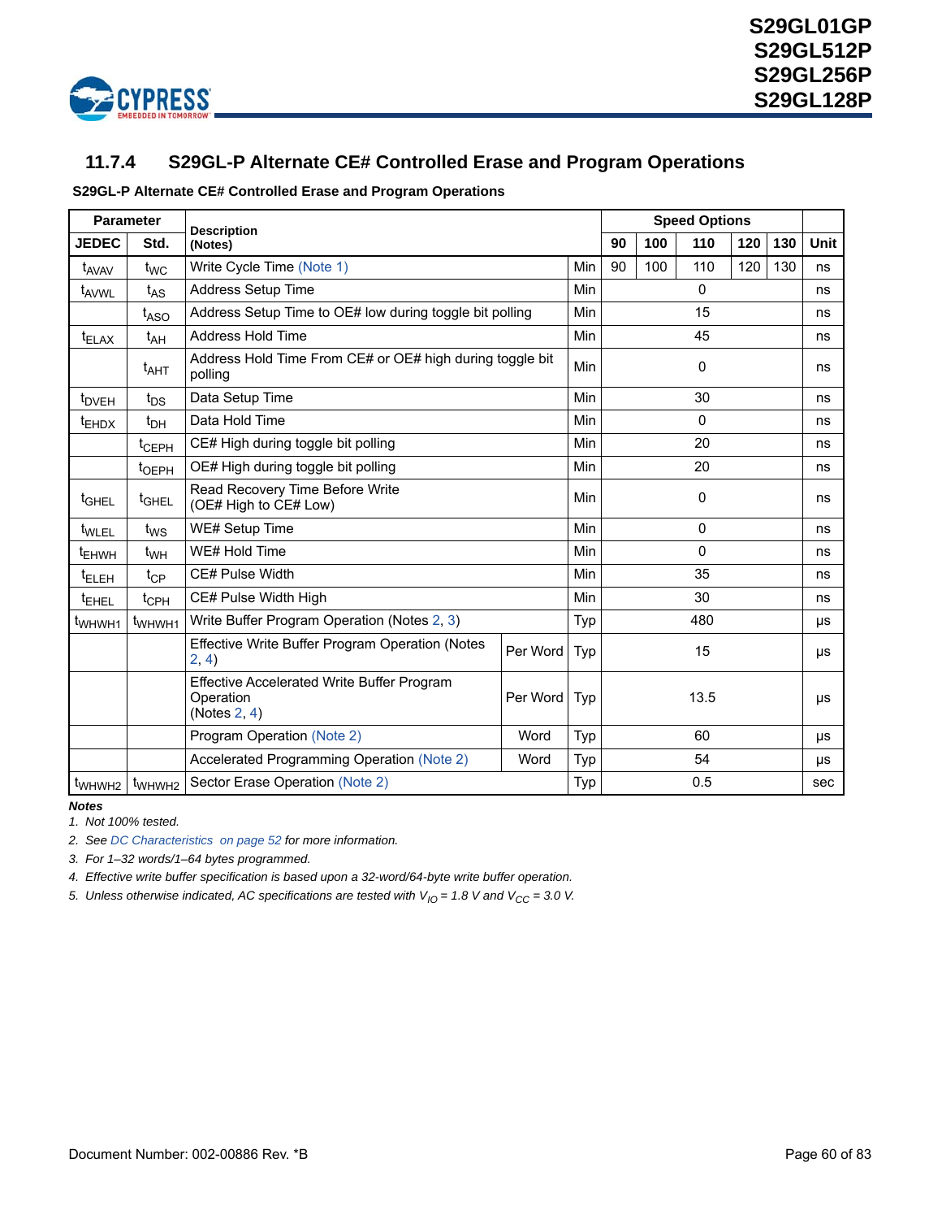## 11.7.4 S29GL-P Alternate CE# Controlled Erase and Program Operations

**S29GL-P Alternate CE# Controlled Erase and Program Operations**

| Parameter | | Description (Notes) | | | Speed Options | | | | | Unit |
|---|---|---|---|---|---|---|---|---|---|---|
| JEDEC | Std. | | | | 90 | 100 | 110 | 120 | 130 | |
| $t_{AVAV}$ | $t_{WC}$ | Write Cycle Time (Note 1) | | Min | 90 | 100 | 110 | 120 | 130 | ns |
| $t_{AVWL}$ | $t_{AS}$ | Address Setup Time | | Min | 0 | | | | | ns |
| | $t_{ASO}$ | Address Setup Time to OE# low during toggle bit polling | | Min | 15 | | | | | ns |
| $t_{ELAX}$ | $t_{AH}$ | Address Hold Time | | Min | 45 | | | | | ns |
| | $t_{AHT}$ | Address Hold Time From CE# or OE# high during toggle bit polling | | Min | 0 | | | | | ns |
| $t_{DVEH}$ | $t_{DS}$ | Data Setup Time | | Min | 30 | | | | | ns |
| $t_{EHDX}$ | $t_{DH}$ | Data Hold Time | | Min | 0 | | | | | ns |
| | $t_{CEPH}$ | CE# High during toggle bit polling | | Min | 20 | | | | | ns |
| | $t_{OEPH}$ | OE# High during toggle bit polling | | Min | 20 | | | | | ns |
| $t_{GHEL}$ | $t_{GHEL}$ | Read Recovery Time Before Write (OE# High to CE# Low) | | Min | 0 | | | | | ns |
| $t_{WLEL}$ | $t_{WS}$ | WE# Setup Time | | Min | 0 | | | | | ns |
| $t_{EHWH}$ | $t_{WH}$ | WE# Hold Time | | Min | 0 | | | | | ns |
| $t_{ELEH}$ | $t_{CP}$ | CE# Pulse Width | | Min | 35 | | | | | ns |
| $t_{EHEL}$ | $t_{CPH}$ | CE# Pulse Width High | | Min | 30 | | | | | ns |
| $t_{WHWH1}$ | $t_{WHWH1}$ | Write Buffer Program Operation (Notes 2, 3) | | Typ | 480 | | | | | µs |
| | | Effective Write Buffer Program Operation (Notes 2, 4) | Per Word | Typ | 15 | | | | | µs |
| | | Effective Accelerated Write Buffer Program Operation (Notes 2, 4) | Per Word | Typ | 13.5 | | | | | µs |
| | | Program Operation (Note 2) | Word | Typ | 60 | | | | | µs |
| | | Accelerated Programming Operation (Note 2) | Word | Typ | 54 | | | | | µs |
| $t_{WHWH2}$ | $t_{WHWH2}$ | Sector Erase Operation (Note 2) | | Typ | 0.5 | | | | | sec |

***Notes***

1. *Not 100% tested.*
2. *See DC Characteristics on page 52 for more information.*
3. *For 1–32 words/1–64 bytes programmed.*
4. *Effective write buffer specification is based upon a 32-word/64-byte write buffer operation.*
5. *Unless otherwise indicated, AC specifications are tested with $V_{IO}$ = 1.8 V and $V_{CC}$ = 3.0 V.*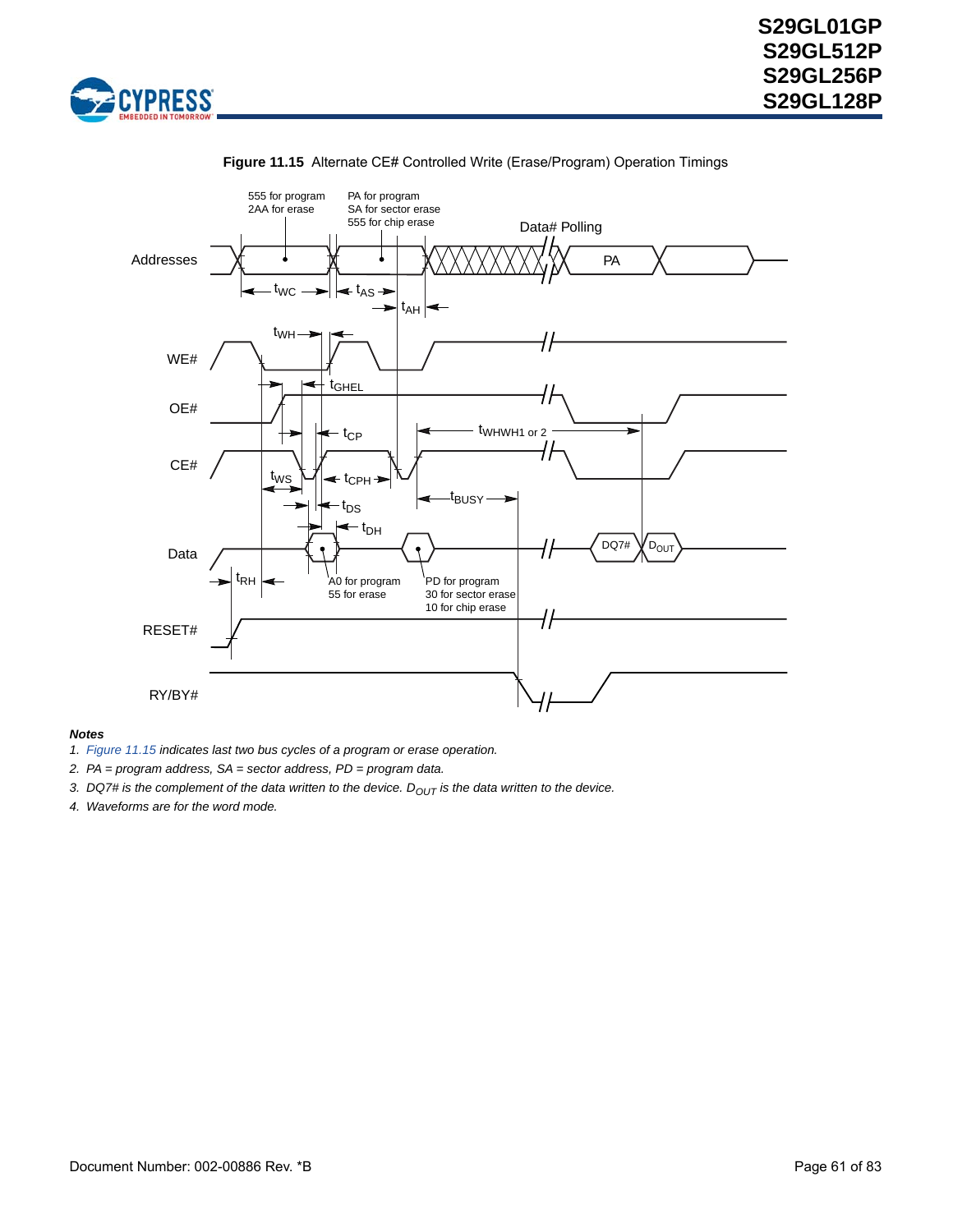**Figure 11.15** Alternate CE# Controlled Write (Erase/Program) Operation Timings

*Notes*

1. *Figure 11.15 indicates last two bus cycles of a program or erase operation.*
2. *PA = program address, SA = sector address, PD = program data.*
3. *DQ7# is the complement of the data written to the device. $D_{OUT}$ is the data written to the device.*
4. *Waveforms are for the word mode.*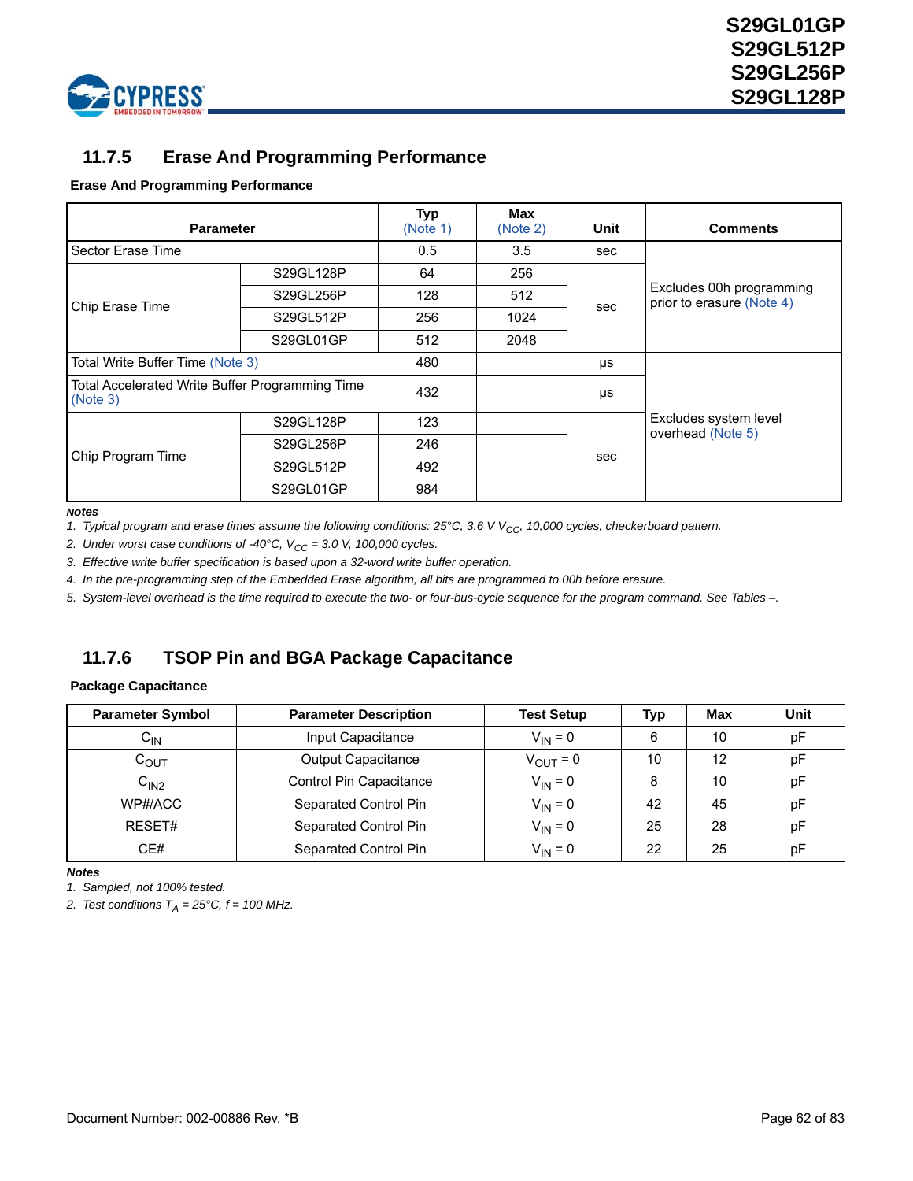### 11.7.5 Erase And Programming Performance

**Erase And Programming Performance**

| Parameter | | Typ (Note 1) | Max (Note 2) | Unit | Comments |
|---|---|---|---|---|---|
| Sector Erase Time | | 0.5 | 3.5 | sec | Excludes 00h programming prior to erasure (Note 4) |
| Chip Erase Time | S29GL128P | 64 | 256 | sec | |
| | S29GL256P | 128 | 512 | | |
| | S29GL512P | 256 | 1024 | | |
| | S29GL01GP | 512 | 2048 | | |
| Total Write Buffer Time (Note 3) | | 480 | | µs | Excludes system level overhead (Note 5) |
| Total Accelerated Write Buffer Programming Time (Note 3) | | 432 | | µs | |
| Chip Program Time | S29GL128P | 123 | | sec | |
| | S29GL256P | 246 | | | |
| | S29GL512P | 492 | | | |
| | S29GL01GP | 984 | | | |

**Notes**

1. *Typical program and erase times assume the following conditions: 25°C, 3.6 V $V_{CC}$, 10,000 cycles, checkerboard pattern.*
2. *Under worst case conditions of -40°C, $V_{CC}$ = 3.0 V, 100,000 cycles.*
3. *Effective write buffer specification is based upon a 32-word write buffer operation.*
4. *In the pre-programming step of the Embedded Erase algorithm, all bits are programmed to 00h before erasure.*
5. *System-level overhead is the time required to execute the two- or four-bus-cycle sequence for the program command. See Tables –.*

### 11.7.6 TSOP Pin and BGA Package Capacitance

**Package Capacitance**

| Parameter Symbol | Parameter Description | Test Setup | Typ | Max | Unit |
|---|---|---|---|---|---|
| $C_{IN}$ | Input Capacitance | $V_{IN}$ = 0 | 6 | 10 | pF |
| $C_{OUT}$ | Output Capacitance | $V_{OUT}$ = 0 | 10 | 12 | pF |
| $C_{IN2}$ | Control Pin Capacitance | $V_{IN}$ = 0 | 8 | 10 | pF |
| WP#/ACC | Separated Control Pin | $V_{IN}$ = 0 | 42 | 45 | pF |
| RESET# | Separated Control Pin | $V_{IN}$ = 0 | 25 | 28 | pF |
| CE# | Separated Control Pin | $V_{IN}$ = 0 | 22 | 25 | pF |

**Notes**

1. *Sampled, not 100% tested.*
2. *Test conditions $T_A$ = 25°C, f = 100 MHz.*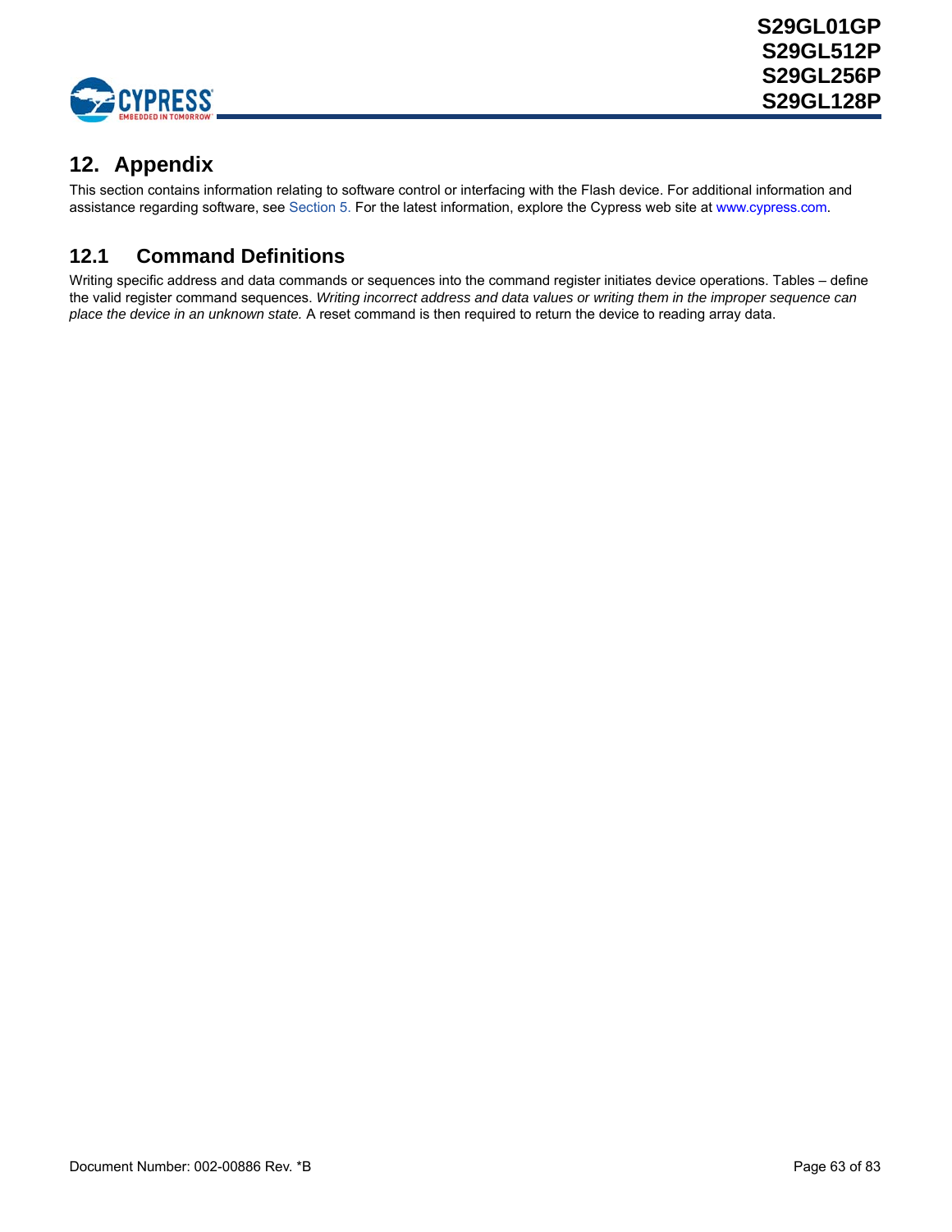# 12. Appendix

This section contains information relating to software control or interfacing with the Flash device. For additional information and assistance regarding software, see Section 5. For the latest information, explore the Cypress web site at www.cypress.com.

## 12.1 Command Definitions

Writing specific address and data commands or sequences into the command register initiates device operations. Tables – define the valid register command sequences. *Writing incorrect address and data values or writing them in the improper sequence can place the device in an unknown state.* A reset command is then required to return the device to reading array data.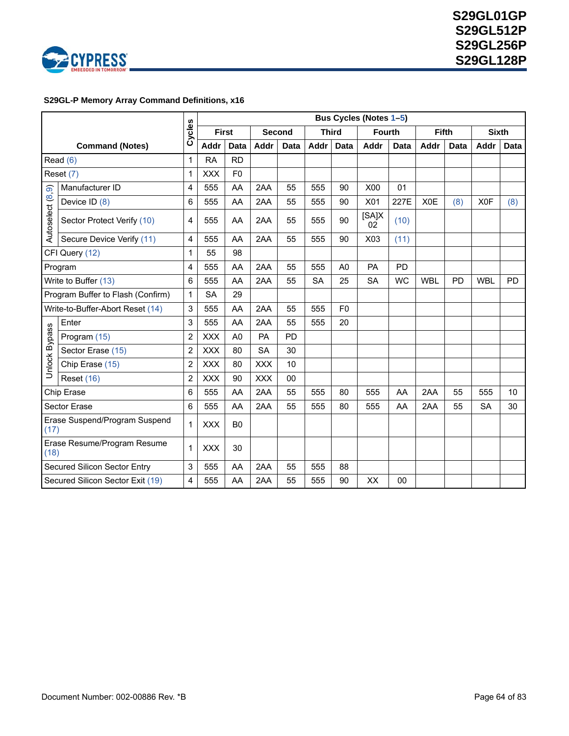**S29GL-P Memory Array Command Definitions, x16**

| Command (Notes) | | Cycles | Bus Cycles (Notes 1–5) | | | | | | | | | | | |
|---|---|---|---|---|---|---|---|---|---|---|---|---|---|---|
| | | | First | | Second | | Third | | Fourth | | Fifth | | Sixth | |
| | | | Addr | Data | Addr | Data | Addr | Data | Addr | Data | Addr | Data | Addr | Data |
| Read (6) | | 1 | RA | RD | | | | | | | | | | |
| Reset (7) | | 1 | XXX | F0 | | | | | | | | | | |
| Autoselect (8, 9) | Manufacturer ID | 4 | 555 | AA | 2AA | 55 | 555 | 90 | X00 | 01 | | | | |
| | Device ID (8) | 6 | 555 | AA | 2AA | 55 | 555 | 90 | X01 | 227E | X0E | (8) | X0F | (8) |
| | Sector Protect Verify (10) | 4 | 555 | AA | 2AA | 55 | 555 | 90 | [SA]X02 | (10) | | | | |
| | Secure Device Verify (11) | 4 | 555 | AA | 2AA | 55 | 555 | 90 | X03 | (11) | | | | |
| CFI Query (12) | | 1 | 55 | 98 | | | | | | | | | | |
| Program | | 4 | 555 | AA | 2AA | 55 | 555 | A0 | PA | PD | | | | |
| Write to Buffer (13) | | 6 | 555 | AA | 2AA | 55 | SA | 25 | SA | WC | WBL | PD | WBL | PD |
| Program Buffer to Flash (Confirm) | | 1 | SA | 29 | | | | | | | | | | |
| Write-to-Buffer-Abort Reset (14) | | 3 | 555 | AA | 2AA | 55 | 555 | F0 | | | | | | |
| Unlock Bypass | Enter | 3 | 555 | AA | 2AA | 55 | 555 | 20 | | | | | | |
| | Program (15) | 2 | XXX | A0 | PA | PD | | | | | | | | |
| | Sector Erase (15) | 2 | XXX | 80 | SA | 30 | | | | | | | | |
| | Chip Erase (15) | 2 | XXX | 80 | XXX | 10 | | | | | | | | |
| | Reset (16) | 2 | XXX | 90 | XXX | 00 | | | | | | | | |
| Chip Erase | | 6 | 555 | AA | 2AA | 55 | 555 | 80 | 555 | AA | 2AA | 55 | 555 | 10 |
| Sector Erase | | 6 | 555 | AA | 2AA | 55 | 555 | 80 | 555 | AA | 2AA | 55 | SA | 30 |
| Erase Suspend/Program Suspend (17) | | 1 | XXX | B0 | | | | | | | | | | |
| Erase Resume/Program Resume (18) | | 1 | XXX | 30 | | | | | | | | | | |
| Secured Silicon Sector Entry | | 3 | 555 | AA | 2AA | 55 | 555 | 88 | | | | | | |
| Secured Silicon Sector Exit (19) | | 4 | 555 | AA | 2AA | 55 | 555 | 90 | XX | 00 | | | | |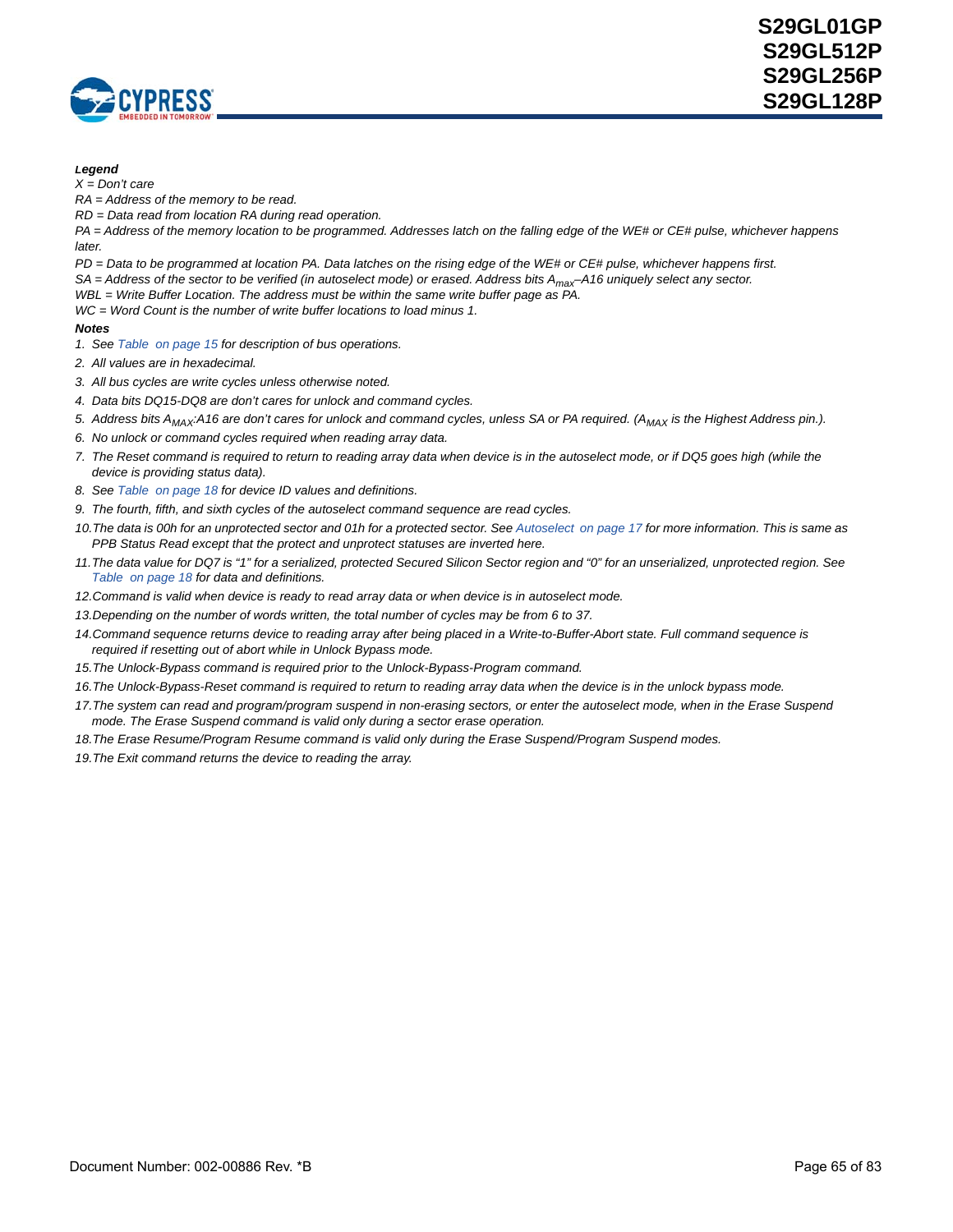***Legend***

*X = Don't care*

*RA = Address of the memory to be read.*

*RD = Data read from location RA during read operation.*

*PA = Address of the memory location to be programmed. Addresses latch on the falling edge of the WE# or CE# pulse, whichever happens later.*

*PD = Data to be programmed at location PA. Data latches on the rising edge of the WE# or CE# pulse, whichever happens first.*

*SA = Address of the sector to be verified (in autoselect mode) or erased. Address bits $A_{max}$–A16 uniquely select any sector.*

*WBL = Write Buffer Location. The address must be within the same write buffer page as PA.*

*WC = Word Count is the number of write buffer locations to load minus 1.*

***Notes***

1. *See Table on page 15 for description of bus operations.*
2. *All values are in hexadecimal.*
3. *All bus cycles are write cycles unless otherwise noted.*
4. *Data bits DQ15-DQ8 are don't cares for unlock and command cycles.*
5. *Address bits $A_{MAX}$:A16 are don't cares for unlock and command cycles, unless SA or PA required. ($A_{MAX}$ is the Highest Address pin.).*
6. *No unlock or command cycles required when reading array data.*
7. *The Reset command is required to return to reading array data when device is in the autoselect mode, or if DQ5 goes high (while the device is providing status data).*
8. *See Table on page 18 for device ID values and definitions.*
9. *The fourth, fifth, and sixth cycles of the autoselect command sequence are read cycles.*
10. *The data is 00h for an unprotected sector and 01h for a protected sector. See Autoselect on page 17 for more information. This is same as PPB Status Read except that the protect and unprotect statuses are inverted here.*
11. *The data value for DQ7 is "1" for a serialized, protected Secured Silicon Sector region and "0" for an unserialized, unprotected region. See Table on page 18 for data and definitions.*
12. *Command is valid when device is ready to read array data or when device is in autoselect mode.*
13. *Depending on the number of words written, the total number of cycles may be from 6 to 37.*
14. *Command sequence returns device to reading array after being placed in a Write-to-Buffer-Abort state. Full command sequence is required if resetting out of abort while in Unlock Bypass mode.*
15. *The Unlock-Bypass command is required prior to the Unlock-Bypass-Program command.*
16. *The Unlock-Bypass-Reset command is required to return to reading array data when the device is in the unlock bypass mode.*
17. *The system can read and program/program suspend in non-erasing sectors, or enter the autoselect mode, when in the Erase Suspend mode. The Erase Suspend command is valid only during a sector erase operation.*
18. *The Erase Resume/Program Resume command is valid only during the Erase Suspend/Program Suspend modes.*
19. *The Exit command returns the device to reading the array.*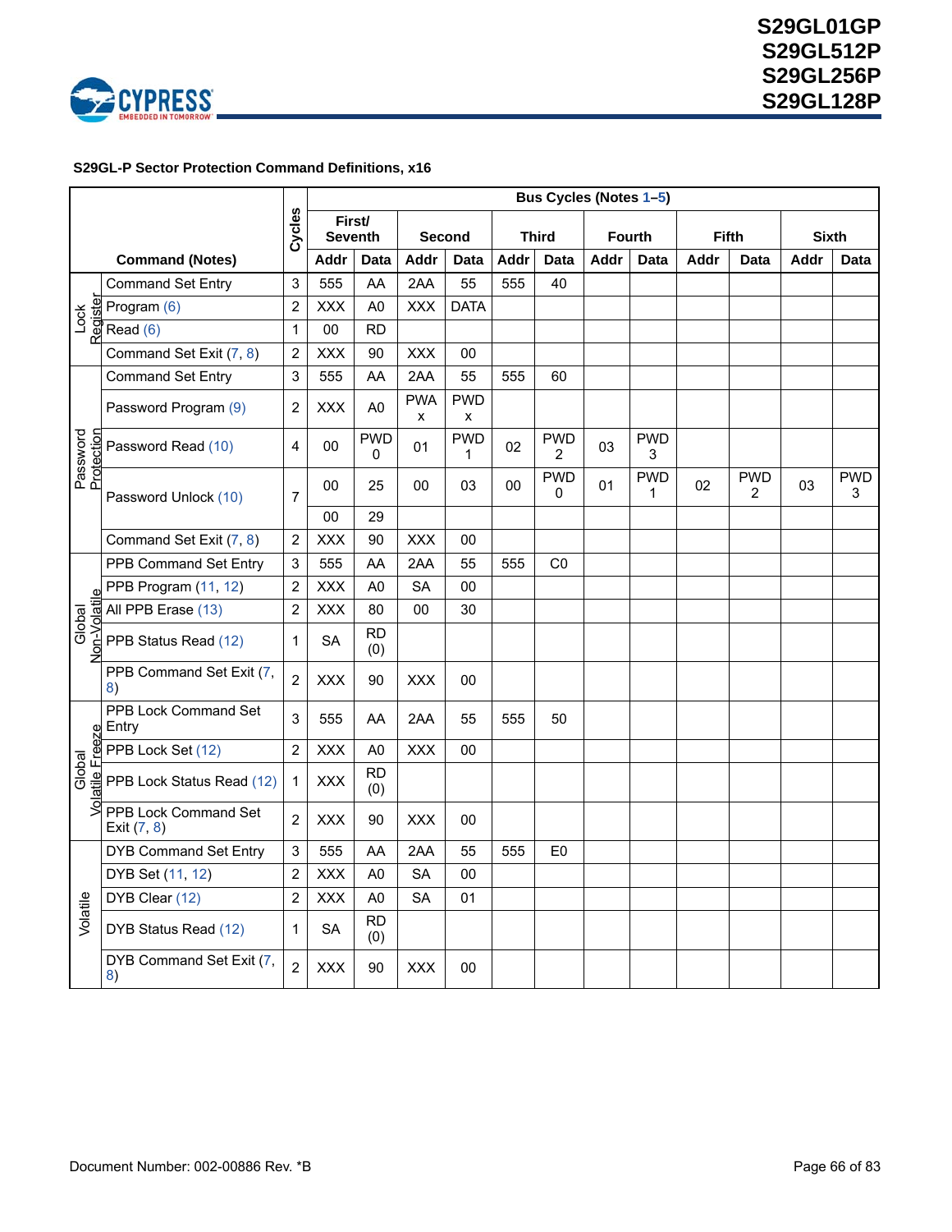**S29GL-P Sector Protection Command Definitions, x16**

| | Command (Notes) | Cycles | First/ Seventh Addr | First/ Seventh Data | Second Addr | Second Data | Third Addr | Third Data | Fourth Addr | Fourth Data | Fifth Addr | Fifth Data | Sixth Addr | Sixth Data |
|---|---|---|---|---|---|---|---|---|---|---|---|---|---|---|
| Lock Register | Command Set Entry | 3 | 555 | AA | 2AA | 55 | 555 | 40 | | | | | | |
| | Program (6) | 2 | XXX | A0 | XXX | DATA | | | | | | | | |
| | Read (6) | 1 | 00 | RD | | | | | | | | | | |
| | Command Set Exit (7, 8) | 2 | XXX | 90 | XXX | 00 | | | | | | | | |
| Password Protection | Command Set Entry | 3 | 555 | AA | 2AA | 55 | 555 | 60 | | | | | | |
| | Password Program (9) | 2 | XXX | A0 | PWAx | PWDx | | | | | | | | |
| | Password Read (10) | 4 | 00 | PWD0 | 01 | PWD1 | 02 | PWD2 | 03 | PWD3 | | | | |
| | Password Unlock (10) | 7 | 00 | 25 | 00 | 03 | 00 | PWD0 | 01 | PWD1 | 02 | PWD2 | 03 | PWD3 |
| | | | 00 | 29 | | | | | | | | | | |
| | Command Set Exit (7, 8) | 2 | XXX | 90 | XXX | 00 | | | | | | | | |
| Global Non-Volatile | PPB Command Set Entry | 3 | 555 | AA | 2AA | 55 | 555 | C0 | | | | | | |
| | PPB Program (11, 12) | 2 | XXX | A0 | SA | 00 | | | | | | | | |
| | All PPB Erase (13) | 2 | XXX | 80 | 00 | 30 | | | | | | | | |
| | PPB Status Read (12) | 1 | SA | RD (0) | | | | | | | | | | |
| | PPB Command Set Exit (7, 8) | 2 | XXX | 90 | XXX | 00 | | | | | | | | |
| Global Volatile Freeze | PPB Lock Command Set Entry | 3 | 555 | AA | 2AA | 55 | 555 | 50 | | | | | | |
| | PPB Lock Set (12) | 2 | XXX | A0 | XXX | 00 | | | | | | | | |
| | PPB Lock Status Read (12) | 1 | XXX | RD (0) | | | | | | | | | | |
| | PPB Lock Command Set Exit (7, 8) | 2 | XXX | 90 | XXX | 00 | | | | | | | | |
| Volatile | DYB Command Set Entry | 3 | 555 | AA | 2AA | 55 | 555 | E0 | | | | | | |
| | DYB Set (11, 12) | 2 | XXX | A0 | SA | 00 | | | | | | | | |
| | DYB Clear (12) | 2 | XXX | A0 | SA | 01 | | | | | | | | |
| | DYB Status Read (12) | 1 | SA | RD (0) | | | | | | | | | | |
| | DYB Command Set Exit (7, 8) | 2 | XXX | 90 | XXX | 00 | | | | | | | | |

Bus Cycles (Notes 1–5)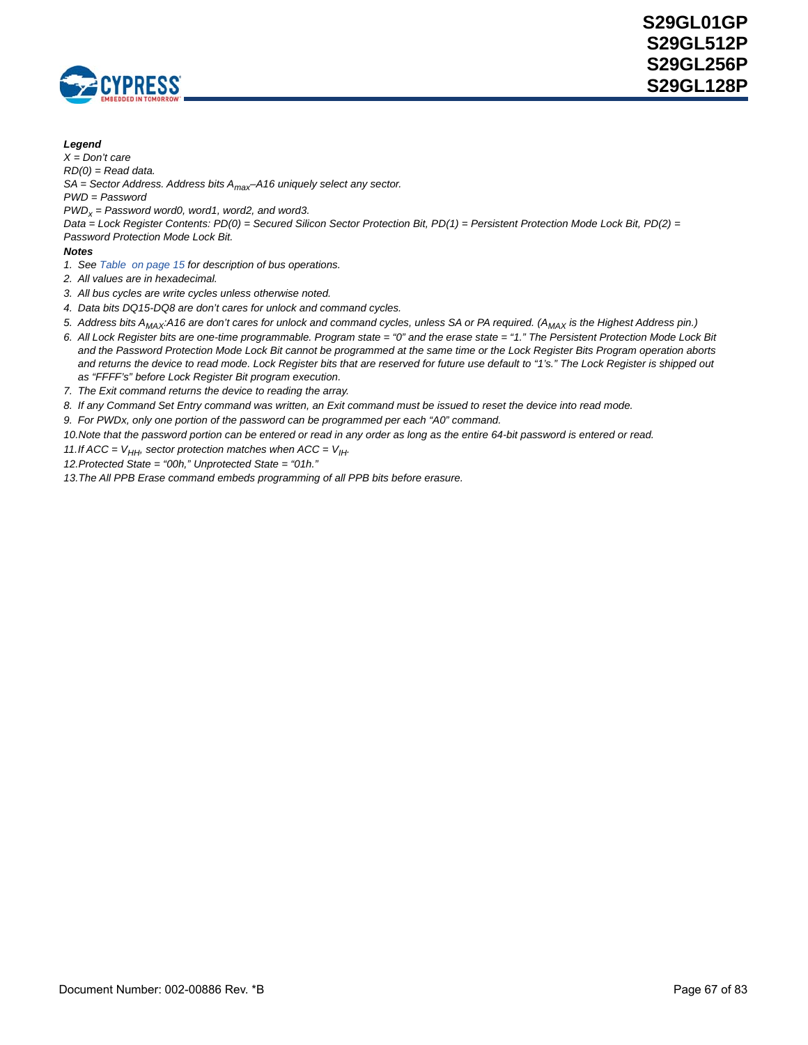***Legend***

*X = Don't care*

*RD(0) = Read data.*

*SA = Sector Address. Address bits $A_{max}$–A16 uniquely select any sector.*

*PWD = Password*

*$PWD_x$ = Password word0, word1, word2, and word3.*

*Data = Lock Register Contents: PD(0) = Secured Silicon Sector Protection Bit, PD(1) = Persistent Protection Mode Lock Bit, PD(2) = Password Protection Mode Lock Bit.*

***Notes***

1. *See Table on page 15 for description of bus operations.*
2. *All values are in hexadecimal.*
3. *All bus cycles are write cycles unless otherwise noted.*
4. *Data bits DQ15-DQ8 are don't cares for unlock and command cycles.*
5. *Address bits $A_{MAX}$:A16 are don't cares for unlock and command cycles, unless SA or PA required. ($A_{MAX}$ is the Highest Address pin.)*
6. *All Lock Register bits are one-time programmable. Program state = "0" and the erase state = "1." The Persistent Protection Mode Lock Bit and the Password Protection Mode Lock Bit cannot be programmed at the same time or the Lock Register Bits Program operation aborts and returns the device to read mode. Lock Register bits that are reserved for future use default to "1's." The Lock Register is shipped out as "FFFF's" before Lock Register Bit program execution.*
7. *The Exit command returns the device to reading the array.*
8. *If any Command Set Entry command was written, an Exit command must be issued to reset the device into read mode.*
9. *For PWDx, only one portion of the password can be programmed per each "A0" command.*
10. *Note that the password portion can be entered or read in any order as long as the entire 64-bit password is entered or read.*
11. *If ACC = $V_{HH}$, sector protection matches when ACC = $V_{IH}$.*
12. *Protected State = "00h," Unprotected State = "01h."*
13. *The All PPB Erase command embeds programming of all PPB bits before erasure.*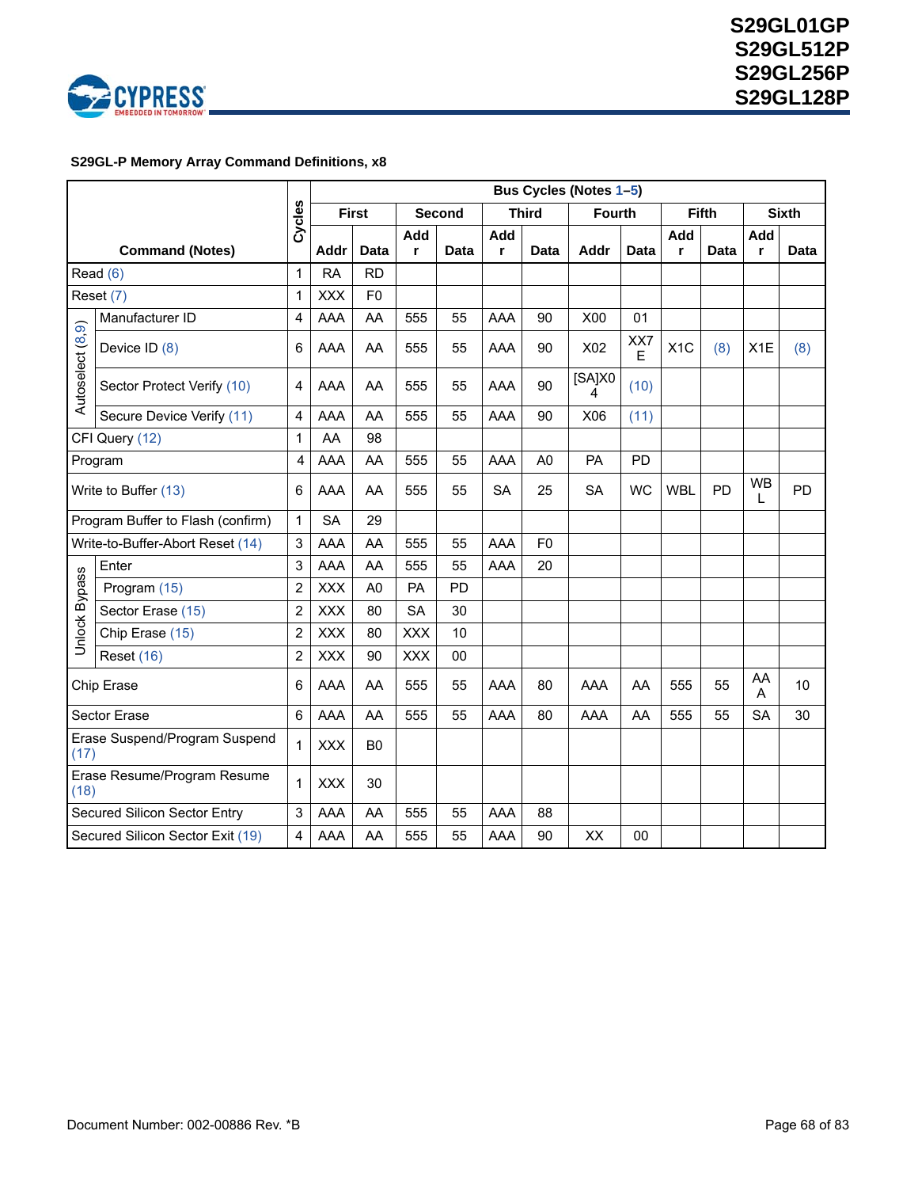**S29GL-P Memory Array Command Definitions, x8**

| Command (Notes) | | Cycles | Bus Cycles (Notes 1–5) | | | | | | | | | | | |
|---|---|---|---|---|---|---|---|---|---|---|---|---|---|---|
| | | | First | | Second | | Third | | Fourth | | Fifth | | Sixth | |
| | | | Addr | Data | Addr | Data | Addr | Data | Addr | Data | Addr | Data | Addr | Data |
| Read (6) | | 1 | RA | RD | | | | | | | | | | |
| Reset (7) | | 1 | XXX | F0 | | | | | | | | | | |
| Autoselect (8,9) | Manufacturer ID | 4 | AAA | AA | 555 | 55 | AAA | 90 | X00 | 01 | | | | |
| | Device ID (8) | 6 | AAA | AA | 555 | 55 | AAA | 90 | X02 | XX7E | X1C | (8) | X1E | (8) |
| | Sector Protect Verify (10) | 4 | AAA | AA | 555 | 55 | AAA | 90 | [SA]X04 | (10) | | | | |
| | Secure Device Verify (11) | 4 | AAA | AA | 555 | 55 | AAA | 90 | X06 | (11) | | | | |
| CFI Query (12) | | 1 | AA | 98 | | | | | | | | | | |
| Program | | 4 | AAA | AA | 555 | 55 | AAA | A0 | PA | PD | | | | |
| Write to Buffer (13) | | 6 | AAA | AA | 555 | 55 | SA | 25 | SA | WC | WBL | PD | WBL | PD |
| Program Buffer to Flash (confirm) | | 1 | SA | 29 | | | | | | | | | | |
| Write-to-Buffer-Abort Reset (14) | | 3 | AAA | AA | 555 | 55 | AAA | F0 | | | | | | |
| Unlock Bypass | Enter | 3 | AAA | AA | 555 | 55 | AAA | 20 | | | | | | |
| | Program (15) | 2 | XXX | A0 | PA | PD | | | | | | | | |
| | Sector Erase (15) | 2 | XXX | 80 | SA | 30 | | | | | | | | |
| | Chip Erase (15) | 2 | XXX | 80 | XXX | 10 | | | | | | | | |
| | Reset (16) | 2 | XXX | 90 | XXX | 00 | | | | | | | | |
| Chip Erase | | 6 | AAA | AA | 555 | 55 | AAA | 80 | AAA | AA | 555 | 55 | AAA | 10 |
| Sector Erase | | 6 | AAA | AA | 555 | 55 | AAA | 80 | AAA | AA | 555 | 55 | SA | 30 |
| Erase Suspend/Program Suspend (17) | | 1 | XXX | B0 | | | | | | | | | | |
| Erase Resume/Program Resume (18) | | 1 | XXX | 30 | | | | | | | | | | |
| Secured Silicon Sector Entry | | 3 | AAA | AA | 555 | 55 | AAA | 88 | | | | | | |
| Secured Silicon Sector Exit (19) | | 4 | AAA | AA | 555 | 55 | AAA | 90 | XX | 00 | | | | |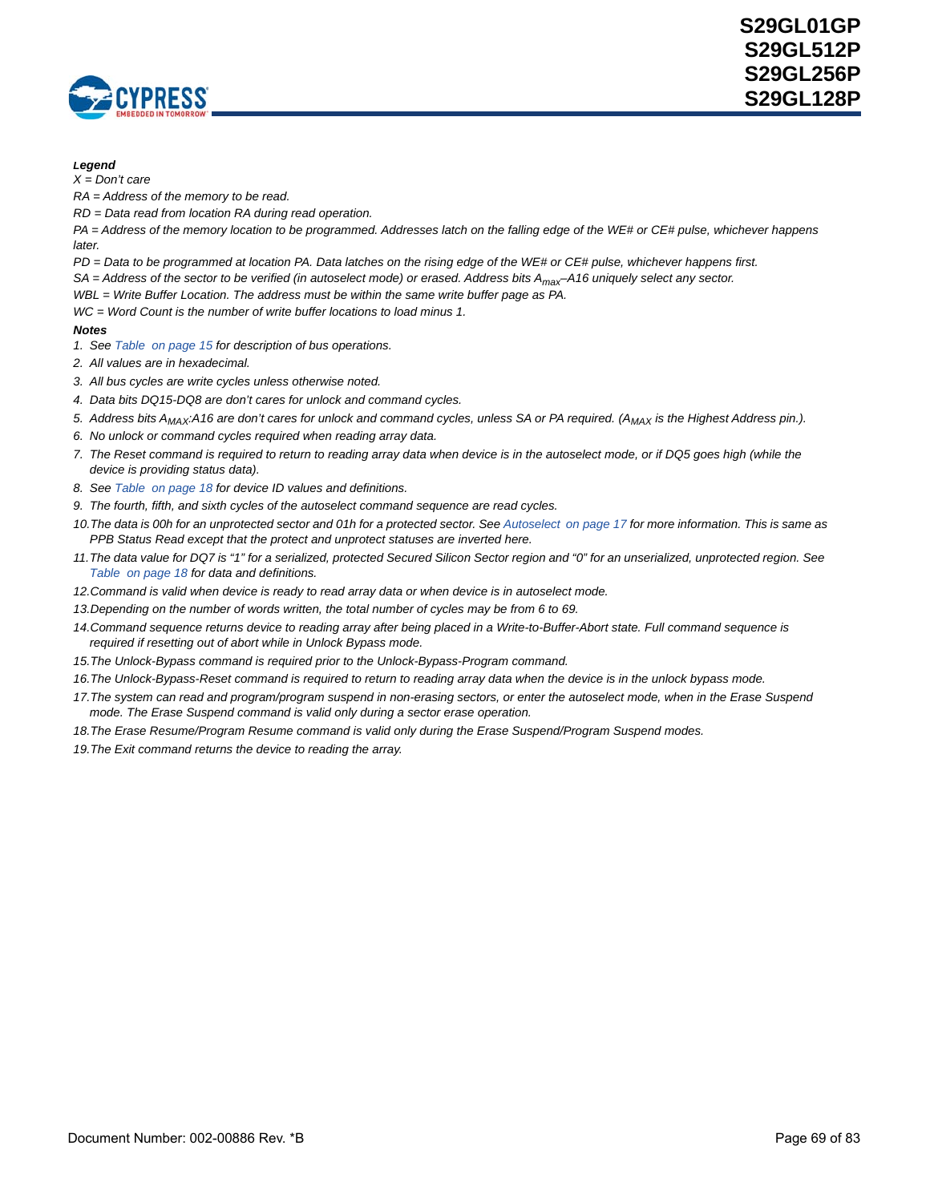***Legend***

*X = Don't care*

*RA = Address of the memory to be read.*

*RD = Data read from location RA during read operation.*

*PA = Address of the memory location to be programmed. Addresses latch on the falling edge of the WE# or CE# pulse, whichever happens later.*

*PD = Data to be programmed at location PA. Data latches on the rising edge of the WE# or CE# pulse, whichever happens first.*

*SA = Address of the sector to be verified (in autoselect mode) or erased. Address bits $A_{max}$–A16 uniquely select any sector.*

*WBL = Write Buffer Location. The address must be within the same write buffer page as PA.*

*WC = Word Count is the number of write buffer locations to load minus 1.*

***Notes***

1. *See Table on page 15 for description of bus operations.*
2. *All values are in hexadecimal.*
3. *All bus cycles are write cycles unless otherwise noted.*
4. *Data bits DQ15-DQ8 are don't cares for unlock and command cycles.*
5. *Address bits $A_{MAX}$:A16 are don't cares for unlock and command cycles, unless SA or PA required. ($A_{MAX}$ is the Highest Address pin.).*
6. *No unlock or command cycles required when reading array data.*
7. *The Reset command is required to return to reading array data when device is in the autoselect mode, or if DQ5 goes high (while the device is providing status data).*
8. *See Table on page 18 for device ID values and definitions.*
9. *The fourth, fifth, and sixth cycles of the autoselect command sequence are read cycles.*
10. *The data is 00h for an unprotected sector and 01h for a protected sector. See Autoselect on page 17 for more information. This is same as PPB Status Read except that the protect and unprotect statuses are inverted here.*
11. *The data value for DQ7 is "1" for a serialized, protected Secured Silicon Sector region and "0" for an unserialized, unprotected region. See Table on page 18 for data and definitions.*
12. *Command is valid when device is ready to read array data or when device is in autoselect mode.*
13. *Depending on the number of words written, the total number of cycles may be from 6 to 69.*
14. *Command sequence returns device to reading array after being placed in a Write-to-Buffer-Abort state. Full command sequence is required if resetting out of abort while in Unlock Bypass mode.*
15. *The Unlock-Bypass command is required prior to the Unlock-Bypass-Program command.*
16. *The Unlock-Bypass-Reset command is required to return to reading array data when the device is in the unlock bypass mode.*
17. *The system can read and program/program suspend in non-erasing sectors, or enter the autoselect mode, when in the Erase Suspend mode. The Erase Suspend command is valid only during a sector erase operation.*
18. *The Erase Resume/Program Resume command is valid only during the Erase Suspend/Program Suspend modes.*
19. *The Exit command returns the device to reading the array.*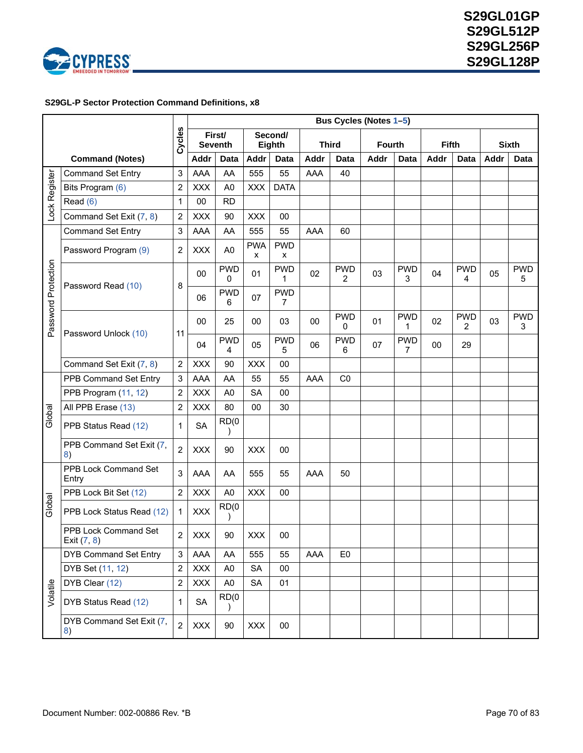**S29GL-P Sector Protection Command Definitions, x8**

| | Command (Notes) | Cycles | Bus Cycles (Notes 1–5) | | | | | | | | | | | |
|---|---|---|---|---|---|---|---|---|---|---|---|---|---|---|
| | | | First/ Seventh | | Second/ Eighth | | Third | | Fourth | | Fifth | | Sixth | |
| | | | Addr | Data | Addr | Data | Addr | Data | Addr | Data | Addr | Data | Addr | Data |
| Lock Register | Command Set Entry | 3 | AAA | AA | 555 | 55 | AAA | 40 | | | | | | |
| | Bits Program (6) | 2 | XXX | A0 | XXX | DATA | | | | | | | | |
| | Read (6) | 1 | 00 | RD | | | | | | | | | | |
| | Command Set Exit (7, 8) | 2 | XXX | 90 | XXX | 00 | | | | | | | | |
| Password Protection | Command Set Entry | 3 | AAA | AA | 555 | 55 | AAA | 60 | | | | | | |
| | Password Program (9) | 2 | XXX | A0 | PWAx | PWDx | | | | | | | | |
| | Password Read (10) | 8 | 00 | PWD0 | 01 | PWD1 | 02 | PWD2 | 03 | PWD3 | 04 | PWD4 | 05 | PWD5 |
| | | | 06 | PWD6 | 07 | PWD7 | | | | | | | | |
| | Password Unlock (10) | 11 | 00 | 25 | 00 | 03 | 00 | PWD0 | 01 | PWD1 | 02 | PWD2 | 03 | PWD3 |
| | | | 04 | PWD4 | 05 | PWD5 | 06 | PWD6 | 07 | PWD7 | 00 | 29 | | |
| | Command Set Exit (7, 8) | 2 | XXX | 90 | XXX | 00 | | | | | | | | |
| Global | PPB Command Set Entry | 3 | AAA | AA | 55 | 55 | AAA | C0 | | | | | | |
| | PPB Program (11, 12) | 2 | XXX | A0 | SA | 00 | | | | | | | | |
| | All PPB Erase (13) | 2 | XXX | 80 | 00 | 30 | | | | | | | | |
| | PPB Status Read (12) | 1 | SA | RD(0) | | | | | | | | | | |
| | PPB Command Set Exit (7, 8) | 2 | XXX | 90 | XXX | 00 | | | | | | | | |
| Global | PPB Lock Command Set Entry | 3 | AAA | AA | 555 | 55 | AAA | 50 | | | | | | |
| | PPB Lock Bit Set (12) | 2 | XXX | A0 | XXX | 00 | | | | | | | | |
| | PPB Lock Status Read (12) | 1 | XXX | RD(0) | | | | | | | | | | |
| | PPB Lock Command Set Exit (7, 8) | 2 | XXX | 90 | XXX | 00 | | | | | | | | |
| Volatile | DYB Command Set Entry | 3 | AAA | AA | 555 | 55 | AAA | E0 | | | | | | |
| | DYB Set (11, 12) | 2 | XXX | A0 | SA | 00 | | | | | | | | |
| | DYB Clear (12) | 2 | XXX | A0 | SA | 01 | | | | | | | | |
| | DYB Status Read (12) | 1 | SA | RD(0) | | | | | | | | | | |
| | DYB Command Set Exit (7, 8) | 2 | XXX | 90 | XXX | 00 | | | | | | | | |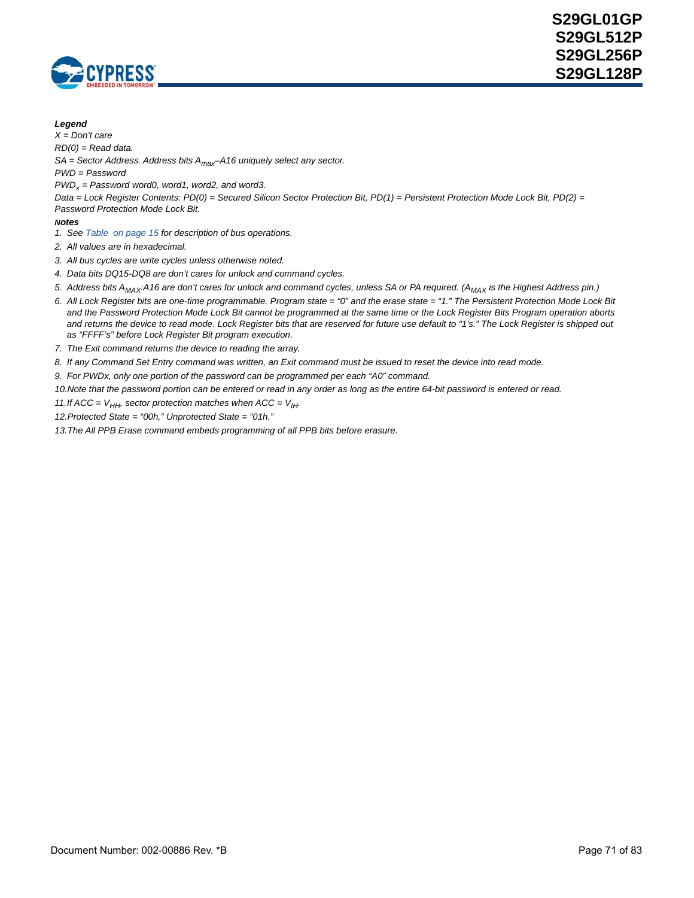***Legend***

*X = Don't care*

*RD(0) = Read data.*

*SA = Sector Address. Address bits $A_{max}$–A16 uniquely select any sector.*

*PWD = Password*

*$PWD_x$ = Password word0, word1, word2, and word3.*

*Data = Lock Register Contents: PD(0) = Secured Silicon Sector Protection Bit, PD(1) = Persistent Protection Mode Lock Bit, PD(2) = Password Protection Mode Lock Bit.*

***Notes***

1. *See Table  on page 15 for description of bus operations.*
2. *All values are in hexadecimal.*
3. *All bus cycles are write cycles unless otherwise noted.*
4. *Data bits DQ15-DQ8 are don't cares for unlock and command cycles.*
5. *Address bits $A_{MAX}$:A16 are don't cares for unlock and command cycles, unless SA or PA required. ($A_{MAX}$ is the Highest Address pin.)*
6. *All Lock Register bits are one-time programmable. Program state = "0" and the erase state = "1." The Persistent Protection Mode Lock Bit and the Password Protection Mode Lock Bit cannot be programmed at the same time or the Lock Register Bits Program operation aborts and returns the device to read mode. Lock Register bits that are reserved for future use default to "1's." The Lock Register is shipped out as "FFFF's" before Lock Register Bit program execution.*
7. *The Exit command returns the device to reading the array.*
8. *If any Command Set Entry command was written, an Exit command must be issued to reset the device into read mode.*
9. *For PWDx, only one portion of the password can be programmed per each "A0" command.*
10. *Note that the password portion can be entered or read in any order as long as the entire 64-bit password is entered or read.*
11. *If ACC = $V_{HH}$, sector protection matches when ACC = $V_{IH}$.*
12. *Protected State = "00h," Unprotected State = "01h."*
13. *The All PPB Erase command embeds programming of all PPB bits before erasure.*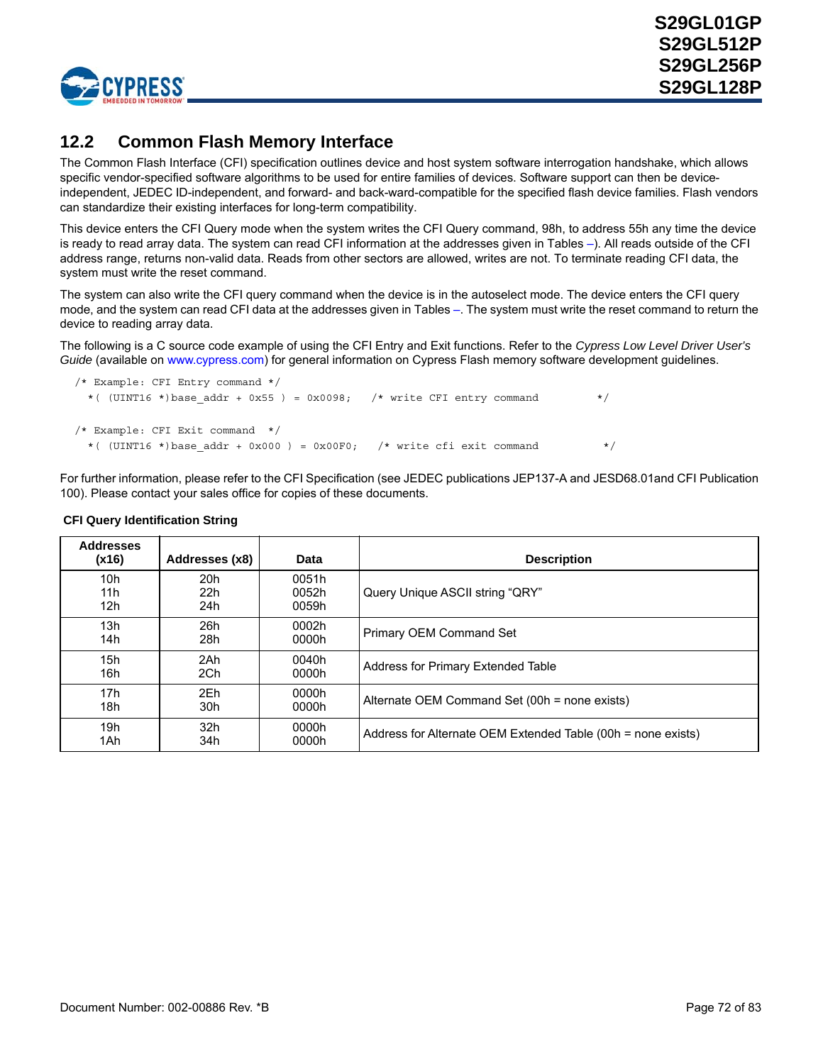## 12.2 Common Flash Memory Interface

The Common Flash Interface (CFI) specification outlines device and host system software interrogation handshake, which allows specific vendor-specified software algorithms to be used for entire families of devices. Software support can then be device-independent, JEDEC ID-independent, and forward- and back-ward-compatible for the specified flash device families. Flash vendors can standardize their existing interfaces for long-term compatibility.

This device enters the CFI Query mode when the system writes the CFI Query command, 98h, to address 55h any time the device is ready to read array data. The system can read CFI information at the addresses given in Tables –). All reads outside of the CFI address range, returns non-valid data. Reads from other sectors are allowed, writes are not. To terminate reading CFI data, the system must write the reset command.

The system can also write the CFI query command when the device is in the autoselect mode. The device enters the CFI query mode, and the system can read CFI data at the addresses given in Tables –. The system must write the reset command to return the device to reading array data.

The following is a C source code example of using the CFI Entry and Exit functions. Refer to the *Cypress Low Level Driver User's Guide* (available on www.cypress.com) for general information on Cypress Flash memory software development guidelines.

```
/* Example: CFI Entry command */
  *( (UINT16 *)base_addr + 0x55 ) = 0x0098;   /* write CFI entry command         */

/* Example: CFI Exit command  */
  *( (UINT16 *)base_addr + 0x000 ) = 0x00F0;   /* write cfi exit command          */
```

For further information, please refer to the CFI Specification (see JEDEC publications JEP137-A and JESD68.01and CFI Publication 100). Please contact your sales office for copies of these documents.

**CFI Query Identification String**

| Addresses (x16) | Addresses (x8) | Data | Description |
|---|---|---|---|
| 10h<br>11h<br>12h | 20h<br>22h<br>24h | 0051h<br>0052h<br>0059h | Query Unique ASCII string "QRY" |
| 13h<br>14h | 26h<br>28h | 0002h<br>0000h | Primary OEM Command Set |
| 15h<br>16h | 2Ah<br>2Ch | 0040h<br>0000h | Address for Primary Extended Table |
| 17h<br>18h | 2Eh<br>30h | 0000h<br>0000h | Alternate OEM Command Set (00h = none exists) |
| 19h<br>1Ah | 32h<br>34h | 0000h<br>0000h | Address for Alternate OEM Extended Table (00h = none exists) |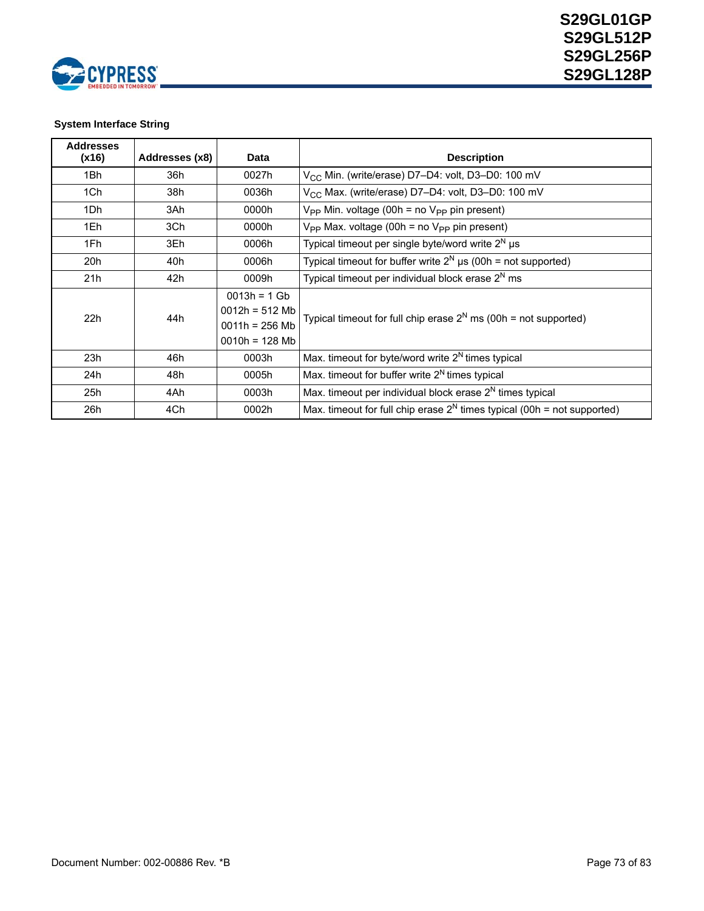**System Interface String**

| Addresses (x16) | Addresses (x8) | Data | Description |
|---|---|---|---|
| 1Bh | 36h | 0027h | $V_{CC}$ Min. (write/erase) D7–D4: volt, D3–D0: 100 mV |
| 1Ch | 38h | 0036h | $V_{CC}$ Max. (write/erase) D7–D4: volt, D3–D0: 100 mV |
| 1Dh | 3Ah | 0000h | $V_{PP}$ Min. voltage (00h = no $V_{PP}$ pin present) |
| 1Eh | 3Ch | 0000h | $V_{PP}$ Max. voltage (00h = no $V_{PP}$ pin present) |
| 1Fh | 3Eh | 0006h | Typical timeout per single byte/word write $2^N$ µs |
| 20h | 40h | 0006h | Typical timeout for buffer write $2^N$ µs (00h = not supported) |
| 21h | 42h | 0009h | Typical timeout per individual block erase $2^N$ ms |
| 22h | 44h | 0013h = 1 Gb<br>0012h = 512 Mb<br>0011h = 256 Mb<br>0010h = 128 Mb | Typical timeout for full chip erase $2^N$ ms (00h = not supported) |
| 23h | 46h | 0003h | Max. timeout for byte/word write $2^N$ times typical |
| 24h | 48h | 0005h | Max. timeout for buffer write $2^N$ times typical |
| 25h | 4Ah | 0003h | Max. timeout per individual block erase $2^N$ times typical |
| 26h | 4Ch | 0002h | Max. timeout for full chip erase $2^N$ times typical (00h = not supported) |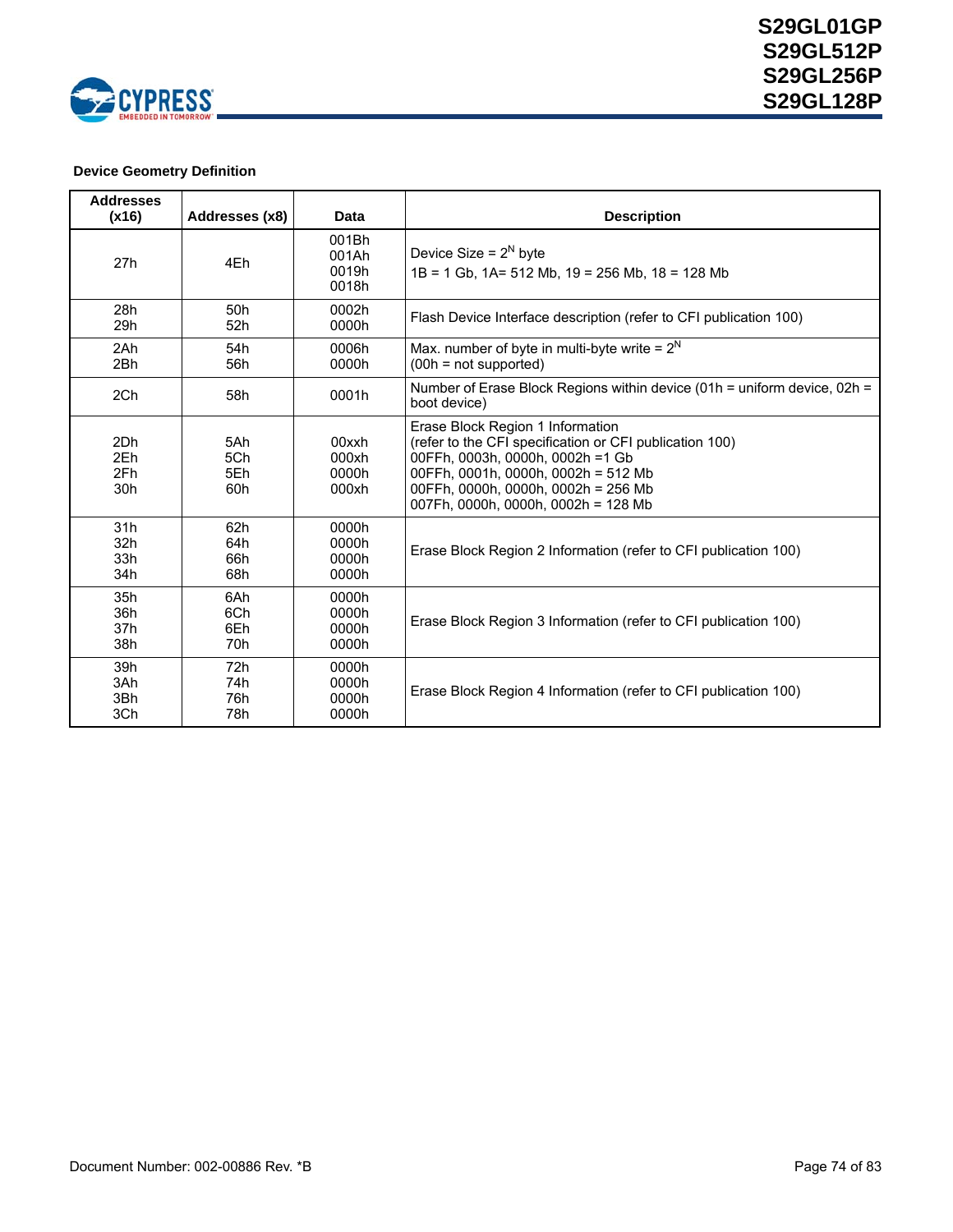**Device Geometry Definition**

| Addresses (x16) | Addresses (x8) | Data | Description |
|---|---|---|---|
| 27h | 4Eh | 001Bh<br>001Ah<br>0019h<br>0018h | Device Size = $2^N$ byte<br>1B = 1 Gb, 1A= 512 Mb, 19 = 256 Mb, 18 = 128 Mb |
| 28h<br>29h | 50h<br>52h | 0002h<br>0000h | Flash Device Interface description (refer to CFI publication 100) |
| 2Ah<br>2Bh | 54h<br>56h | 0006h<br>0000h | Max. number of byte in multi-byte write = $2^N$<br>(00h = not supported) |
| 2Ch | 58h | 0001h | Number of Erase Block Regions within device (01h = uniform device, 02h = boot device) |
| 2Dh<br>2Eh<br>2Fh<br>30h | 5Ah<br>5Ch<br>5Eh<br>60h | 00xxh<br>000xh<br>0000h<br>000xh | Erase Block Region 1 Information<br>(refer to the CFI specification or CFI publication 100)<br>00FFh, 0003h, 0000h, 0002h =1 Gb<br>00FFh, 0001h, 0000h, 0002h = 512 Mb<br>00FFh, 0000h, 0000h, 0002h = 256 Mb<br>007Fh, 0000h, 0000h, 0002h = 128 Mb |
| 31h<br>32h<br>33h<br>34h | 62h<br>64h<br>66h<br>68h | 0000h<br>0000h<br>0000h<br>0000h | Erase Block Region 2 Information (refer to CFI publication 100) |
| 35h<br>36h<br>37h<br>38h | 6Ah<br>6Ch<br>6Eh<br>70h | 0000h<br>0000h<br>0000h<br>0000h | Erase Block Region 3 Information (refer to CFI publication 100) |
| 39h<br>3Ah<br>3Bh<br>3Ch | 72h<br>74h<br>76h<br>78h | 0000h<br>0000h<br>0000h<br>0000h | Erase Block Region 4 Information (refer to CFI publication 100) |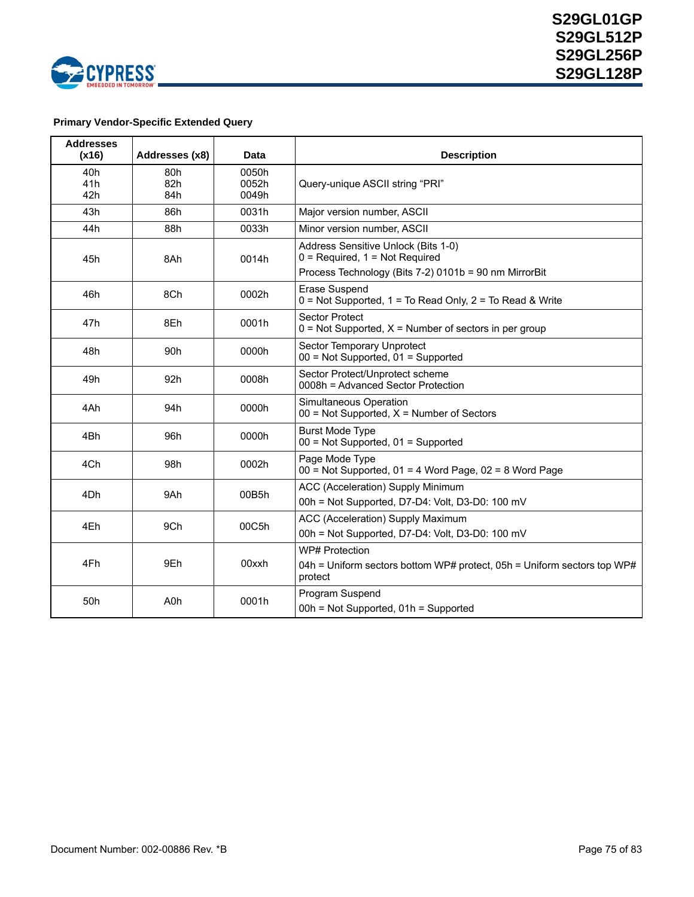**Primary Vendor-Specific Extended Query**

| Addresses (x16) | Addresses (x8) | Data | Description |
|---|---|---|---|
| 40h<br>41h<br>42h | 80h<br>82h<br>84h | 0050h<br>0052h<br>0049h | Query-unique ASCII string “PRI” |
| 43h | 86h | 0031h | Major version number, ASCII |
| 44h | 88h | 0033h | Minor version number, ASCII |
| 45h | 8Ah | 0014h | Address Sensitive Unlock (Bits 1-0)<br>0 = Required, 1 = Not Required<br>Process Technology (Bits 7-2) 0101b = 90 nm MirrorBit |
| 46h | 8Ch | 0002h | Erase Suspend<br>0 = Not Supported, 1 = To Read Only, 2 = To Read & Write |
| 47h | 8Eh | 0001h | Sector Protect<br>0 = Not Supported, X = Number of sectors in per group |
| 48h | 90h | 0000h | Sector Temporary Unprotect<br>00 = Not Supported, 01 = Supported |
| 49h | 92h | 0008h | Sector Protect/Unprotect scheme<br>0008h = Advanced Sector Protection |
| 4Ah | 94h | 0000h | Simultaneous Operation<br>00 = Not Supported, X = Number of Sectors |
| 4Bh | 96h | 0000h | Burst Mode Type<br>00 = Not Supported, 01 = Supported |
| 4Ch | 98h | 0002h | Page Mode Type<br>00 = Not Supported, 01 = 4 Word Page, 02 = 8 Word Page |
| 4Dh | 9Ah | 00B5h | ACC (Acceleration) Supply Minimum<br>00h = Not Supported, D7-D4: Volt, D3-D0: 100 mV |
| 4Eh | 9Ch | 00C5h | ACC (Acceleration) Supply Maximum<br>00h = Not Supported, D7-D4: Volt, D3-D0: 100 mV |
| 4Fh | 9Eh | 00xxh | WP# Protection<br>04h = Uniform sectors bottom WP# protect, 05h = Uniform sectors top WP# protect |
| 50h | A0h | 0001h | Program Suspend<br>00h = Not Supported, 01h = Supported |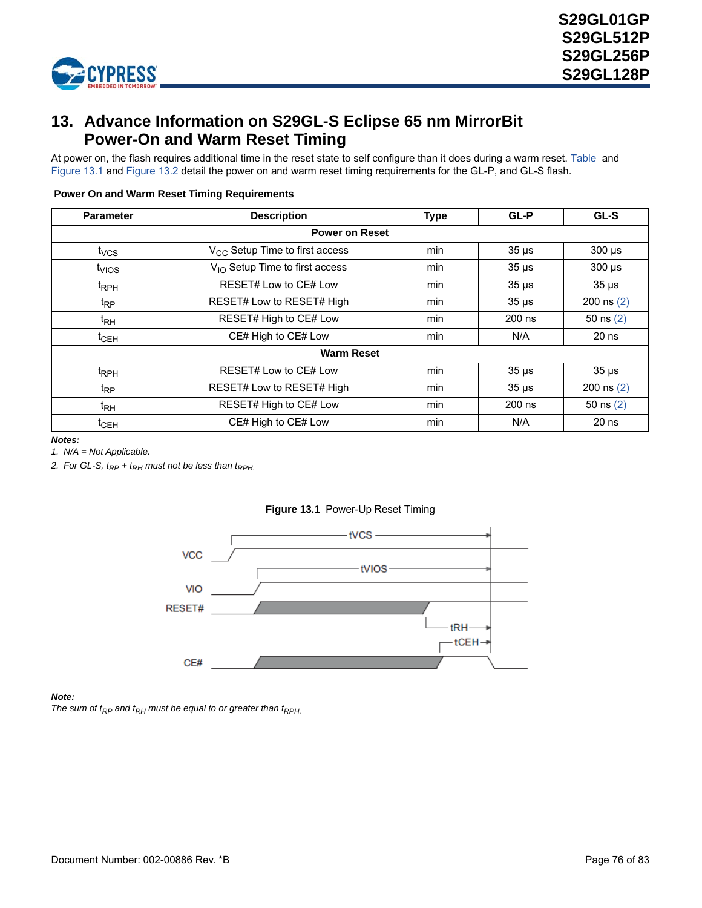## 13. Advance Information on S29GL-S Eclipse 65 nm MirrorBit Power-On and Warm Reset Timing

At power on, the flash requires additional time in the reset state to self configure than it does during a warm reset. Table and Figure 13.1 and Figure 13.2 detail the power on and warm reset timing requirements for the GL-P, and GL-S flash.

**Power On and Warm Reset Timing Requirements**

| Parameter | Description | Type | GL-P | GL-S |
|---|---|---|---|---|
| **Power on Reset** | | | | |
| $t_{VCS}$ | $V_{CC}$ Setup Time to first access | min | 35 µs | 300 µs |
| $t_{VIOS}$ | $V_{IO}$ Setup Time to first access | min | 35 µs | 300 µs |
| $t_{RPH}$ | RESET# Low to CE# Low | min | 35 µs | 35 µs |
| $t_{RP}$ | RESET# Low to RESET# High | min | 35 µs | 200 ns (2) |
| $t_{RH}$ | RESET# High to CE# Low | min | 200 ns | 50 ns (2) |
| $t_{CEH}$ | CE# High to CE# Low | min | N/A | 20 ns |
| **Warm Reset** | | | | |
| $t_{RPH}$ | RESET# Low to CE# Low | min | 35 µs | 35 µs |
| $t_{RP}$ | RESET# Low to RESET# High | min | 35 µs | 200 ns (2) |
| $t_{RH}$ | RESET# High to CE# Low | min | 200 ns | 50 ns (2) |
| $t_{CEH}$ | CE# High to CE# Low | min | N/A | 20 ns |

***Notes:***

1. *N/A = Not Applicable.*
2. *For GL-S, $t_{RP}$ + $t_{RH}$ must not be less than $t_{RPH}$.*

**Figure 13.1** Power-Up Reset Timing

***Note:***

*The sum of $t_{RP}$ and $t_{RH}$ must be equal to or greater than $t_{RPH}$.*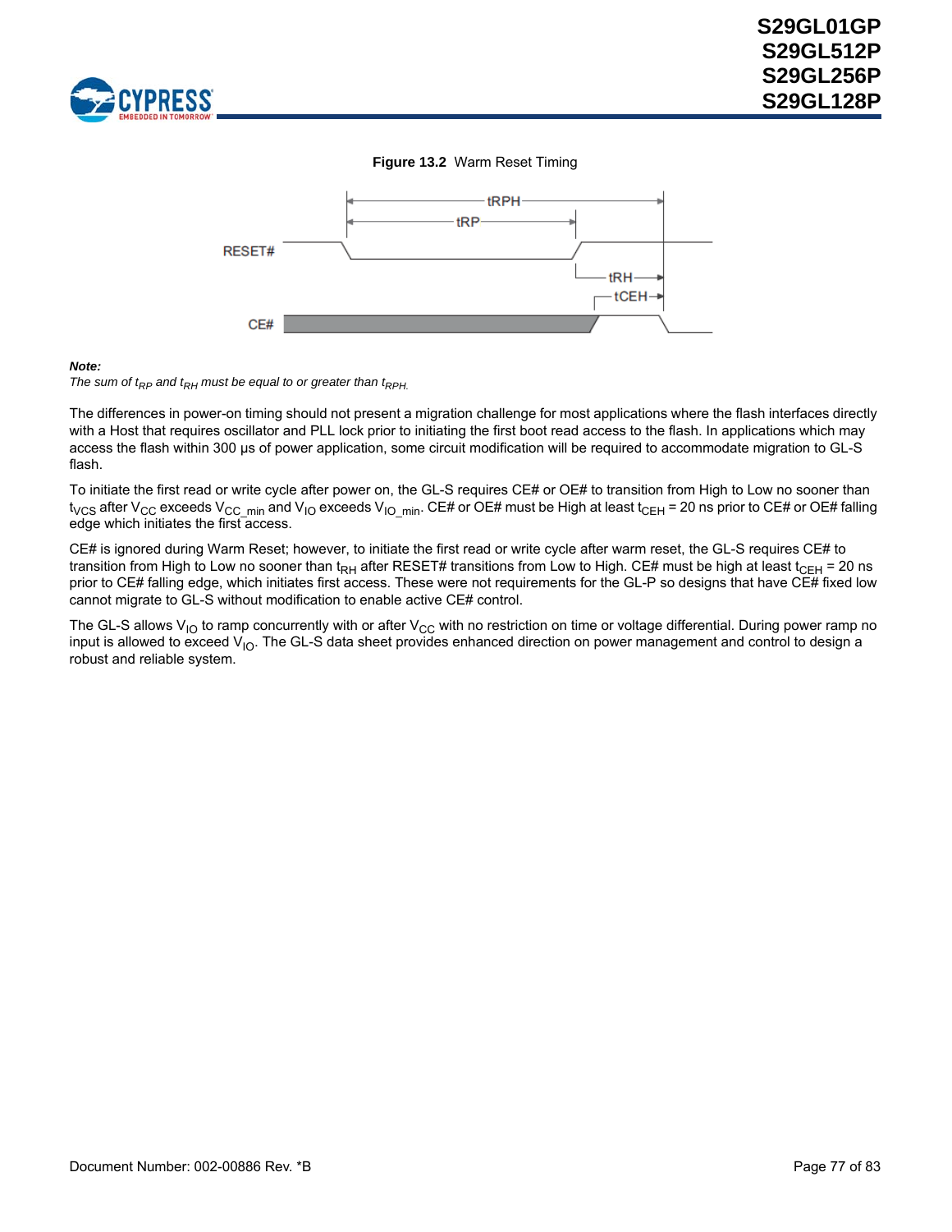**Figure 13.2** Warm Reset Timing

***Note:***
*The sum of $t_{RP}$ and $t_{RH}$ must be equal to or greater than $t_{RPH}$.*

The differences in power-on timing should not present a migration challenge for most applications where the flash interfaces directly with a Host that requires oscillator and PLL lock prior to initiating the first boot read access to the flash. In applications which may access the flash within 300 µs of power application, some circuit modification will be required to accommodate migration to GL-S flash.

To initiate the first read or write cycle after power on, the GL-S requires CE# or OE# to transition from High to Low no sooner than $t_{VCS}$ after $V_{CC}$ exceeds $V_{CC\_min}$ and $V_{IO}$ exceeds $V_{IO\_min}$. CE# or OE# must be High at least $t_{CEH}$ = 20 ns prior to CE# or OE# falling edge which initiates the first access.

CE# is ignored during Warm Reset; however, to initiate the first read or write cycle after warm reset, the GL-S requires CE# to transition from High to Low no sooner than $t_{RH}$ after RESET# transitions from Low to High. CE# must be high at least $t_{CEH}$ = 20 ns prior to CE# falling edge, which initiates first access. These were not requirements for the GL-P so designs that have CE# fixed low cannot migrate to GL-S without modification to enable active CE# control.

The GL-S allows $V_{IO}$ to ramp concurrently with or after $V_{CC}$ with no restriction on time or voltage differential. During power ramp no input is allowed to exceed $V_{IO}$. The GL-S data sheet provides enhanced direction on power management and control to design a robust and reliable system.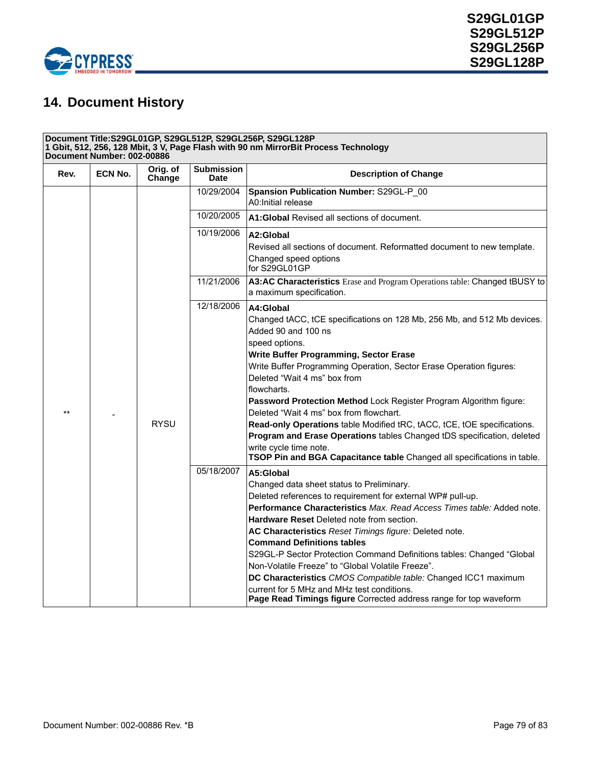## 14. Document History

| Document Title:S29GL01GP, S29GL512P, S29GL256P, S29GL128P<br>1 Gbit, 512, 256, 128 Mbit, 3 V, Page Flash with 90 nm MirrorBit Process Technology<br>Document Number: 002-00886 | | | | |
|---|---|---|---|---|
| **Rev.** | **ECN No.** | **Orig. of Change** | **Submission Date** | **Description of Change** |
| ** | - | RYSU | 10/29/2004 | **Spansion Publication Number:** S29GL-P_00<br>A0:Initial release |
| | | | 10/20/2005 | **A1:Global** Revised all sections of document. |
| | | | 10/19/2006 | **A2:Global**<br>Revised all sections of document. Reformatted document to new template.<br>Changed speed options for S29GL01GP |
| | | | 11/21/2006 | **A3:AC Characteristics** Erase and Program Operations table: Changed tBUSY to a maximum specification. |
| | | | 12/18/2006 | **A4:Global**<br>Changed tACC, tCE specifications on 128 Mb, 256 Mb, and 512 Mb devices.<br>Added 90 and 100 ns speed options.<br>**Write Buffer Programming, Sector Erase**<br>Write Buffer Programming Operation, Sector Erase Operation figures: Deleted “Wait 4 ms” box from flowcharts.<br>**Password Protection Method** Lock Register Program Algorithm figure: Deleted “Wait 4 ms” box from flowchart.<br>**Read-only Operations** table Modified tRC, tACC, tCE, tOE specifications.<br>**Program and Erase Operations** tables Changed tDS specification, deleted write cycle time note.<br>**TSOP Pin and BGA Capacitance table** Changed all specifications in table. |
| | | | 05/18/2007 | **A5:Global**<br>Changed data sheet status to Preliminary.<br>Deleted references to requirement for external WP# pull-up.<br>**Performance Characteristics** *Max. Read Access Times table:* Added note.<br>**Hardware Reset** Deleted note from section.<br>**AC Characteristics** *Reset Timings figure:* Deleted note.<br>**Command Definitions tables**<br>S29GL-P Sector Protection Command Definitions tables: Changed “Global Non-Volatile Freeze” to “Global Volatile Freeze”.<br>**DC Characteristics** *CMOS Compatible table:* Changed ICC1 maximum current for 5 MHz and MHz test conditions.<br>**Page Read Timings figure** Corrected address range for top waveform |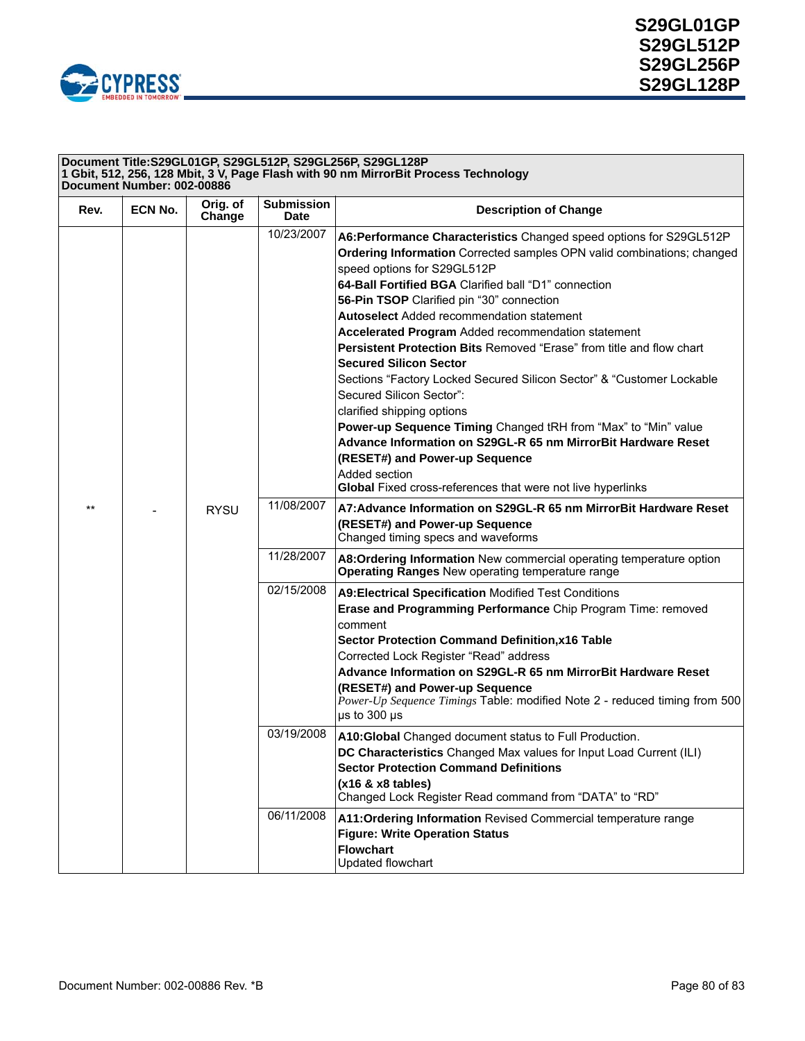| Document Title:S29GL01GP, S29GL512P, S29GL256P, S29GL128P<br>1 Gbit, 512, 256, 128 Mbit, 3 V, Page Flash with 90 nm MirrorBit Process Technology<br>Document Number: 002-00886 | | | | |
|---|---|---|---|---|
| **Rev.** | **ECN No.** | **Orig. of Change** | **Submission Date** | **Description of Change** |
| ** | - | RYSU | 10/23/2007 | **A6:Performance Characteristics** Changed speed options for S29GL512P<br>**Ordering Information** Corrected samples OPN valid combinations; changed speed options for S29GL512P<br>**64-Ball Fortified BGA** Clarified ball "D1" connection<br>**56-Pin TSOP** Clarified pin "30" connection<br>**Autoselect** Added recommendation statement<br>**Accelerated Program** Added recommendation statement<br>**Persistent Protection Bits** Removed "Erase" from title and flow chart<br>**Secured Silicon Sector**<br>Sections "Factory Locked Secured Silicon Sector" & "Customer Lockable Secured Silicon Sector":<br>clarified shipping options<br>**Power-up Sequence Timing** Changed tRH from "Max" to "Min" value<br>**Advance Information on S29GL-R 65 nm MirrorBit Hardware Reset (RESET#) and Power-up Sequence**<br>Added section<br>**Global** Fixed cross-references that were not live hyperlinks |
| | | | 11/08/2007 | **A7:Advance Information on S29GL-R 65 nm MirrorBit Hardware Reset (RESET#) and Power-up Sequence**<br>Changed timing specs and waveforms |
| | | | 11/28/2007 | **A8:Ordering Information** New commercial operating temperature option<br>**Operating Ranges** New operating temperature range |
| | | | 02/15/2008 | **A9:Electrical Specification** Modified Test Conditions<br>**Erase and Programming Performance** Chip Program Time: removed comment<br>**Sector Protection Command Definition,x16 Table**<br>Corrected Lock Register "Read" address<br>**Advance Information on S29GL-R 65 nm MirrorBit Hardware Reset (RESET#) and Power-up Sequence**<br>*Power-Up Sequence Timings* Table: modified Note 2 - reduced timing from 500 µs to 300 µs |
| | | | 03/19/2008 | **A10:Global** Changed document status to Full Production.<br>**DC Characteristics** Changed Max values for Input Load Current (ILI)<br>**Sector Protection Command Definitions (x16 & x8 tables)**<br>Changed Lock Register Read command from "DATA" to "RD" |
| | | | 06/11/2008 | **A11:Ordering Information** Revised Commercial temperature range<br>**Figure: Write Operation Status Flowchart**<br>Updated flowchart |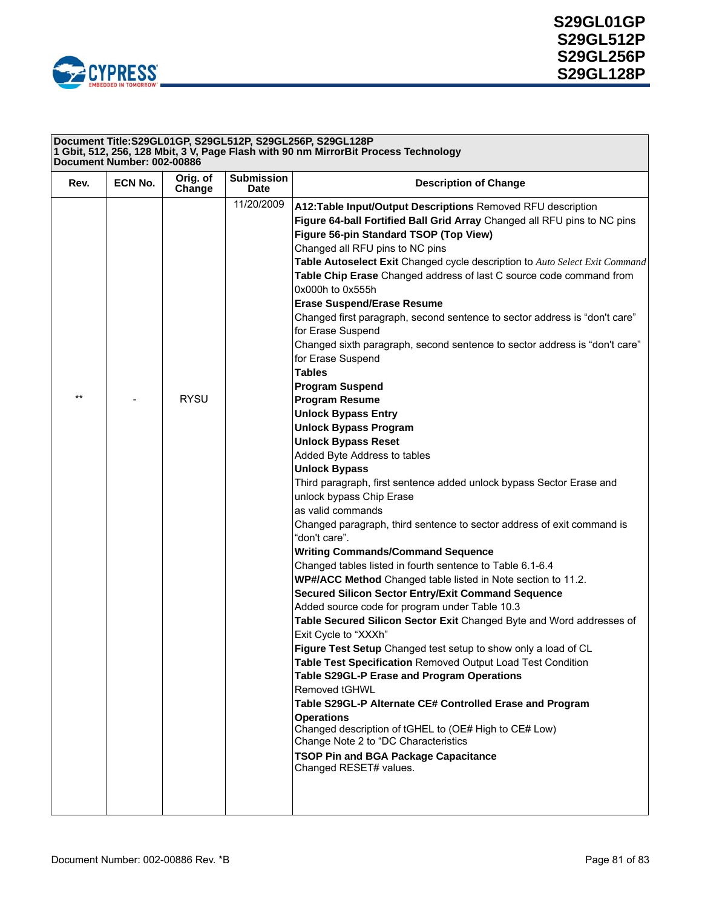**Document Title:S29GL01GP, S29GL512P, S29GL256P, S29GL128P**
**1 Gbit, 512, 256, 128 Mbit, 3 V, Page Flash with 90 nm MirrorBit Process Technology**
**Document Number: 002-00886**

| Rev. | ECN No. | Orig. of Change | Submission Date | Description of Change |
|---|---|---|---|---|
| ** | - | RYSU | 11/20/2009 | **A12:Table Input/Output Descriptions** Removed RFU description<br>**Figure 64-ball Fortified Ball Grid Array** Changed all RFU pins to NC pins<br>**Figure 56-pin Standard TSOP (Top View)**<br>Changed all RFU pins to NC pins<br>**Table Autoselect Exit** Changed cycle description to *Auto Select Exit Command*<br>**Table Chip Erase** Changed address of last C source code command from 0x000h to 0x555h<br>**Erase Suspend/Erase Resume**<br>Changed first paragraph, second sentence to sector address is “don't care” for Erase Suspend<br>Changed sixth paragraph, second sentence to sector address is “don't care” for Erase Suspend<br>**Tables**<br>**Program Suspend**<br>**Program Resume**<br>**Unlock Bypass Entry**<br>**Unlock Bypass Program**<br>**Unlock Bypass Reset**<br>Added Byte Address to tables<br>**Unlock Bypass**<br>Third paragraph, first sentence added unlock bypass Sector Erase and unlock bypass Chip Erase<br>as valid commands<br>Changed paragraph, third sentence to sector address of exit command is “don't care”.<br>**Writing Commands/Command Sequence**<br>Changed tables listed in fourth sentence to Table 6.1-6.4<br>**WP#/ACC Method** Changed table listed in Note section to 11.2.<br>**Secured Silicon Sector Entry/Exit Command Sequence**<br>Added source code for program under Table 10.3<br>**Table Secured Silicon Sector Exit** Changed Byte and Word addresses of Exit Cycle to “XXXh”<br>**Figure Test Setup** Changed test setup to show only a load of CL<br>**Table Test Specification** Removed Output Load Test Condition<br>**Table S29GL-P Erase and Program Operations**<br>Removed tGHWL<br>**Table S29GL-P Alternate CE# Controlled Erase and Program Operations**<br>Changed description of tGHEL to (OE# High to CE# Low)<br>Change Note 2 to “DC Characteristics<br>**TSOP Pin and BGA Package Capacitance**<br>Changed RESET# values. |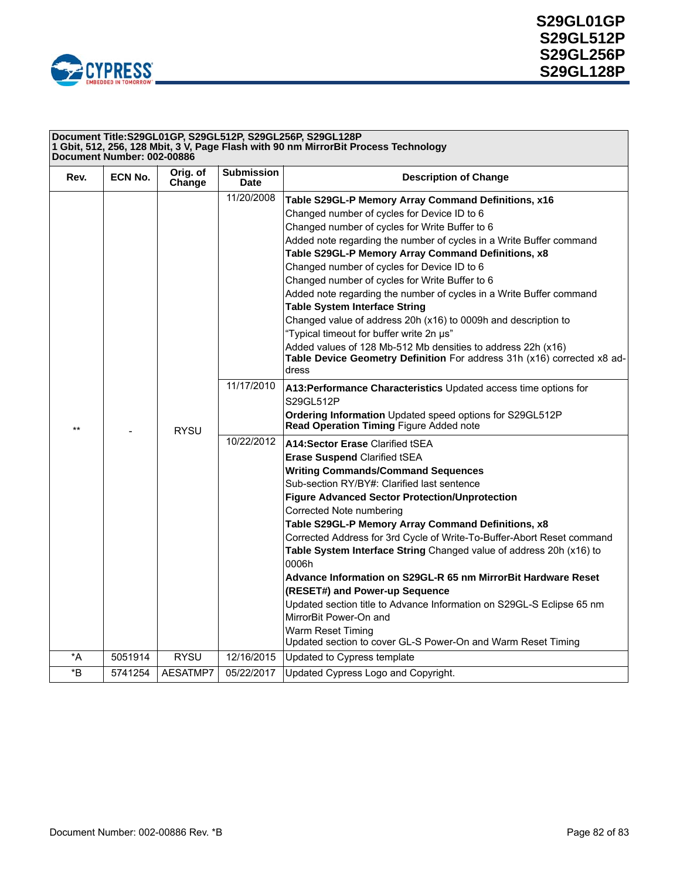**Document Title:S29GL01GP, S29GL512P, S29GL256P, S29GL128P**
**1 Gbit, 512, 256, 128 Mbit, 3 V, Page Flash with 90 nm MirrorBit Process Technology**
**Document Number: 002-00886**

| Rev. | ECN No. | Orig. of Change | Submission Date | Description of Change |
|---|---|---|---|---|
| ** | - | RYSU | 11/20/2008 | **Table S29GL-P Memory Array Command Definitions, x16**<br>Changed number of cycles for Device ID to 6<br>Changed number of cycles for Write Buffer to 6<br>Added note regarding the number of cycles in a Write Buffer command<br>**Table S29GL-P Memory Array Command Definitions, x8**<br>Changed number of cycles for Device ID to 6<br>Changed number of cycles for Write Buffer to 6<br>Added note regarding the number of cycles in a Write Buffer command<br>**Table System Interface String**<br>Changed value of address 20h (x16) to 0009h and description to "Typical timeout for buffer write 2n µs"<br>Added values of 128 Mb-512 Mb densities to address 22h (x16)<br>**Table Device Geometry Definition** For address 31h (x16) corrected x8 address |
| | | | 11/17/2010 | **A13:Performance Characteristics** Updated access time options for S29GL512P<br>**Ordering Information** Updated speed options for S29GL512P<br>**Read Operation Timing** Figure Added note |
| | | | 10/22/2012 | **A14:Sector Erase** Clarified tSEA<br>**Erase Suspend** Clarified tSEA<br>**Writing Commands/Command Sequences**<br>Sub-section RY/BY#: Clarified last sentence<br>**Figure Advanced Sector Protection/Unprotection**<br>Corrected Note numbering<br>**Table S29GL-P Memory Array Command Definitions, x8**<br>Corrected Address for 3rd Cycle of Write-To-Buffer-Abort Reset command<br>**Table System Interface String** Changed value of address 20h (x16) to 0006h<br>**Advance Information on S29GL-R 65 nm MirrorBit Hardware Reset (RESET#) and Power-up Sequence**<br>Updated section title to Advance Information on S29GL-S Eclipse 65 nm MirrorBit Power-On and Warm Reset Timing<br>Updated section to cover GL-S Power-On and Warm Reset Timing |
| *A | 5051914 | RYSU | 12/16/2015 | Updated to Cypress template |
| *B | 5741254 | AESATMP7 | 05/22/2017 | Updated Cypress Logo and Copyright. |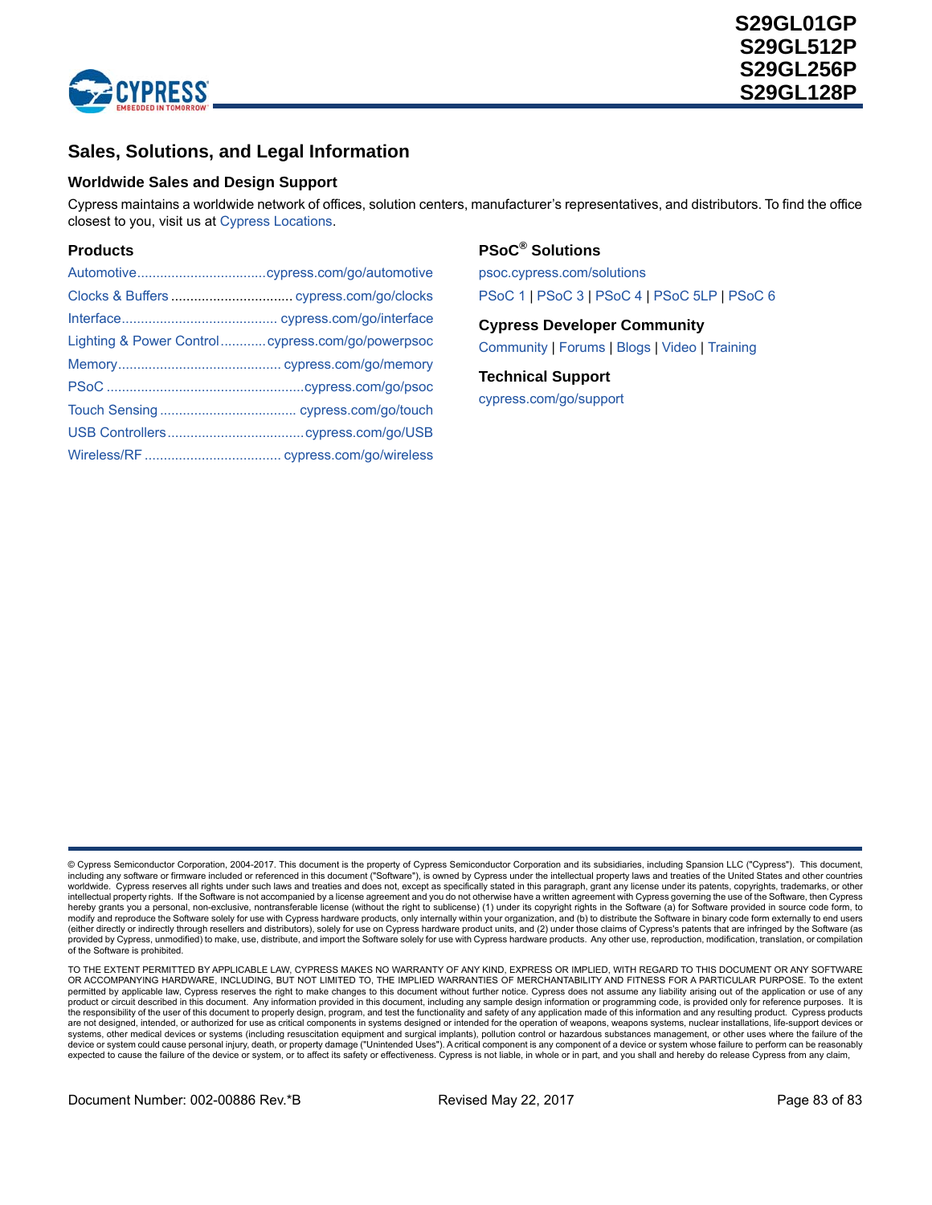# Sales, Solutions, and Legal Information

## Worldwide Sales and Design Support

Cypress maintains a worldwide network of offices, solution centers, manufacturer's representatives, and distributors. To find the office closest to you, visit us at Cypress Locations.

### Products

Automotive .................................. cypress.com/go/automotive

Clocks & Buffers ................................ cypress.com/go/clocks

Interface ......................................... cypress.com/go/interface

Lighting & Power Control ........... cypress.com/go/powerpsoc

Memory ........................................... cypress.com/go/memory

PSoC .................................................... cypress.com/go/psoc

Touch Sensing .................................... cypress.com/go/touch

USB Controllers .................................... cypress.com/go/USB

Wireless/RF ................................... cypress.com/go/wireless

### PSoC® Solutions

psoc.cypress.com/solutions

PSoC 1 | PSoC 3 | PSoC 4 | PSoC 5LP | PSoC 6

### Cypress Developer Community

Community | Forums | Blogs | Video | Training

### Technical Support

cypress.com/go/support

---

© Cypress Semiconductor Corporation, 2004-2017. This document is the property of Cypress Semiconductor Corporation and its subsidiaries, including Spansion LLC ("Cypress"). This document, including any software or firmware included or referenced in this document ("Software"), is owned by Cypress under the intellectual property laws and treaties of the United States and other countries worldwide. Cypress reserves all rights under such laws and treaties and does not, except as specifically stated in this paragraph, grant any license under its patents, copyrights, trademarks, or other intellectual property rights. If the Software is not accompanied by a license agreement and you do not otherwise have a written agreement with Cypress governing the use of the Software, then Cypress hereby grants you a personal, non-exclusive, nontransferable license (without the right to sublicense) (1) under its copyright rights in the Software (a) for Software provided in source code form, to modify and reproduce the Software solely for use with Cypress hardware products, only internally within your organization, and (b) to distribute the Software in binary code form externally to end users (either directly or indirectly through resellers and distributors), solely for use on Cypress hardware product units, and (2) under those claims of Cypress's patents that are infringed by the Software (as provided by Cypress, unmodified) to make, use, distribute, and import the Software solely for use with Cypress hardware products. Any other use, reproduction, modification, translation, or compilation of the Software is prohibited.

TO THE EXTENT PERMITTED BY APPLICABLE LAW, CYPRESS MAKES NO WARRANTY OF ANY KIND, EXPRESS OR IMPLIED, WITH REGARD TO THIS DOCUMENT OR ANY SOFTWARE OR ACCOMPANYING HARDWARE, INCLUDING, BUT NOT LIMITED TO, THE IMPLIED WARRANTIES OF MERCHANTABILITY AND FITNESS FOR A PARTICULAR PURPOSE. To the extent permitted by applicable law, Cypress reserves the right to make changes to this document without further notice. Cypress does not assume any liability arising out of the application or use of any product or circuit described in this document. Any information provided in this document, including any sample design information or programming code, is provided only for reference purposes. It is the responsibility of the user of this document to properly design, program, and test the functionality and safety of any application made of this information and any resulting product. Cypress products are not designed, intended, or authorized for use as critical components in systems designed or intended for the operation of weapons, weapons systems, nuclear installations, life-support devices or systems, other medical devices or systems (including resuscitation equipment and surgical implants), pollution control or hazardous substances management, or other uses where the failure of the device or system could cause personal injury, death, or property damage ("Unintended Uses"). A critical component is any component of a device or system whose failure to perform can be reasonably expected to cause the failure of the device or system, or to affect its safety or effectiveness. Cypress is not liable, in whole or in part, and you shall and hereby do release Cypress from any claim,

Document Number: 002-00886 Rev.*B Revised May 22, 2017